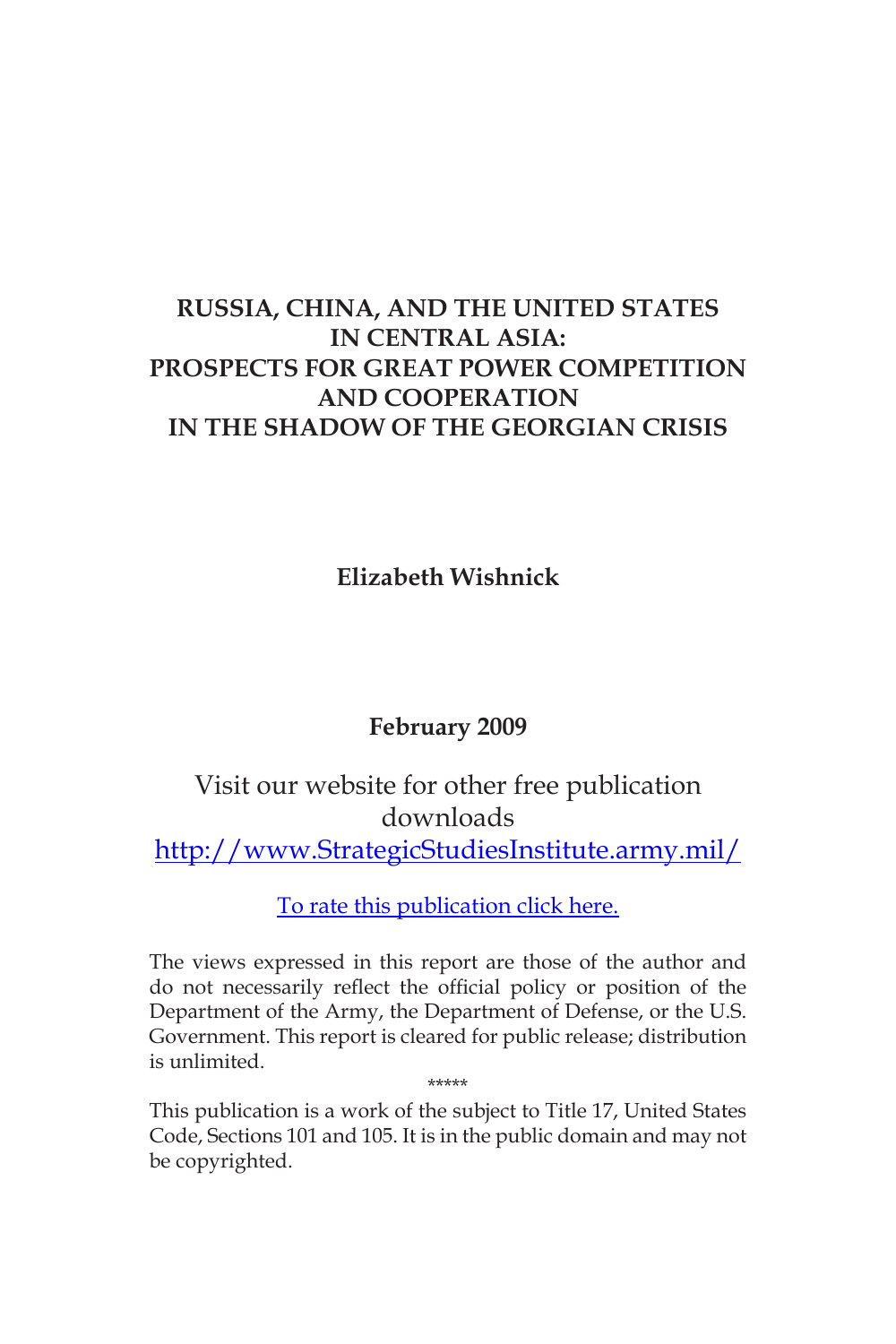# RUSSIA, CHINA, AND THE UNITED STATES IN CENTRAL ASIA: PROSPECTS FOR GREAT POWER COMPETITION AND COOPERATION IN THE SHADOW OF THE GEORGIAN CRISIS

**Elizabeth Wishnick**

**February 2009**

Visit our website for other free publication downloads
http://www.StrategicStudiesInstitute.army.mil/

To rate this publication click here.

The views expressed in this report are those of the author and do not necessarily reflect the official policy or position of the Department of the Army, the Department of Defense, or the U.S. Government. This report is cleared for public release; distribution is unlimited.

*****

This publication is a work of the subject to Title 17, United States Code, Sections 101 and 105. It is in the public domain and may not be copyrighted.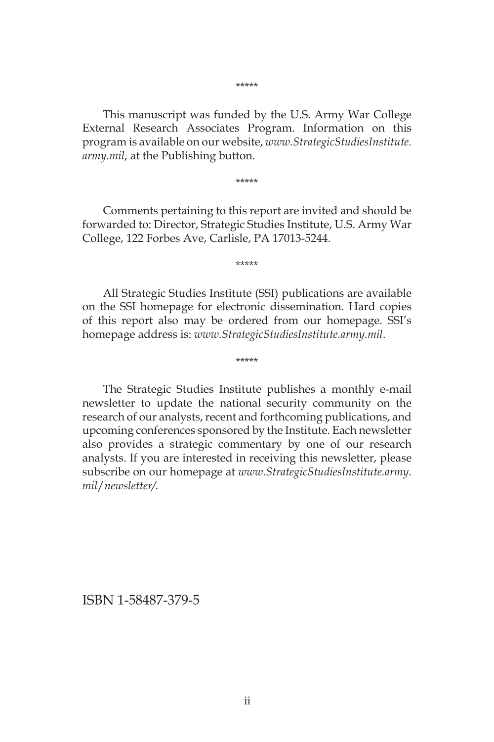*****

This manuscript was funded by the U.S. Army War College External Research Associates Program. Information on this program is available on our website, *www.StrategicStudiesInstitute.army.mil*, at the Publishing button.

*****

Comments pertaining to this report are invited and should be forwarded to: Director, Strategic Studies Institute, U.S. Army War College, 122 Forbes Ave, Carlisle, PA 17013-5244.

*****

All Strategic Studies Institute (SSI) publications are available on the SSI homepage for electronic dissemination. Hard copies of this report also may be ordered from our homepage. SSI's homepage address is: *www.StrategicStudiesInstitute.army.mil*.

*****

The Strategic Studies Institute publishes a monthly e-mail newsletter to update the national security community on the research of our analysts, recent and forthcoming publications, and upcoming conferences sponsored by the Institute. Each newsletter also provides a strategic commentary by one of our research analysts. If you are interested in receiving this newsletter, please subscribe on our homepage at *www.StrategicStudiesInstitute.army.mil/newsletter/.*

ISBN 1-58487-379-5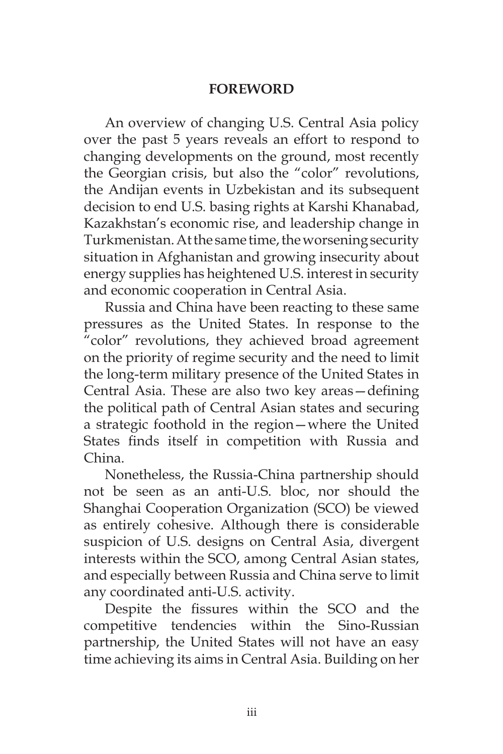## FOREWORD

An overview of changing U.S. Central Asia policy over the past 5 years reveals an effort to respond to changing developments on the ground, most recently the Georgian crisis, but also the "color" revolutions, the Andijan events in Uzbekistan and its subsequent decision to end U.S. basing rights at Karshi Khanabad, Kazakhstan's economic rise, and leadership change in Turkmenistan. At the same time, the worsening security situation in Afghanistan and growing insecurity about energy supplies has heightened U.S. interest in security and economic cooperation in Central Asia.

Russia and China have been reacting to these same pressures as the United States. In response to the "color" revolutions, they achieved broad agreement on the priority of regime security and the need to limit the long-term military presence of the United States in Central Asia. These are also two key areas—defining the political path of Central Asian states and securing a strategic foothold in the region—where the United States finds itself in competition with Russia and China.

Nonetheless, the Russia-China partnership should not be seen as an anti-U.S. bloc, nor should the Shanghai Cooperation Organization (SCO) be viewed as entirely cohesive. Although there is considerable suspicion of U.S. designs on Central Asia, divergent interests within the SCO, among Central Asian states, and especially between Russia and China serve to limit any coordinated anti-U.S. activity.

Despite the fissures within the SCO and the competitive tendencies within the Sino-Russian partnership, the United States will not have an easy time achieving its aims in Central Asia. Building on her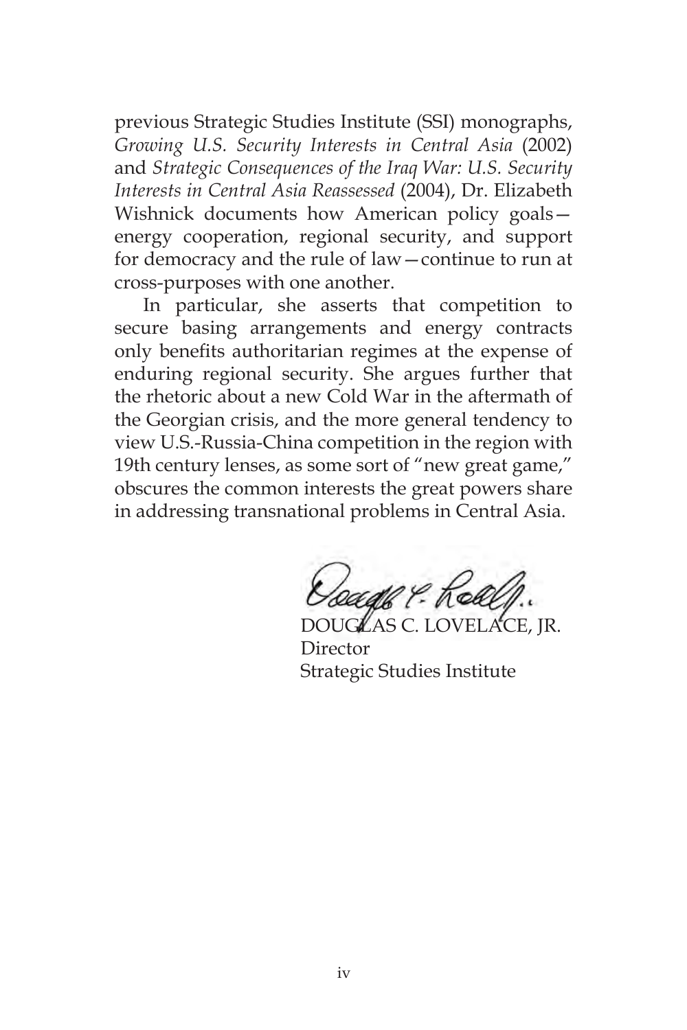previous Strategic Studies Institute (SSI) monographs, *Growing U.S. Security Interests in Central Asia* (2002) and *Strategic Consequences of the Iraq War: U.S. Security Interests in Central Asia Reassessed* (2004), Dr. Elizabeth Wishnick documents how American policy goals—energy cooperation, regional security, and support for democracy and the rule of law—continue to run at cross-purposes with one another.

In particular, she asserts that competition to secure basing arrangements and energy contracts only benefits authoritarian regimes at the expense of enduring regional security. She argues further that the rhetoric about a new Cold War in the aftermath of the Georgian crisis, and the more general tendency to view U.S.-Russia-China competition in the region with 19th century lenses, as some sort of "new great game," obscures the common interests the great powers share in addressing transnational problems in Central Asia.

DOUGLAS C. LOVELACE, JR.
Director
Strategic Studies Institute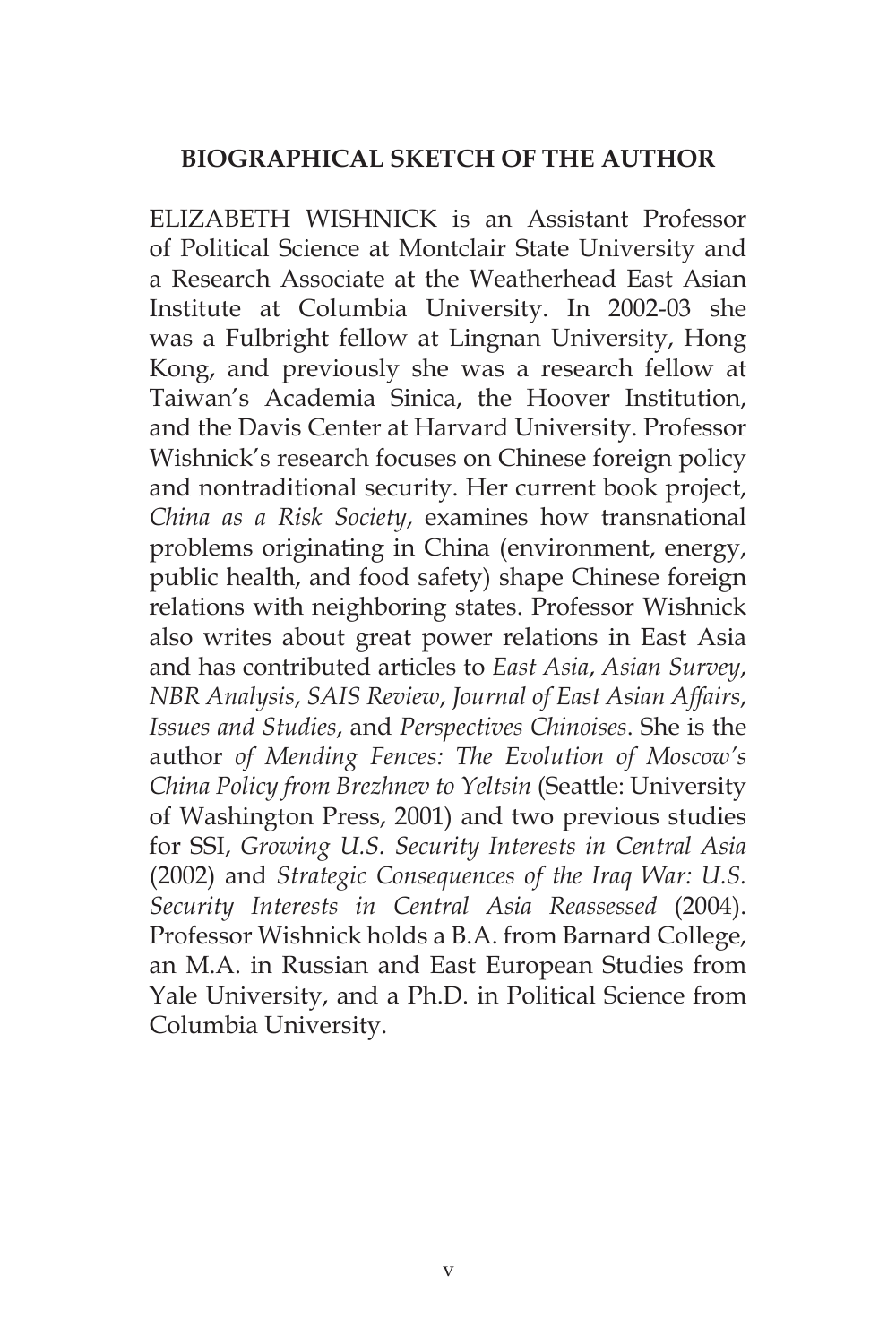## BIOGRAPHICAL SKETCH OF THE AUTHOR

ELIZABETH WISHNICK is an Assistant Professor of Political Science at Montclair State University and a Research Associate at the Weatherhead East Asian Institute at Columbia University. In 2002-03 she was a Fulbright fellow at Lingnan University, Hong Kong, and previously she was a research fellow at Taiwan's Academia Sinica, the Hoover Institution, and the Davis Center at Harvard University. Professor Wishnick's research focuses on Chinese foreign policy and nontraditional security. Her current book project, *China as a Risk Society*, examines how transnational problems originating in China (environment, energy, public health, and food safety) shape Chinese foreign relations with neighboring states. Professor Wishnick also writes about great power relations in East Asia and has contributed articles to *East Asia*, *Asian Survey*, *NBR Analysis*, *SAIS Review*, *Journal of East Asian Affairs*, *Issues and Studies*, and *Perspectives Chinoises*. She is the author *of Mending Fences: The Evolution of Moscow's China Policy from Brezhnev to Yeltsin* (Seattle: University of Washington Press, 2001) and two previous studies for SSI, *Growing U.S. Security Interests in Central Asia* (2002) and *Strategic Consequences of the Iraq War: U.S. Security Interests in Central Asia Reassessed* (2004). Professor Wishnick holds a B.A. from Barnard College, an M.A. in Russian and East European Studies from Yale University, and a Ph.D. in Political Science from Columbia University.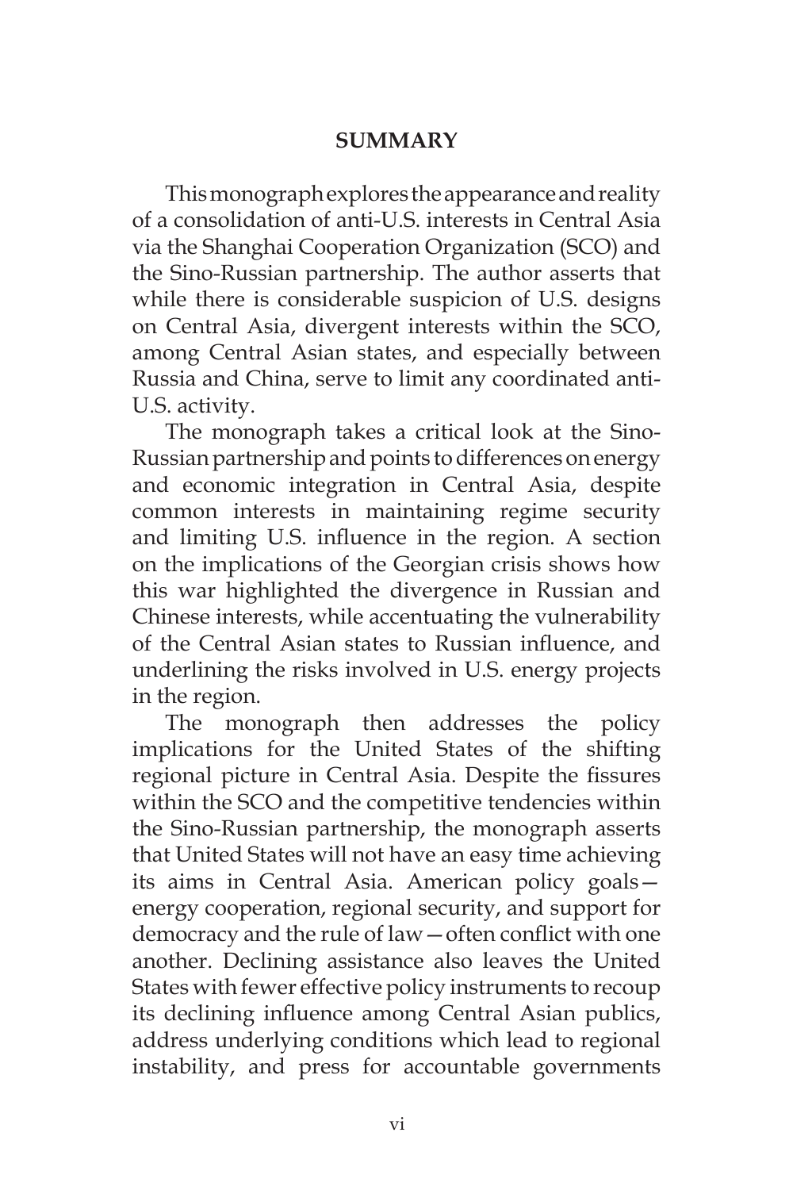## SUMMARY

This monograph explores the appearance and reality of a consolidation of anti-U.S. interests in Central Asia via the Shanghai Cooperation Organization (SCO) and the Sino-Russian partnership. The author asserts that while there is considerable suspicion of U.S. designs on Central Asia, divergent interests within the SCO, among Central Asian states, and especially between Russia and China, serve to limit any coordinated anti-U.S. activity.

The monograph takes a critical look at the Sino-Russian partnership and points to differences on energy and economic integration in Central Asia, despite common interests in maintaining regime security and limiting U.S. influence in the region. A section on the implications of the Georgian crisis shows how this war highlighted the divergence in Russian and Chinese interests, while accentuating the vulnerability of the Central Asian states to Russian influence, and underlining the risks involved in U.S. energy projects in the region.

The monograph then addresses the policy implications for the United States of the shifting regional picture in Central Asia. Despite the fissures within the SCO and the competitive tendencies within the Sino-Russian partnership, the monograph asserts that United States will not have an easy time achieving its aims in Central Asia. American policy goals—energy cooperation, regional security, and support for democracy and the rule of law—often conflict with one another. Declining assistance also leaves the United States with fewer effective policy instruments to recoup its declining influence among Central Asian publics, address underlying conditions which lead to regional instability, and press for accountable governments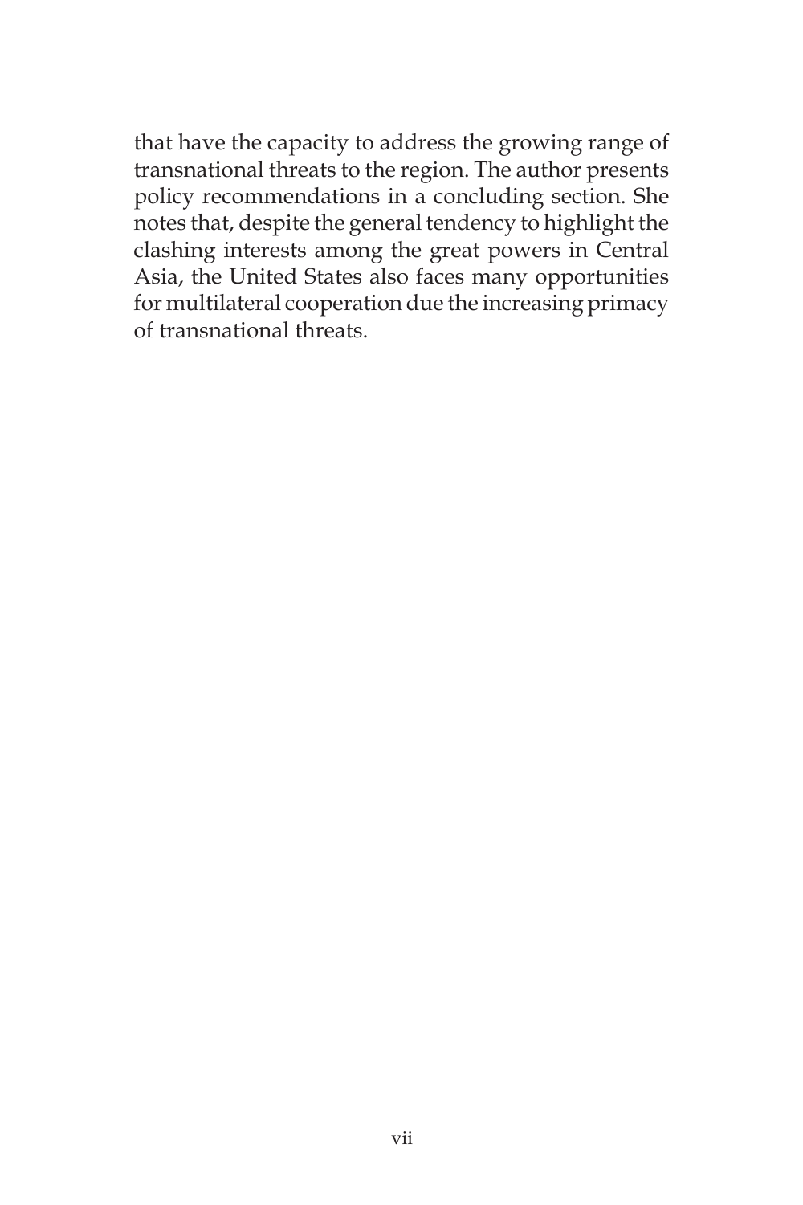that have the capacity to address the growing range of transnational threats to the region. The author presents policy recommendations in a concluding section. She notes that, despite the general tendency to highlight the clashing interests among the great powers in Central Asia, the United States also faces many opportunities for multilateral cooperation due the increasing primacy of transnational threats.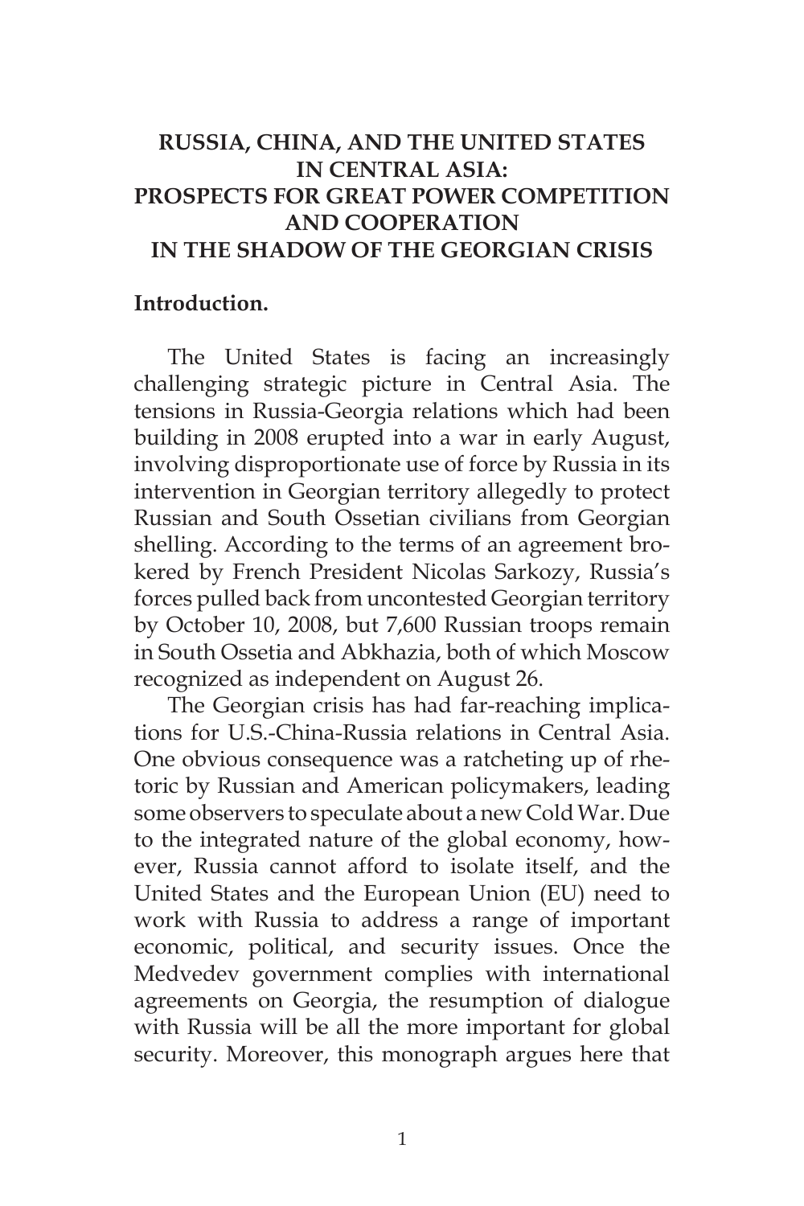# RUSSIA, CHINA, AND THE UNITED STATES IN CENTRAL ASIA: PROSPECTS FOR GREAT POWER COMPETITION AND COOPERATION IN THE SHADOW OF THE GEORGIAN CRISIS

**Introduction.**

The United States is facing an increasingly challenging strategic picture in Central Asia. The tensions in Russia-Georgia relations which had been building in 2008 erupted into a war in early August, involving disproportionate use of force by Russia in its intervention in Georgian territory allegedly to protect Russian and South Ossetian civilians from Georgian shelling. According to the terms of an agreement brokered by French President Nicolas Sarkozy, Russia's forces pulled back from uncontested Georgian territory by October 10, 2008, but 7,600 Russian troops remain in South Ossetia and Abkhazia, both of which Moscow recognized as independent on August 26.

The Georgian crisis has had far-reaching implications for U.S.-China-Russia relations in Central Asia. One obvious consequence was a ratcheting up of rhetoric by Russian and American policymakers, leading some observers to speculate about a new Cold War. Due to the integrated nature of the global economy, however, Russia cannot afford to isolate itself, and the United States and the European Union (EU) need to work with Russia to address a range of important economic, political, and security issues. Once the Medvedev government complies with international agreements on Georgia, the resumption of dialogue with Russia will be all the more important for global security. Moreover, this monograph argues here that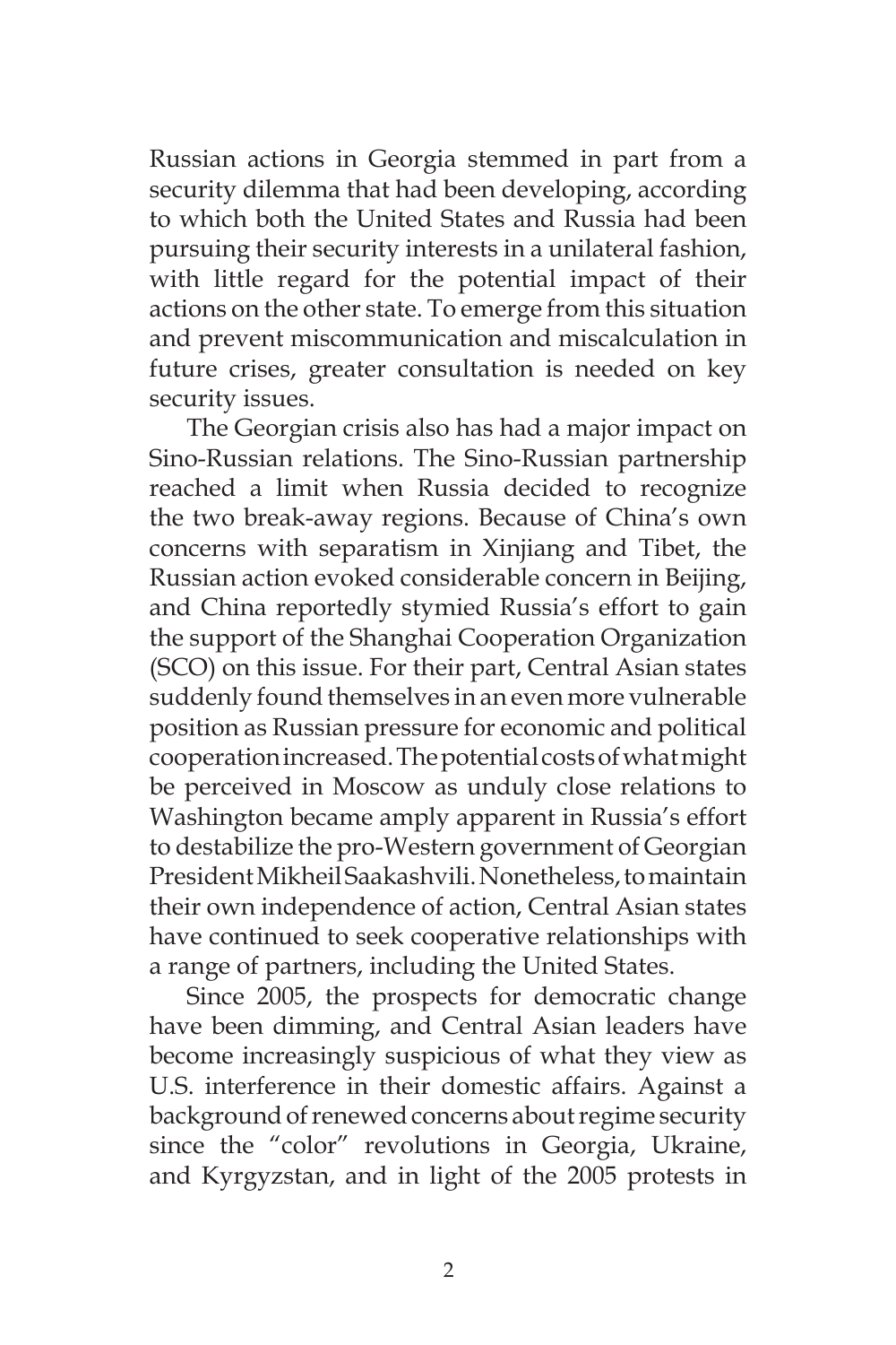Russian actions in Georgia stemmed in part from a security dilemma that had been developing, according to which both the United States and Russia had been pursuing their security interests in a unilateral fashion, with little regard for the potential impact of their actions on the other state. To emerge from this situation and prevent miscommunication and miscalculation in future crises, greater consultation is needed on key security issues.

The Georgian crisis also has had a major impact on Sino-Russian relations. The Sino-Russian partnership reached a limit when Russia decided to recognize the two break-away regions. Because of China's own concerns with separatism in Xinjiang and Tibet, the Russian action evoked considerable concern in Beijing, and China reportedly stymied Russia's effort to gain the support of the Shanghai Cooperation Organization (SCO) on this issue. For their part, Central Asian states suddenly found themselves in an even more vulnerable position as Russian pressure for economic and political cooperation increased. The potential costs of what might be perceived in Moscow as unduly close relations to Washington became amply apparent in Russia's effort to destabilize the pro-Western government of Georgian President Mikheil Saakashvili. Nonetheless, to maintain their own independence of action, Central Asian states have continued to seek cooperative relationships with a range of partners, including the United States.

Since 2005, the prospects for democratic change have been dimming, and Central Asian leaders have become increasingly suspicious of what they view as U.S. interference in their domestic affairs. Against a background of renewed concerns about regime security since the "color" revolutions in Georgia, Ukraine, and Kyrgyzstan, and in light of the 2005 protests in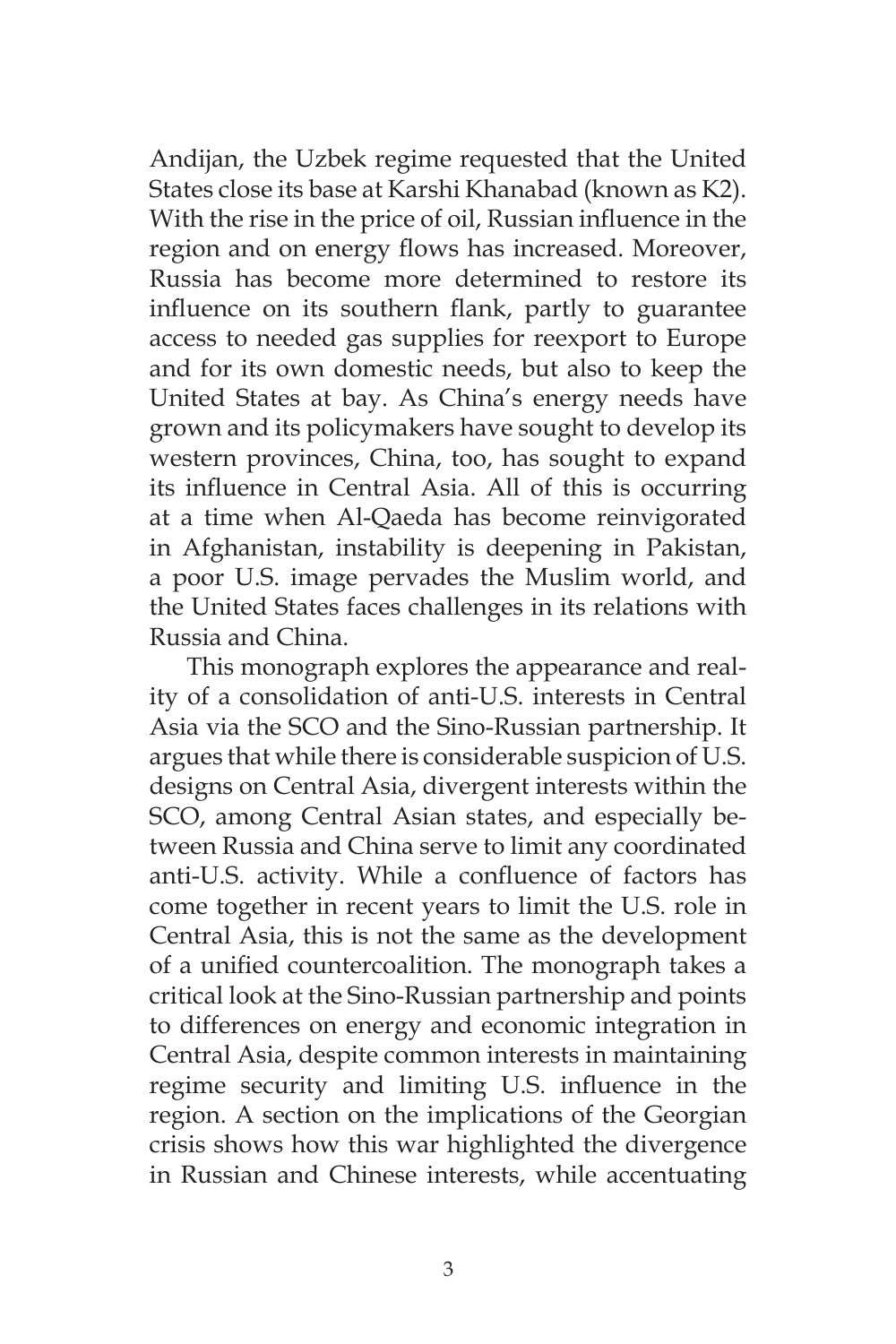Andijan, the Uzbek regime requested that the United States close its base at Karshi Khanabad (known as K2). With the rise in the price of oil, Russian influence in the region and on energy flows has increased. Moreover, Russia has become more determined to restore its influence on its southern flank, partly to guarantee access to needed gas supplies for reexport to Europe and for its own domestic needs, but also to keep the United States at bay. As China's energy needs have grown and its policymakers have sought to develop its western provinces, China, too, has sought to expand its influence in Central Asia. All of this is occurring at a time when Al-Qaeda has become reinvigorated in Afghanistan, instability is deepening in Pakistan, a poor U.S. image pervades the Muslim world, and the United States faces challenges in its relations with Russia and China.

This monograph explores the appearance and reality of a consolidation of anti-U.S. interests in Central Asia via the SCO and the Sino-Russian partnership. It argues that while there is considerable suspicion of U.S. designs on Central Asia, divergent interests within the SCO, among Central Asian states, and especially between Russia and China serve to limit any coordinated anti-U.S. activity. While a confluence of factors has come together in recent years to limit the U.S. role in Central Asia, this is not the same as the development of a unified countercoalition. The monograph takes a critical look at the Sino-Russian partnership and points to differences on energy and economic integration in Central Asia, despite common interests in maintaining regime security and limiting U.S. influence in the region. A section on the implications of the Georgian crisis shows how this war highlighted the divergence in Russian and Chinese interests, while accentuating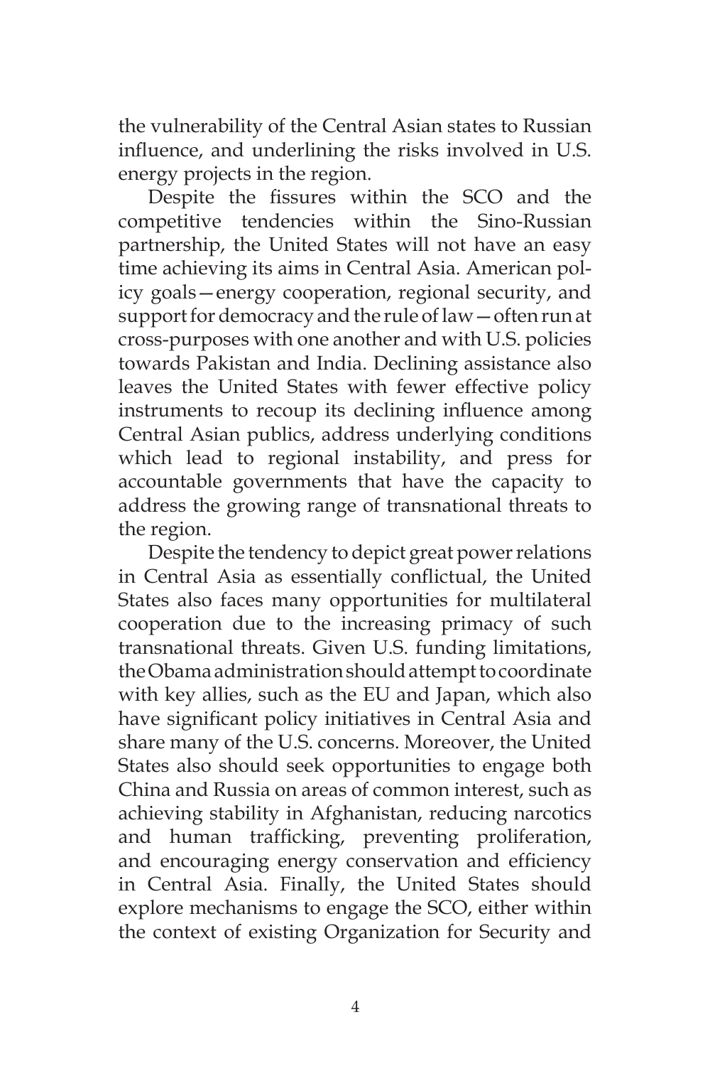the vulnerability of the Central Asian states to Russian influence, and underlining the risks involved in U.S. energy projects in the region.

Despite the fissures within the SCO and the competitive tendencies within the Sino-Russian partnership, the United States will not have an easy time achieving its aims in Central Asia. American policy goals—energy cooperation, regional security, and support for democracy and the rule of law—often run at cross-purposes with one another and with U.S. policies towards Pakistan and India. Declining assistance also leaves the United States with fewer effective policy instruments to recoup its declining influence among Central Asian publics, address underlying conditions which lead to regional instability, and press for accountable governments that have the capacity to address the growing range of transnational threats to the region.

Despite the tendency to depict great power relations in Central Asia as essentially conflictual, the United States also faces many opportunities for multilateral cooperation due to the increasing primacy of such transnational threats. Given U.S. funding limitations, the Obama administration should attempt to coordinate with key allies, such as the EU and Japan, which also have significant policy initiatives in Central Asia and share many of the U.S. concerns. Moreover, the United States also should seek opportunities to engage both China and Russia on areas of common interest, such as achieving stability in Afghanistan, reducing narcotics and human trafficking, preventing proliferation, and encouraging energy conservation and efficiency in Central Asia. Finally, the United States should explore mechanisms to engage the SCO, either within the context of existing Organization for Security and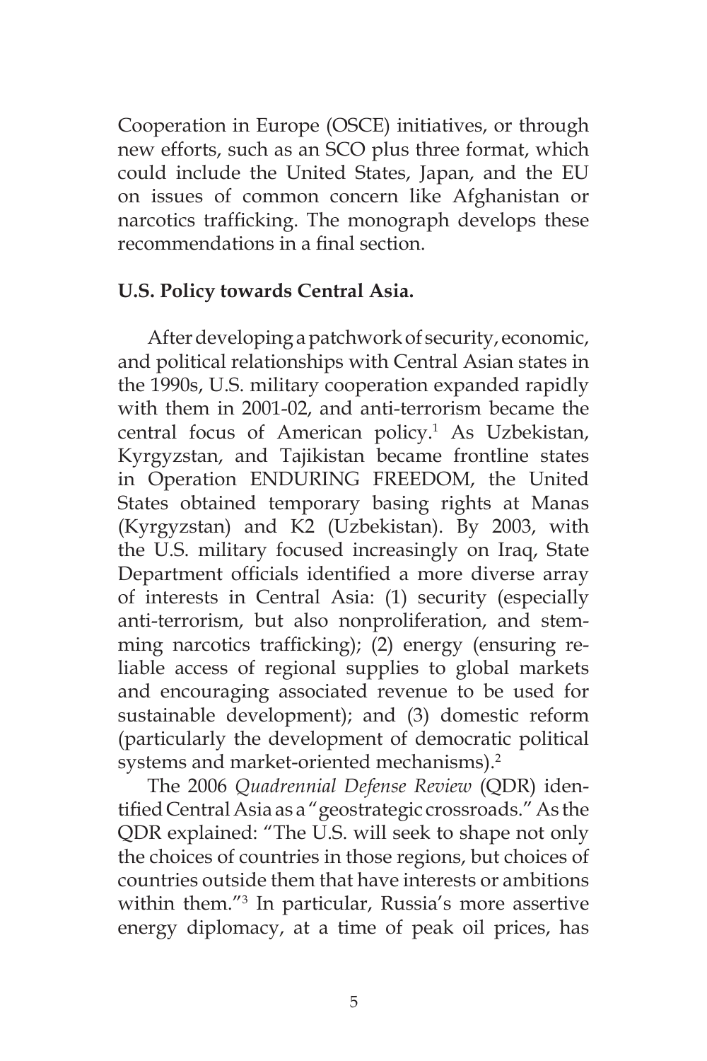Cooperation in Europe (OSCE) initiatives, or through new efforts, such as an SCO plus three format, which could include the United States, Japan, and the EU on issues of common concern like Afghanistan or narcotics trafficking. The monograph develops these recommendations in a final section.

**U.S. Policy towards Central Asia.**

After developing a patchwork of security, economic, and political relationships with Central Asian states in the 1990s, U.S. military cooperation expanded rapidly with them in 2001-02, and anti-terrorism became the central focus of American policy.[1] As Uzbekistan, Kyrgyzstan, and Tajikistan became frontline states in Operation ENDURING FREEDOM, the United States obtained temporary basing rights at Manas (Kyrgyzstan) and K2 (Uzbekistan). By 2003, with the U.S. military focused increasingly on Iraq, State Department officials identified a more diverse array of interests in Central Asia: (1) security (especially anti-terrorism, but also nonproliferation, and stemming narcotics trafficking); (2) energy (ensuring reliable access of regional supplies to global markets and encouraging associated revenue to be used for sustainable development); and (3) domestic reform (particularly the development of democratic political systems and market-oriented mechanisms).[2]

The 2006 *Quadrennial Defense Review* (QDR) identified Central Asia as a "geostrategic crossroads." As the QDR explained: "The U.S. will seek to shape not only the choices of countries in those regions, but choices of countries outside them that have interests or ambitions within them."[3] In particular, Russia's more assertive energy diplomacy, at a time of peak oil prices, has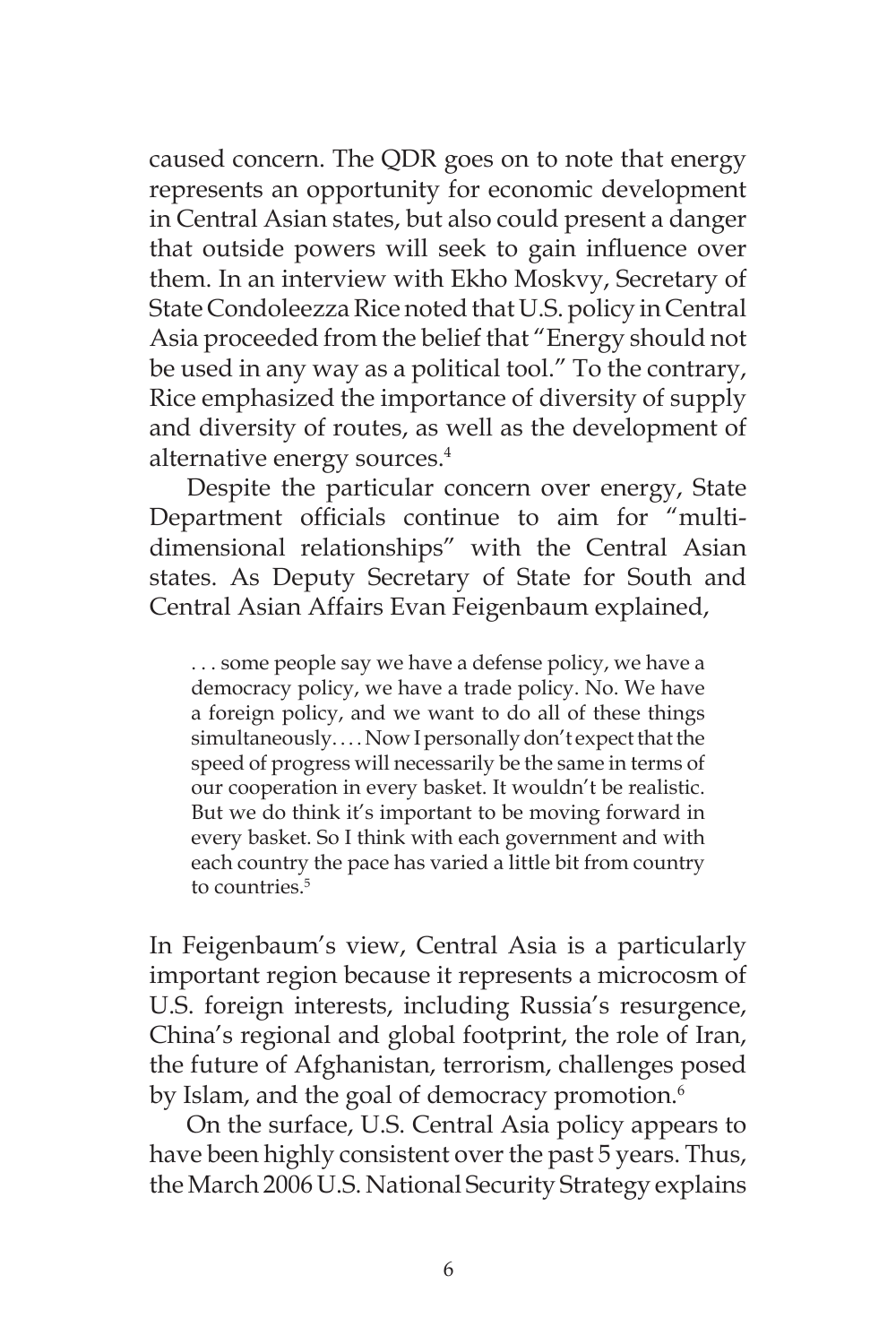caused concern. The QDR goes on to note that energy represents an opportunity for economic development in Central Asian states, but also could present a danger that outside powers will seek to gain influence over them. In an interview with Ekho Moskvy, Secretary of State Condoleezza Rice noted that U.S. policy in Central Asia proceeded from the belief that "Energy should not be used in any way as a political tool." To the contrary, Rice emphasized the importance of diversity of supply and diversity of routes, as well as the development of alternative energy sources.[4]

Despite the particular concern over energy, State Department officials continue to aim for "multi-dimensional relationships" with the Central Asian states. As Deputy Secretary of State for South and Central Asian Affairs Evan Feigenbaum explained,

> . . . some people say we have a defense policy, we have a democracy policy, we have a trade policy. No. We have a foreign policy, and we want to do all of these things simultaneously. . . . Now I personally don't expect that the speed of progress will necessarily be the same in terms of our cooperation in every basket. It wouldn't be realistic. But we do think it's important to be moving forward in every basket. So I think with each government and with each country the pace has varied a little bit from country to countries.[5]

In Feigenbaum's view, Central Asia is a particularly important region because it represents a microcosm of U.S. foreign interests, including Russia's resurgence, China's regional and global footprint, the role of Iran, the future of Afghanistan, terrorism, challenges posed by Islam, and the goal of democracy promotion.[6]

On the surface, U.S. Central Asia policy appears to have been highly consistent over the past 5 years. Thus, the March 2006 U.S. National Security Strategy explains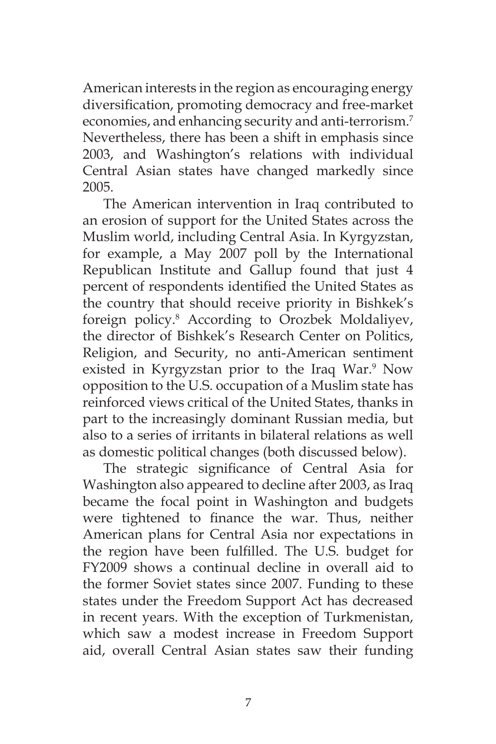American interests in the region as encouraging energy diversification, promoting democracy and free-market economies, and enhancing security and anti-terrorism.[7] Nevertheless, there has been a shift in emphasis since 2003, and Washington's relations with individual Central Asian states have changed markedly since 2005.

The American intervention in Iraq contributed to an erosion of support for the United States across the Muslim world, including Central Asia. In Kyrgyzstan, for example, a May 2007 poll by the International Republican Institute and Gallup found that just 4 percent of respondents identified the United States as the country that should receive priority in Bishkek's foreign policy.[8] According to Orozbek Moldaliyev, the director of Bishkek's Research Center on Politics, Religion, and Security, no anti-American sentiment existed in Kyrgyzstan prior to the Iraq War.[9] Now opposition to the U.S. occupation of a Muslim state has reinforced views critical of the United States, thanks in part to the increasingly dominant Russian media, but also to a series of irritants in bilateral relations as well as domestic political changes (both discussed below).

The strategic significance of Central Asia for Washington also appeared to decline after 2003, as Iraq became the focal point in Washington and budgets were tightened to finance the war. Thus, neither American plans for Central Asia nor expectations in the region have been fulfilled. The U.S. budget for FY2009 shows a continual decline in overall aid to the former Soviet states since 2007. Funding to these states under the Freedom Support Act has decreased in recent years. With the exception of Turkmenistan, which saw a modest increase in Freedom Support aid, overall Central Asian states saw their funding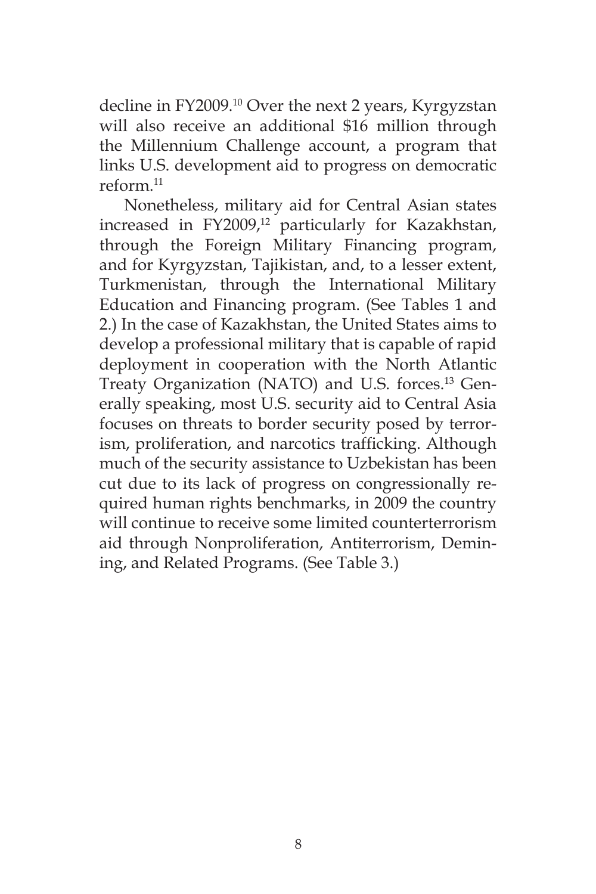decline in FY2009.[10] Over the next 2 years, Kyrgyzstan will also receive an additional $16 million through the Millennium Challenge account, a program that links U.S. development aid to progress on democratic reform.[11]

Nonetheless, military aid for Central Asian states increased in FY2009,[12] particularly for Kazakhstan, through the Foreign Military Financing program, and for Kyrgyzstan, Tajikistan, and, to a lesser extent, Turkmenistan, through the International Military Education and Financing program. (See Tables 1 and 2.) In the case of Kazakhstan, the United States aims to develop a professional military that is capable of rapid deployment in cooperation with the North Atlantic Treaty Organization (NATO) and U.S. forces.[13] Generally speaking, most U.S. security aid to Central Asia focuses on threats to border security posed by terrorism, proliferation, and narcotics trafficking. Although much of the security assistance to Uzbekistan has been cut due to its lack of progress on congressionally required human rights benchmarks, in 2009 the country will continue to receive some limited counterterrorism aid through Nonproliferation, Antiterrorism, Demining, and Related Programs. (See Table 3.)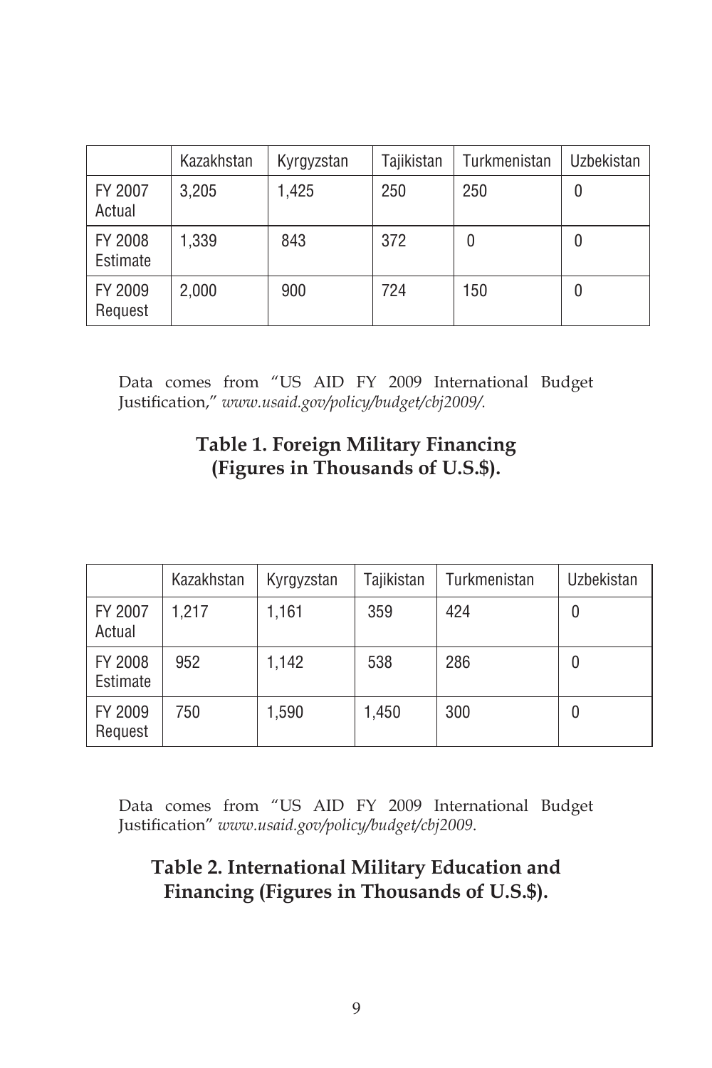| | Kazakhstan | Kyrgyzstan | Tajikistan | Turkmenistan | Uzbekistan |
|---|---|---|---|---|---|
| FY 2007 Actual | 3,205 | 1,425 | 250 | 250 | 0 |
| FY 2008 Estimate | 1,339 | 843 | 372 | 0 | 0 |
| FY 2009 Request | 2,000 | 900 | 724 | 150 | 0 |

Data comes from "US AID FY 2009 International Budget Justification," *www.usaid.gov/policy/budget/cbj2009/.*

**Table 1. Foreign Military Financing (Figures in Thousands of U.S.$).**

| | Kazakhstan | Kyrgyzstan | Tajikistan | Turkmenistan | Uzbekistan |
|---|---|---|---|---|---|
| FY 2007 Actual | 1,217 | 1,161 | 359 | 424 | 0 |
| FY 2008 Estimate | 952 | 1,142 | 538 | 286 | 0 |
| FY 2009 Request | 750 | 1,590 | 1,450 | 300 | 0 |

Data comes from "US AID FY 2009 International Budget Justification" *www.usaid.gov/policy/budget/cbj2009.*

**Table 2. International Military Education and Financing (Figures in Thousands of U.S.$).**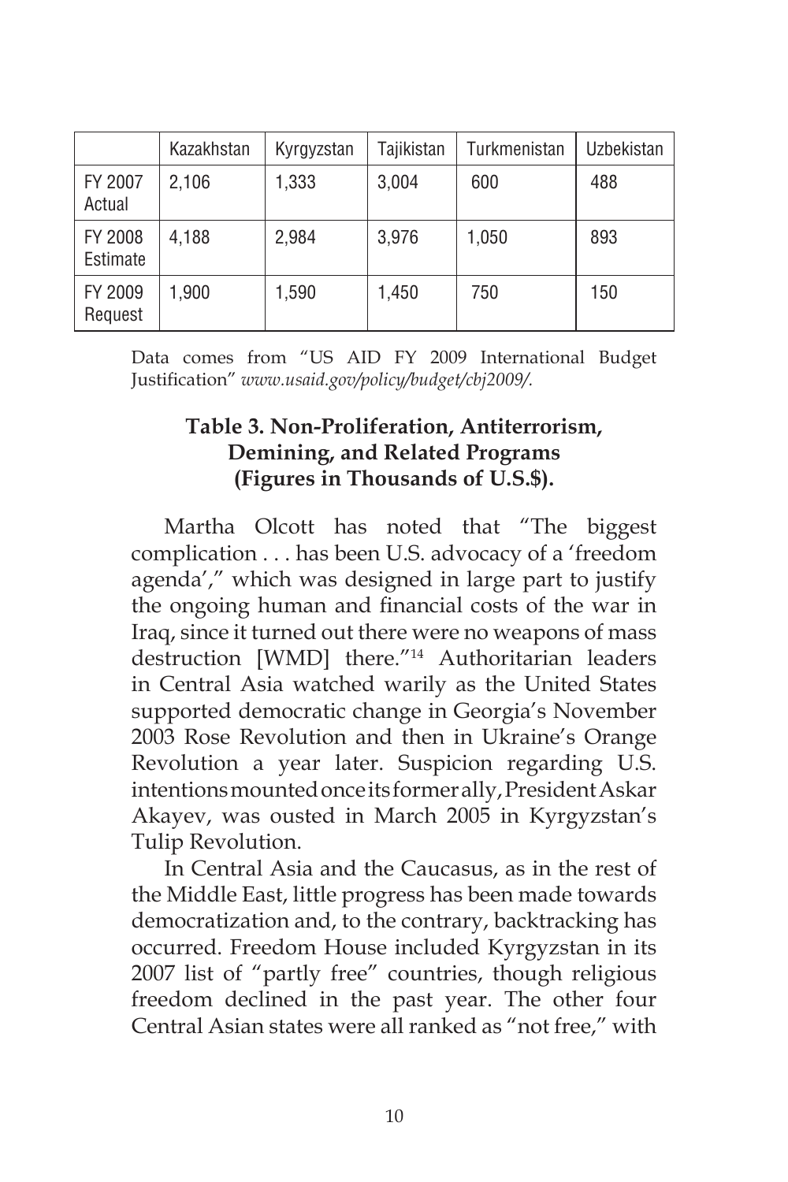| | Kazakhstan | Kyrgyzstan | Tajikistan | Turkmenistan | Uzbekistan |
|---|---|---|---|---|---|
| FY 2007 Actual | 2,106 | 1,333 | 3,004 | 600 | 488 |
| FY 2008 Estimate | 4,188 | 2,984 | 3,976 | 1,050 | 893 |
| FY 2009 Request | 1,900 | 1,590 | 1,450 | 750 | 150 |

Data comes from "US AID FY 2009 International Budget Justification" *www.usaid.gov/policy/budget/cbj2009/.*

**Table 3. Non-Proliferation, Antiterrorism, Demining, and Related Programs (Figures in Thousands of U.S.$).**

Martha Olcott has noted that "The biggest complication . . . has been U.S. advocacy of a 'freedom agenda'," which was designed in large part to justify the ongoing human and financial costs of the war in Iraq, since it turned out there were no weapons of mass destruction [WMD] there."[14] Authoritarian leaders in Central Asia watched warily as the United States supported democratic change in Georgia's November 2003 Rose Revolution and then in Ukraine's Orange Revolution a year later. Suspicion regarding U.S. intentions mounted once its former ally, President Askar Akayev, was ousted in March 2005 in Kyrgyzstan's Tulip Revolution.

In Central Asia and the Caucasus, as in the rest of the Middle East, little progress has been made towards democratization and, to the contrary, backtracking has occurred. Freedom House included Kyrgyzstan in its 2007 list of "partly free" countries, though religious freedom declined in the past year. The other four Central Asian states were all ranked as "not free," with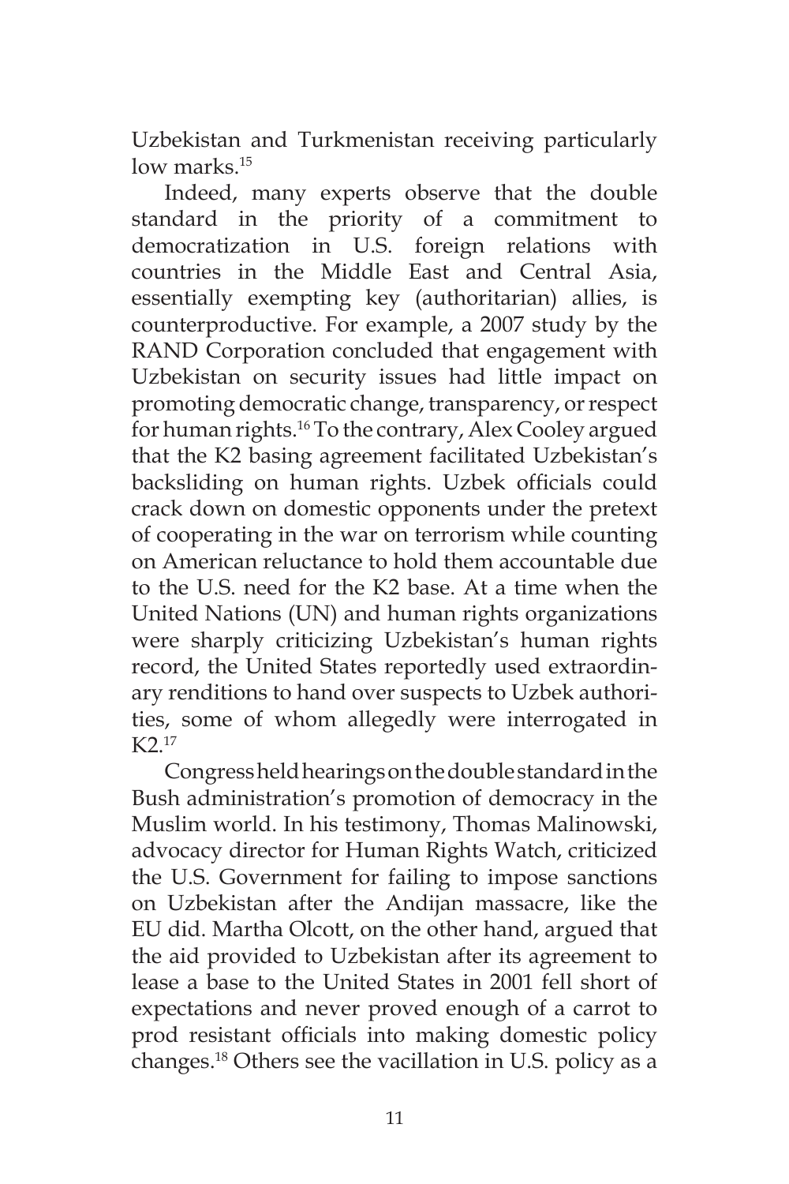Uzbekistan and Turkmenistan receiving particularly low marks.[15]

Indeed, many experts observe that the double standard in the priority of a commitment to democratization in U.S. foreign relations with countries in the Middle East and Central Asia, essentially exempting key (authoritarian) allies, is counterproductive. For example, a 2007 study by the RAND Corporation concluded that engagement with Uzbekistan on security issues had little impact on promoting democratic change, transparency, or respect for human rights.[16] To the contrary, Alex Cooley argued that the K2 basing agreement facilitated Uzbekistan's backsliding on human rights. Uzbek officials could crack down on domestic opponents under the pretext of cooperating in the war on terrorism while counting on American reluctance to hold them accountable due to the U.S. need for the K2 base. At a time when the United Nations (UN) and human rights organizations were sharply criticizing Uzbekistan's human rights record, the United States reportedly used extraordinary renditions to hand over suspects to Uzbek authorities, some of whom allegedly were interrogated in K2.[17]

Congress held hearings on the double standard in the Bush administration's promotion of democracy in the Muslim world. In his testimony, Thomas Malinowski, advocacy director for Human Rights Watch, criticized the U.S. Government for failing to impose sanctions on Uzbekistan after the Andijan massacre, like the EU did. Martha Olcott, on the other hand, argued that the aid provided to Uzbekistan after its agreement to lease a base to the United States in 2001 fell short of expectations and never proved enough of a carrot to prod resistant officials into making domestic policy changes.[18] Others see the vacillation in U.S. policy as a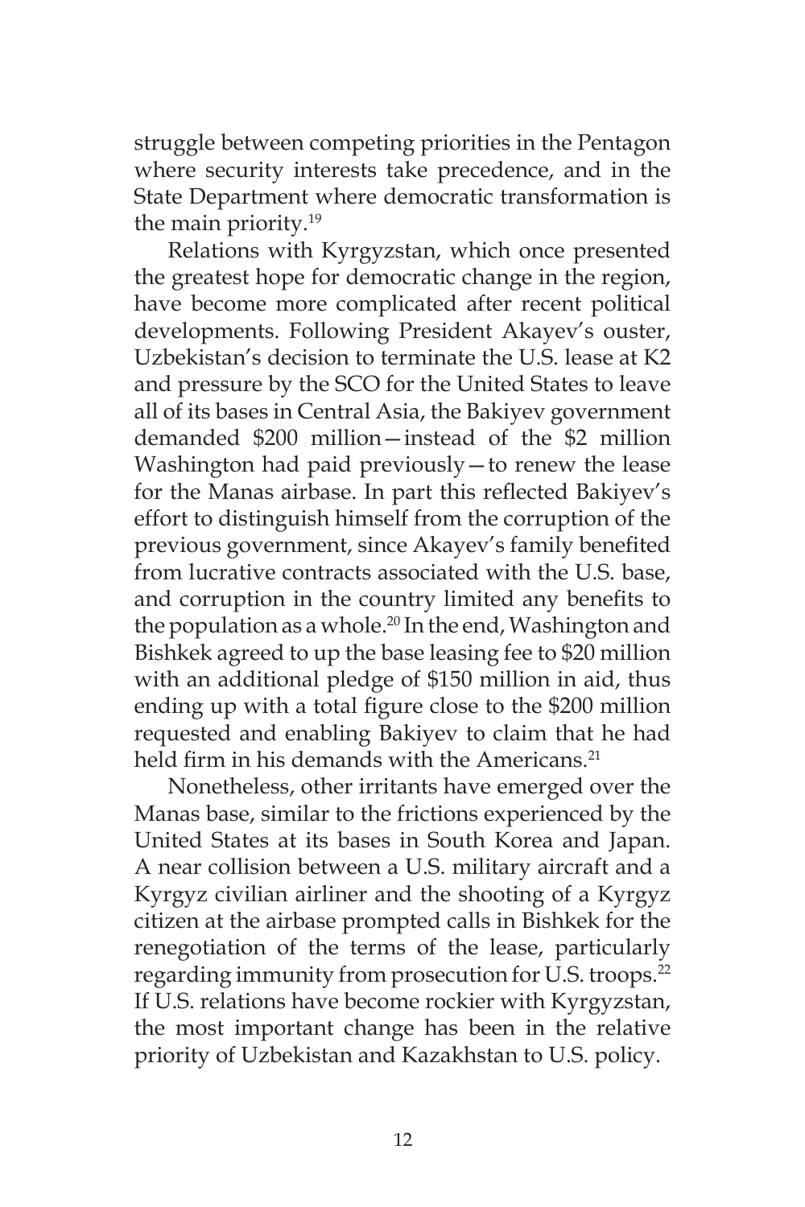struggle between competing priorities in the Pentagon where security interests take precedence, and in the State Department where democratic transformation is the main priority.[19]

Relations with Kyrgyzstan, which once presented the greatest hope for democratic change in the region, have become more complicated after recent political developments. Following President Akayev's ouster, Uzbekistan's decision to terminate the U.S. lease at K2 and pressure by the SCO for the United States to leave all of its bases in Central Asia, the Bakiyev government demanded \$200 million—instead of the \$2 million Washington had paid previously—to renew the lease for the Manas airbase. In part this reflected Bakiyev's effort to distinguish himself from the corruption of the previous government, since Akayev's family benefited from lucrative contracts associated with the U.S. base, and corruption in the country limited any benefits to the population as a whole.[20] In the end, Washington and Bishkek agreed to up the base leasing fee to \$20 million with an additional pledge of \$150 million in aid, thus ending up with a total figure close to the \$200 million requested and enabling Bakiyev to claim that he had held firm in his demands with the Americans.[21]

Nonetheless, other irritants have emerged over the Manas base, similar to the frictions experienced by the United States at its bases in South Korea and Japan. A near collision between a U.S. military aircraft and a Kyrgyz civilian airliner and the shooting of a Kyrgyz citizen at the airbase prompted calls in Bishkek for the renegotiation of the terms of the lease, particularly regarding immunity from prosecution for U.S. troops.[22] If U.S. relations have become rockier with Kyrgyzstan, the most important change has been in the relative priority of Uzbekistan and Kazakhstan to U.S. policy.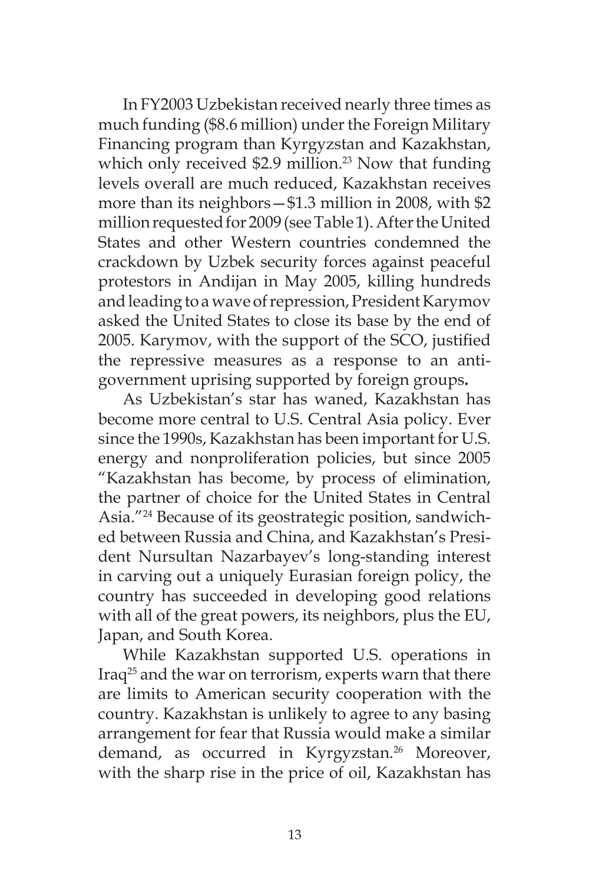In FY2003 Uzbekistan received nearly three times as much funding ($8.6 million) under the Foreign Military Financing program than Kyrgyzstan and Kazakhstan, which only received $2.9 million.[23] Now that funding levels overall are much reduced, Kazakhstan receives more than its neighbors—$1.3 million in 2008, with $2 million requested for 2009 (see Table 1). After the United States and other Western countries condemned the crackdown by Uzbek security forces against peaceful protestors in Andijan in May 2005, killing hundreds and leading to a wave of repression, President Karymov asked the United States to close its base by the end of 2005. Karymov, with the support of the SCO, justified the repressive measures as a response to an anti-government uprising supported by foreign groups**.**

As Uzbekistan's star has waned, Kazakhstan has become more central to U.S. Central Asia policy. Ever since the 1990s, Kazakhstan has been important for U.S. energy and nonproliferation policies, but since 2005 "Kazakhstan has become, by process of elimination, the partner of choice for the United States in Central Asia."[24] Because of its geostrategic position, sandwiched between Russia and China, and Kazakhstan's President Nursultan Nazarbayev's long-standing interest in carving out a uniquely Eurasian foreign policy, the country has succeeded in developing good relations with all of the great powers, its neighbors, plus the EU, Japan, and South Korea.

While Kazakhstan supported U.S. operations in Iraq[25] and the war on terrorism, experts warn that there are limits to American security cooperation with the country. Kazakhstan is unlikely to agree to any basing arrangement for fear that Russia would make a similar demand, as occurred in Kyrgyzstan.[26] Moreover, with the sharp rise in the price of oil, Kazakhstan has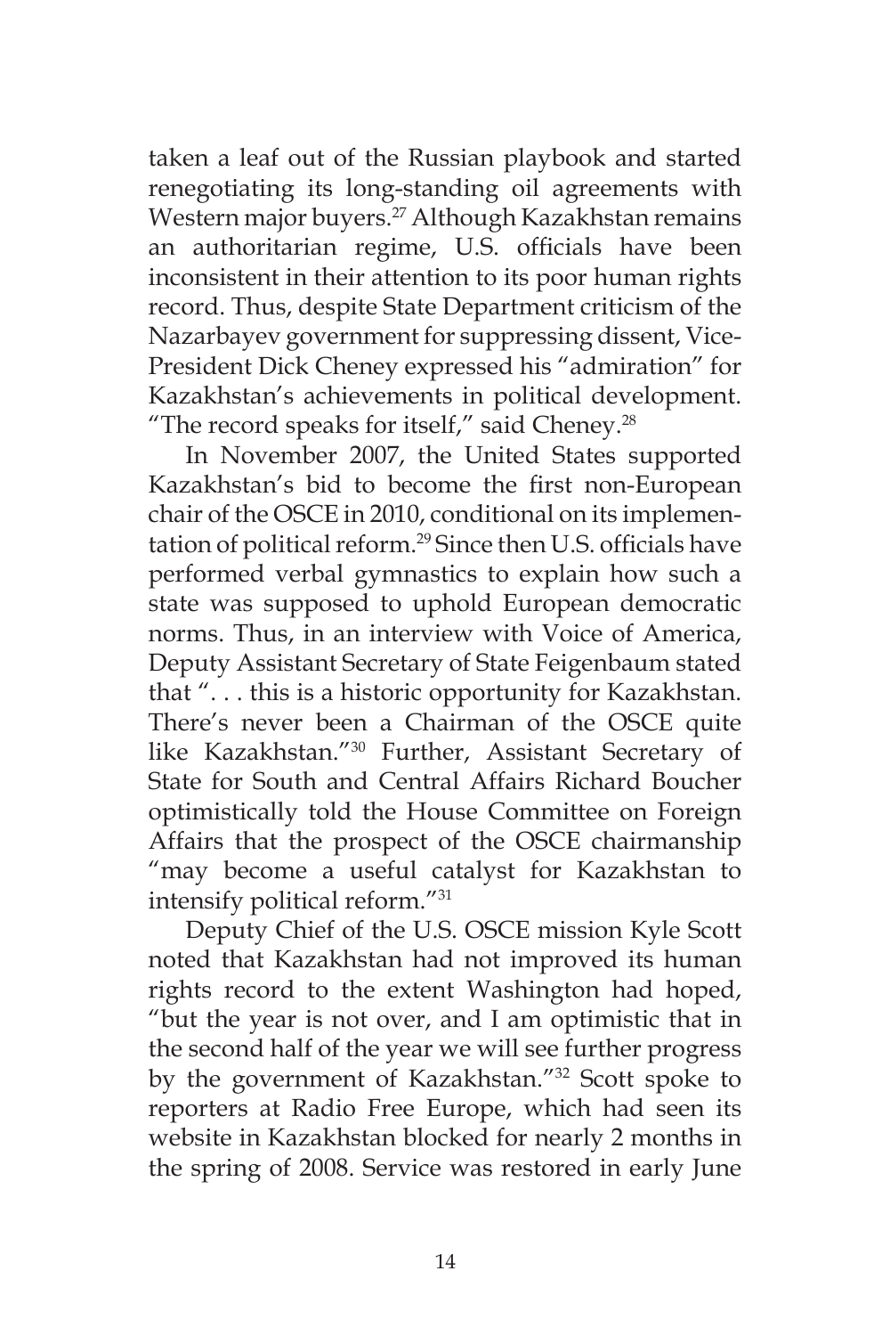taken a leaf out of the Russian playbook and started renegotiating its long-standing oil agreements with Western major buyers.[27] Although Kazakhstan remains an authoritarian regime, U.S. officials have been inconsistent in their attention to its poor human rights record. Thus, despite State Department criticism of the Nazarbayev government for suppressing dissent, Vice-President Dick Cheney expressed his "admiration" for Kazakhstan's achievements in political development. "The record speaks for itself," said Cheney.[28]

In November 2007, the United States supported Kazakhstan's bid to become the first non-European chair of the OSCE in 2010, conditional on its implementation of political reform.[29] Since then U.S. officials have performed verbal gymnastics to explain how such a state was supposed to uphold European democratic norms. Thus, in an interview with Voice of America, Deputy Assistant Secretary of State Feigenbaum stated that ". . . this is a historic opportunity for Kazakhstan. There's never been a Chairman of the OSCE quite like Kazakhstan."[30] Further, Assistant Secretary of State for South and Central Affairs Richard Boucher optimistically told the House Committee on Foreign Affairs that the prospect of the OSCE chairmanship "may become a useful catalyst for Kazakhstan to intensify political reform."[31]

Deputy Chief of the U.S. OSCE mission Kyle Scott noted that Kazakhstan had not improved its human rights record to the extent Washington had hoped, "but the year is not over, and I am optimistic that in the second half of the year we will see further progress by the government of Kazakhstan."[32] Scott spoke to reporters at Radio Free Europe, which had seen its website in Kazakhstan blocked for nearly 2 months in the spring of 2008. Service was restored in early June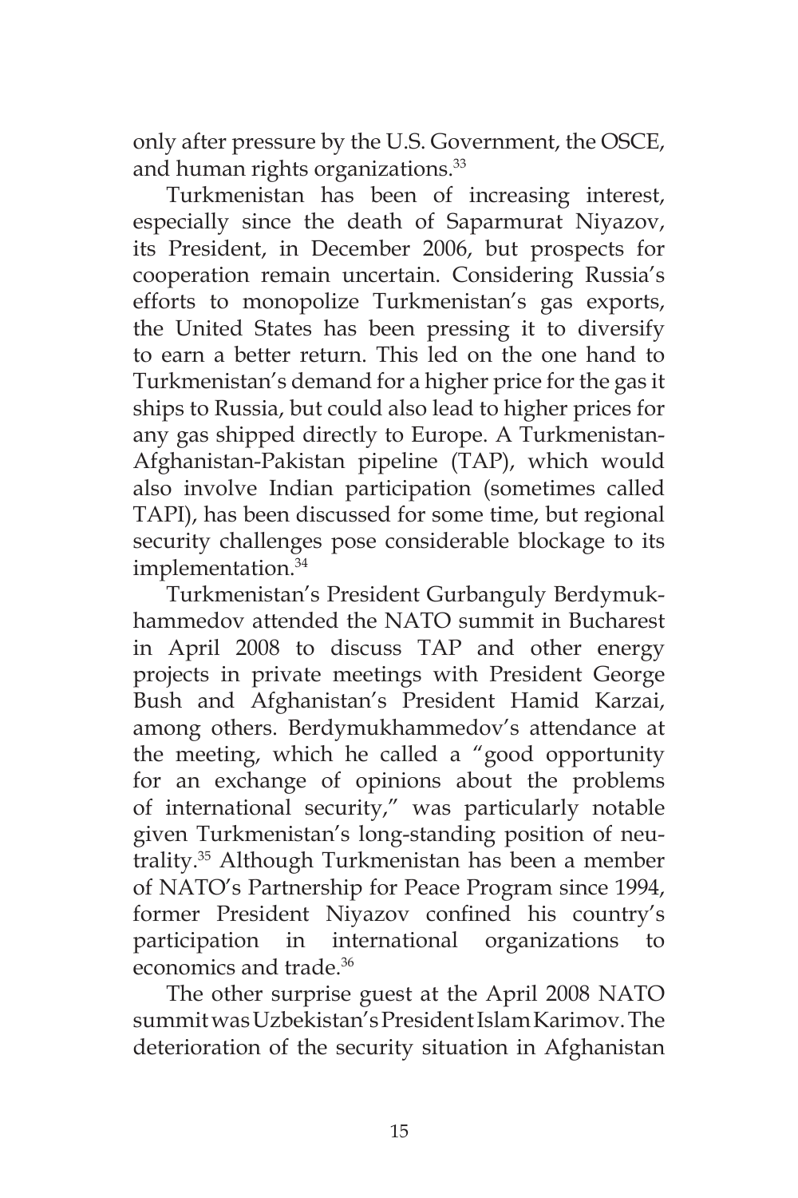only after pressure by the U.S. Government, the OSCE, and human rights organizations.[33]

Turkmenistan has been of increasing interest, especially since the death of Saparmurat Niyazov, its President, in December 2006, but prospects for cooperation remain uncertain. Considering Russia's efforts to monopolize Turkmenistan's gas exports, the United States has been pressing it to diversify to earn a better return. This led on the one hand to Turkmenistan's demand for a higher price for the gas it ships to Russia, but could also lead to higher prices for any gas shipped directly to Europe. A Turkmenistan-Afghanistan-Pakistan pipeline (TAP), which would also involve Indian participation (sometimes called TAPI), has been discussed for some time, but regional security challenges pose considerable blockage to its implementation.[34]

Turkmenistan's President Gurbanguly Berdymukhammedov attended the NATO summit in Bucharest in April 2008 to discuss TAP and other energy projects in private meetings with President George Bush and Afghanistan's President Hamid Karzai, among others. Berdymukhammedov's attendance at the meeting, which he called a "good opportunity for an exchange of opinions about the problems of international security," was particularly notable given Turkmenistan's long-standing position of neutrality.[35] Although Turkmenistan has been a member of NATO's Partnership for Peace Program since 1994, former President Niyazov confined his country's participation in international organizations to economics and trade.[36]

The other surprise guest at the April 2008 NATO summit was Uzbekistan's President Islam Karimov. The deterioration of the security situation in Afghanistan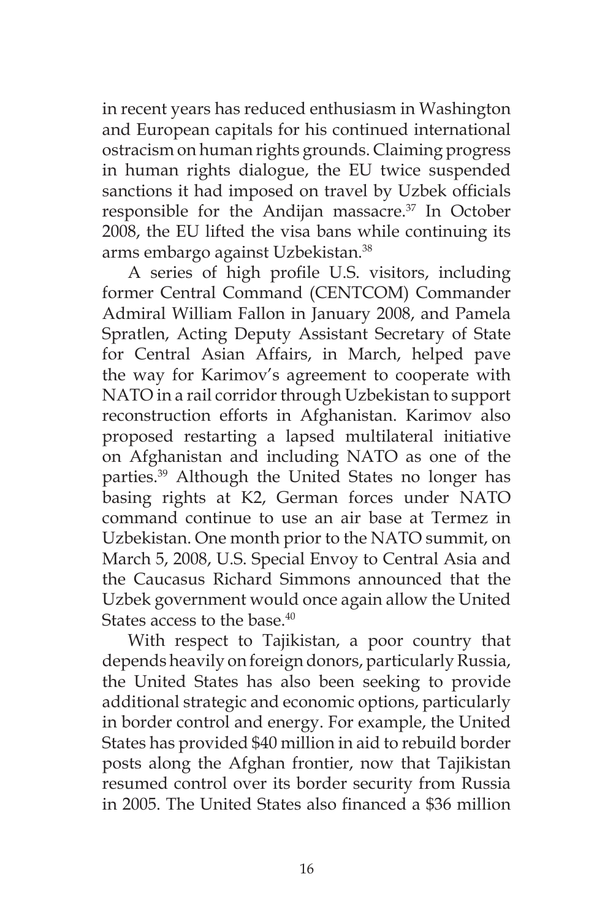in recent years has reduced enthusiasm in Washington and European capitals for his continued international ostracism on human rights grounds. Claiming progress in human rights dialogue, the EU twice suspended sanctions it had imposed on travel by Uzbek officials responsible for the Andijan massacre.[37] In October 2008, the EU lifted the visa bans while continuing its arms embargo against Uzbekistan.[38]

A series of high profile U.S. visitors, including former Central Command (CENTCOM) Commander Admiral William Fallon in January 2008, and Pamela Spratlen, Acting Deputy Assistant Secretary of State for Central Asian Affairs, in March, helped pave the way for Karimov's agreement to cooperate with NATO in a rail corridor through Uzbekistan to support reconstruction efforts in Afghanistan. Karimov also proposed restarting a lapsed multilateral initiative on Afghanistan and including NATO as one of the parties.[39] Although the United States no longer has basing rights at K2, German forces under NATO command continue to use an air base at Termez in Uzbekistan. One month prior to the NATO summit, on March 5, 2008, U.S. Special Envoy to Central Asia and the Caucasus Richard Simmons announced that the Uzbek government would once again allow the United States access to the base.[40]

With respect to Tajikistan, a poor country that depends heavily on foreign donors, particularly Russia, the United States has also been seeking to provide additional strategic and economic options, particularly in border control and energy. For example, the United States has provided $40 million in aid to rebuild border posts along the Afghan frontier, now that Tajikistan resumed control over its border security from Russia in 2005. The United States also financed a $36 million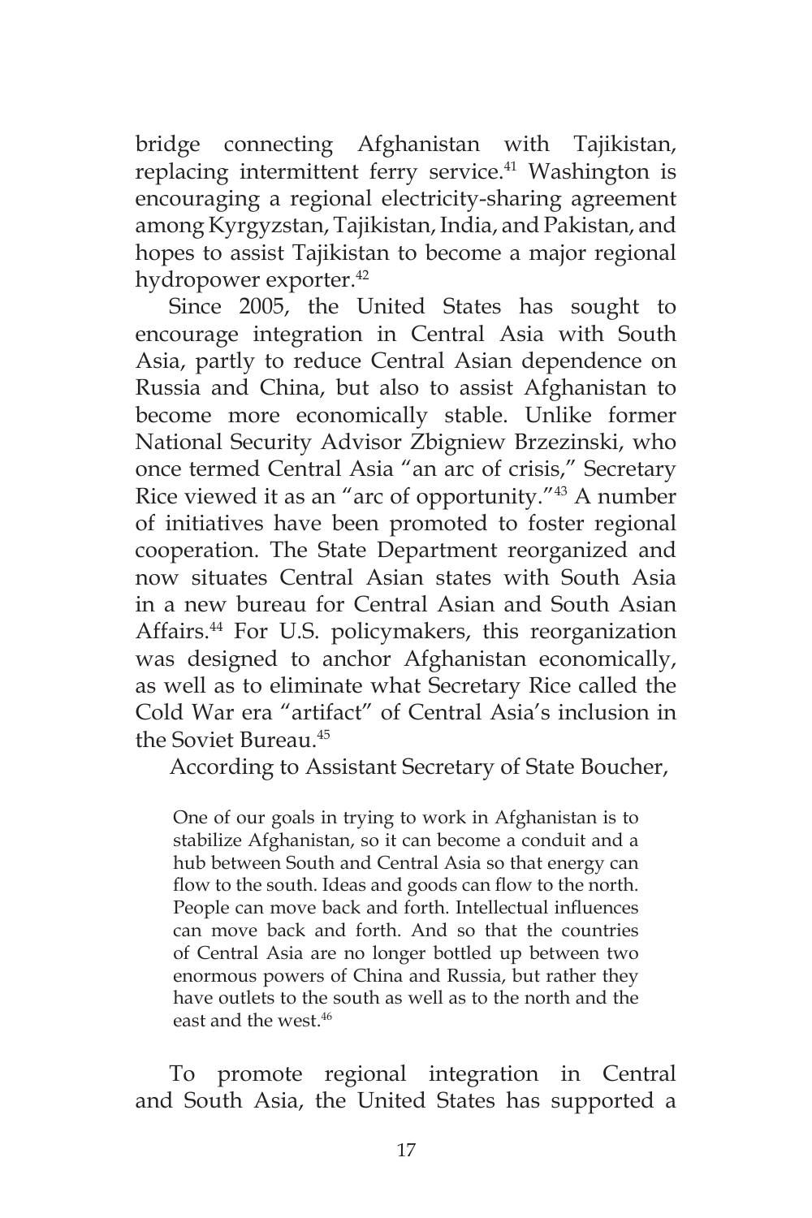bridge connecting Afghanistan with Tajikistan, replacing intermittent ferry service.[41] Washington is encouraging a regional electricity-sharing agreement among Kyrgyzstan, Tajikistan, India, and Pakistan, and hopes to assist Tajikistan to become a major regional hydropower exporter.[42]

Since 2005, the United States has sought to encourage integration in Central Asia with South Asia, partly to reduce Central Asian dependence on Russia and China, but also to assist Afghanistan to become more economically stable. Unlike former National Security Advisor Zbigniew Brzezinski, who once termed Central Asia "an arc of crisis," Secretary Rice viewed it as an "arc of opportunity."[43] A number of initiatives have been promoted to foster regional cooperation. The State Department reorganized and now situates Central Asian states with South Asia in a new bureau for Central Asian and South Asian Affairs.[44] For U.S. policymakers, this reorganization was designed to anchor Afghanistan economically, as well as to eliminate what Secretary Rice called the Cold War era "artifact" of Central Asia's inclusion in the Soviet Bureau.[45]

According to Assistant Secretary of State Boucher,

> One of our goals in trying to work in Afghanistan is to stabilize Afghanistan, so it can become a conduit and a hub between South and Central Asia so that energy can flow to the south. Ideas and goods can flow to the north. People can move back and forth. Intellectual influences can move back and forth. And so that the countries of Central Asia are no longer bottled up between two enormous powers of China and Russia, but rather they have outlets to the south as well as to the north and the east and the west.[46]

To promote regional integration in Central and South Asia, the United States has supported a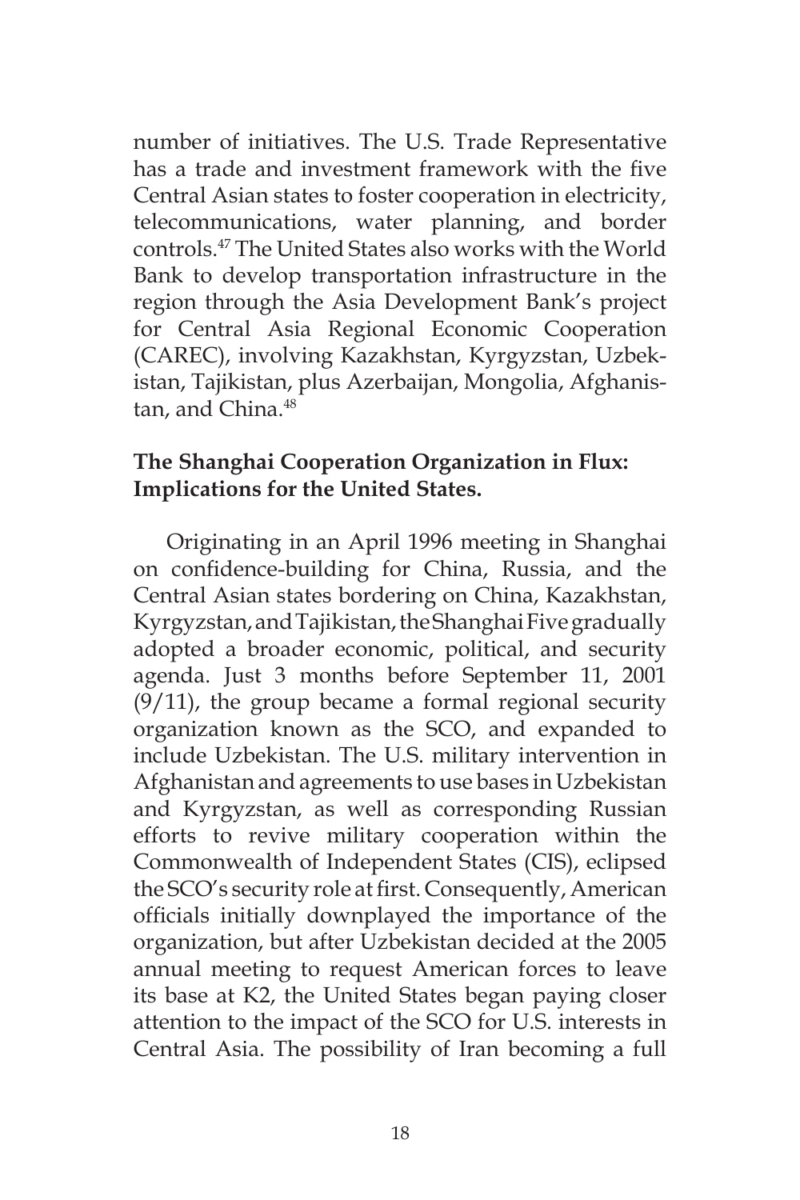number of initiatives. The U.S. Trade Representative has a trade and investment framework with the five Central Asian states to foster cooperation in electricity, telecommunications, water planning, and border controls.[47] The United States also works with the World Bank to develop transportation infrastructure in the region through the Asia Development Bank's project for Central Asia Regional Economic Cooperation (CAREC), involving Kazakhstan, Kyrgyzstan, Uzbekistan, Tajikistan, plus Azerbaijan, Mongolia, Afghanistan, and China.[48]

**The Shanghai Cooperation Organization in Flux: Implications for the United States.**

Originating in an April 1996 meeting in Shanghai on confidence-building for China, Russia, and the Central Asian states bordering on China, Kazakhstan, Kyrgyzstan, and Tajikistan, the Shanghai Five gradually adopted a broader economic, political, and security agenda. Just 3 months before September 11, 2001 (9/11), the group became a formal regional security organization known as the SCO, and expanded to include Uzbekistan. The U.S. military intervention in Afghanistan and agreements to use bases in Uzbekistan and Kyrgyzstan, as well as corresponding Russian efforts to revive military cooperation within the Commonwealth of Independent States (CIS), eclipsed the SCO's security role at first. Consequently, American officials initially downplayed the importance of the organization, but after Uzbekistan decided at the 2005 annual meeting to request American forces to leave its base at K2, the United States began paying closer attention to the impact of the SCO for U.S. interests in Central Asia. The possibility of Iran becoming a full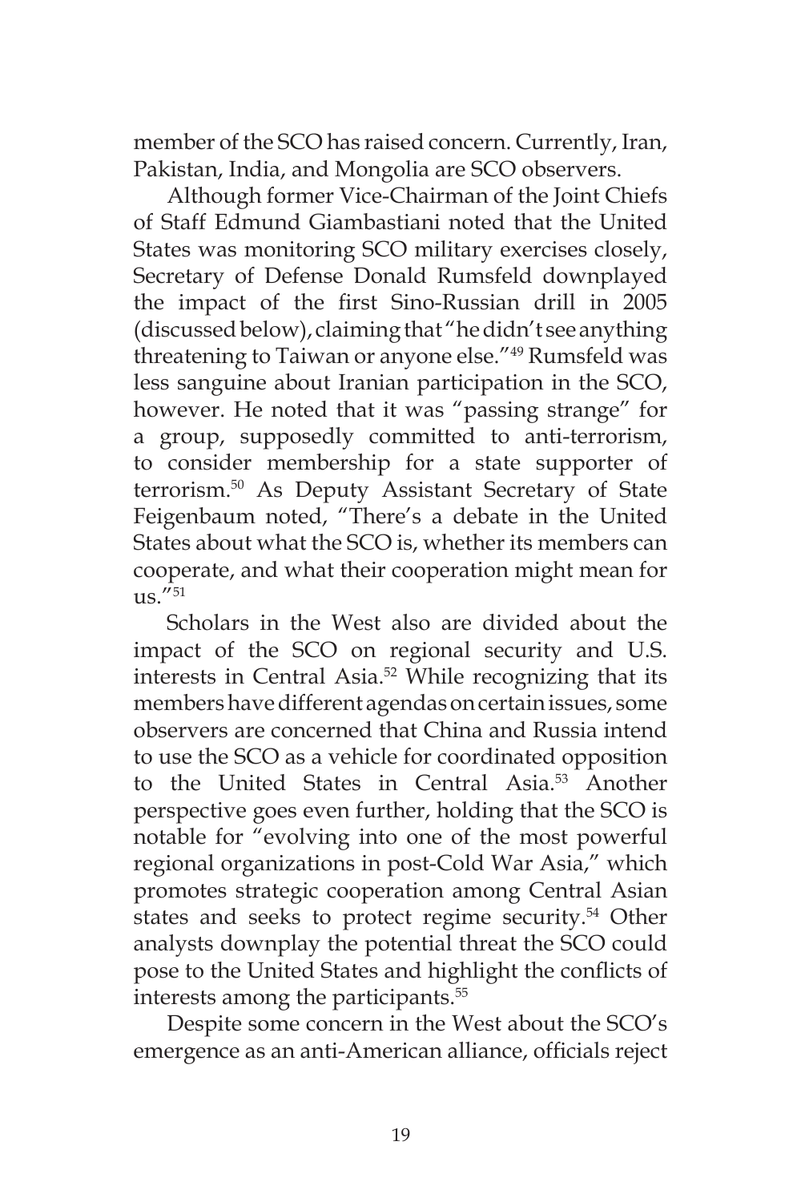member of the SCO has raised concern. Currently, Iran, Pakistan, India, and Mongolia are SCO observers.

Although former Vice-Chairman of the Joint Chiefs of Staff Edmund Giambastiani noted that the United States was monitoring SCO military exercises closely, Secretary of Defense Donald Rumsfeld downplayed the impact of the first Sino-Russian drill in 2005 (discussed below), claiming that "he didn't see anything threatening to Taiwan or anyone else."[49] Rumsfeld was less sanguine about Iranian participation in the SCO, however. He noted that it was "passing strange" for a group, supposedly committed to anti-terrorism, to consider membership for a state supporter of terrorism.[50] As Deputy Assistant Secretary of State Feigenbaum noted, "There's a debate in the United States about what the SCO is, whether its members can cooperate, and what their cooperation might mean for us."[51]

Scholars in the West also are divided about the impact of the SCO on regional security and U.S. interests in Central Asia.[52] While recognizing that its members have different agendas on certain issues, some observers are concerned that China and Russia intend to use the SCO as a vehicle for coordinated opposition to the United States in Central Asia.[53] Another perspective goes even further, holding that the SCO is notable for "evolving into one of the most powerful regional organizations in post-Cold War Asia," which promotes strategic cooperation among Central Asian states and seeks to protect regime security.[54] Other analysts downplay the potential threat the SCO could pose to the United States and highlight the conflicts of interests among the participants.[55]

Despite some concern in the West about the SCO's emergence as an anti-American alliance, officials reject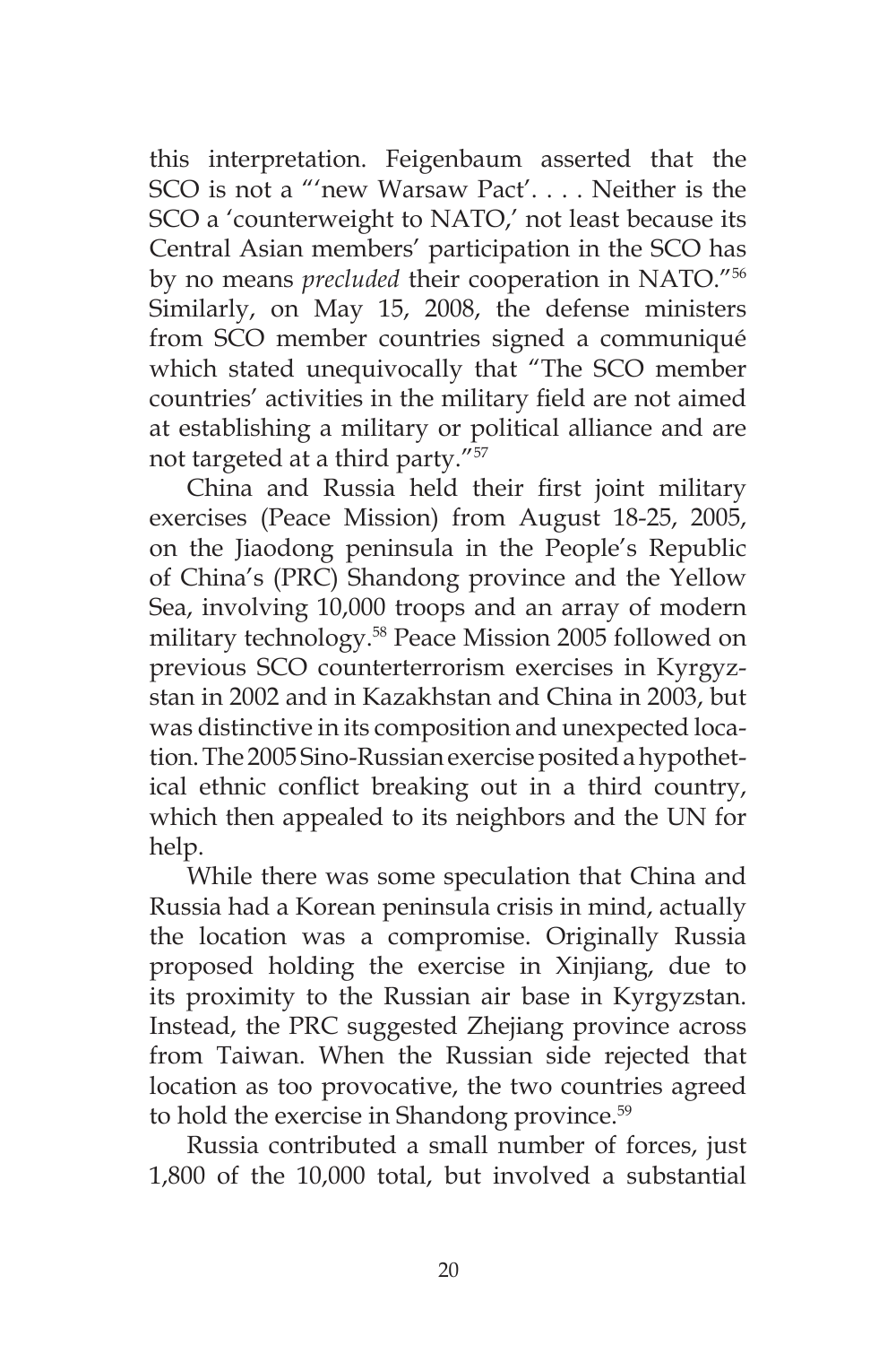this interpretation. Feigenbaum asserted that the SCO is not a "'new Warsaw Pact'. . . . Neither is the SCO a 'counterweight to NATO,' not least because its Central Asian members' participation in the SCO has by no means *precluded* their cooperation in NATO."[56] Similarly, on May 15, 2008, the defense ministers from SCO member countries signed a communiqué which stated unequivocally that "The SCO member countries' activities in the military field are not aimed at establishing a military or political alliance and are not targeted at a third party."[57]

China and Russia held their first joint military exercises (Peace Mission) from August 18-25, 2005, on the Jiaodong peninsula in the People's Republic of China's (PRC) Shandong province and the Yellow Sea, involving 10,000 troops and an array of modern military technology.[58] Peace Mission 2005 followed on previous SCO counterterrorism exercises in Kyrgyzstan in 2002 and in Kazakhstan and China in 2003, but was distinctive in its composition and unexpected location. The 2005 Sino-Russian exercise posited a hypothetical ethnic conflict breaking out in a third country, which then appealed to its neighbors and the UN for help.

While there was some speculation that China and Russia had a Korean peninsula crisis in mind, actually the location was a compromise. Originally Russia proposed holding the exercise in Xinjiang, due to its proximity to the Russian air base in Kyrgyzstan. Instead, the PRC suggested Zhejiang province across from Taiwan. When the Russian side rejected that location as too provocative, the two countries agreed to hold the exercise in Shandong province.[59]

Russia contributed a small number of forces, just 1,800 of the 10,000 total, but involved a substantial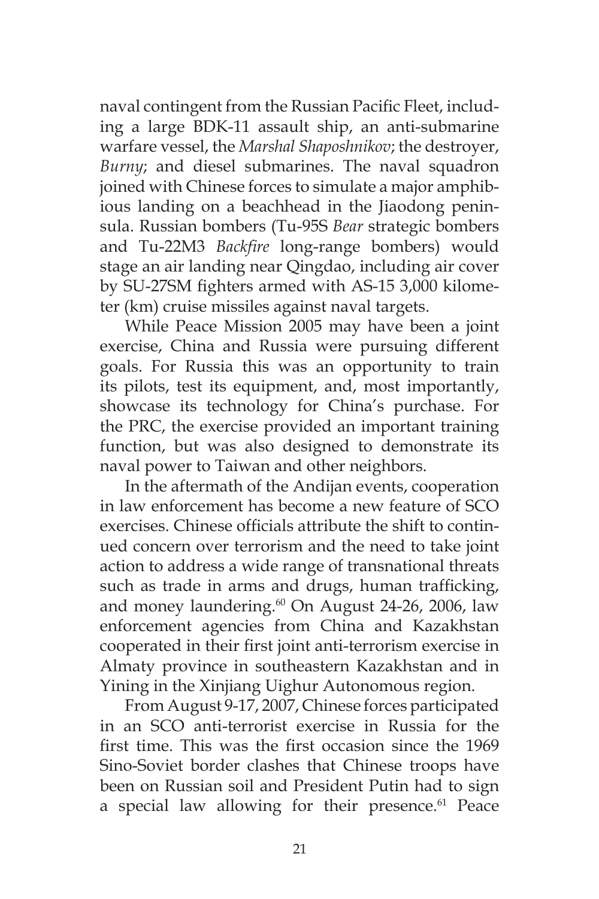naval contingent from the Russian Pacific Fleet, including a large BDK-11 assault ship, an anti-submarine warfare vessel, the *Marshal Shaposhnikov*; the destroyer, *Burny*; and diesel submarines. The naval squadron joined with Chinese forces to simulate a major amphibious landing on a beachhead in the Jiaodong peninsula. Russian bombers (Tu-95S *Bear* strategic bombers and Tu-22M3 *Backfire* long-range bombers) would stage an air landing near Qingdao, including air cover by SU-27SM fighters armed with AS-15 3,000 kilometer (km) cruise missiles against naval targets.

While Peace Mission 2005 may have been a joint exercise, China and Russia were pursuing different goals. For Russia this was an opportunity to train its pilots, test its equipment, and, most importantly, showcase its technology for China's purchase. For the PRC, the exercise provided an important training function, but was also designed to demonstrate its naval power to Taiwan and other neighbors.

In the aftermath of the Andijan events, cooperation in law enforcement has become a new feature of SCO exercises. Chinese officials attribute the shift to continued concern over terrorism and the need to take joint action to address a wide range of transnational threats such as trade in arms and drugs, human trafficking, and money laundering.[60] On August 24-26, 2006, law enforcement agencies from China and Kazakhstan cooperated in their first joint anti-terrorism exercise in Almaty province in southeastern Kazakhstan and in Yining in the Xinjiang Uighur Autonomous region.

From August 9-17, 2007, Chinese forces participated in an SCO anti-terrorist exercise in Russia for the first time. This was the first occasion since the 1969 Sino-Soviet border clashes that Chinese troops have been on Russian soil and President Putin had to sign a special law allowing for their presence.[61] Peace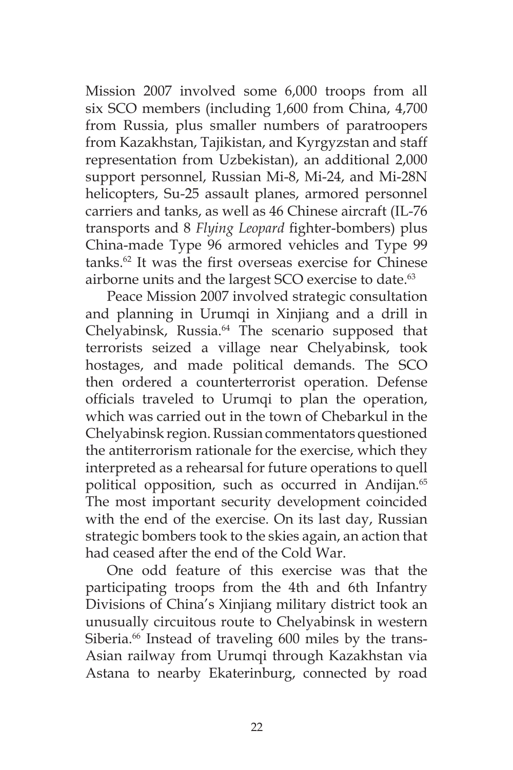Mission 2007 involved some 6,000 troops from all six SCO members (including 1,600 from China, 4,700 from Russia, plus smaller numbers of paratroopers from Kazakhstan, Tajikistan, and Kyrgyzstan and staff representation from Uzbekistan), an additional 2,000 support personnel, Russian Mi-8, Mi-24, and Mi-28N helicopters, Su-25 assault planes, armored personnel carriers and tanks, as well as 46 Chinese aircraft (IL-76 transports and 8 *Flying Leopard* fighter-bombers) plus China-made Type 96 armored vehicles and Type 99 tanks.[62] It was the first overseas exercise for Chinese airborne units and the largest SCO exercise to date.[63]

Peace Mission 2007 involved strategic consultation and planning in Urumqi in Xinjiang and a drill in Chelyabinsk, Russia.[64] The scenario supposed that terrorists seized a village near Chelyabinsk, took hostages, and made political demands. The SCO then ordered a counterterrorist operation. Defense officials traveled to Urumqi to plan the operation, which was carried out in the town of Chebarkul in the Chelyabinsk region. Russian commentators questioned the antiterrorism rationale for the exercise, which they interpreted as a rehearsal for future operations to quell political opposition, such as occurred in Andijan.[65] The most important security development coincided with the end of the exercise. On its last day, Russian strategic bombers took to the skies again, an action that had ceased after the end of the Cold War.

One odd feature of this exercise was that the participating troops from the 4th and 6th Infantry Divisions of China's Xinjiang military district took an unusually circuitous route to Chelyabinsk in western Siberia.[66] Instead of traveling 600 miles by the trans-Asian railway from Urumqi through Kazakhstan via Astana to nearby Ekaterinburg, connected by road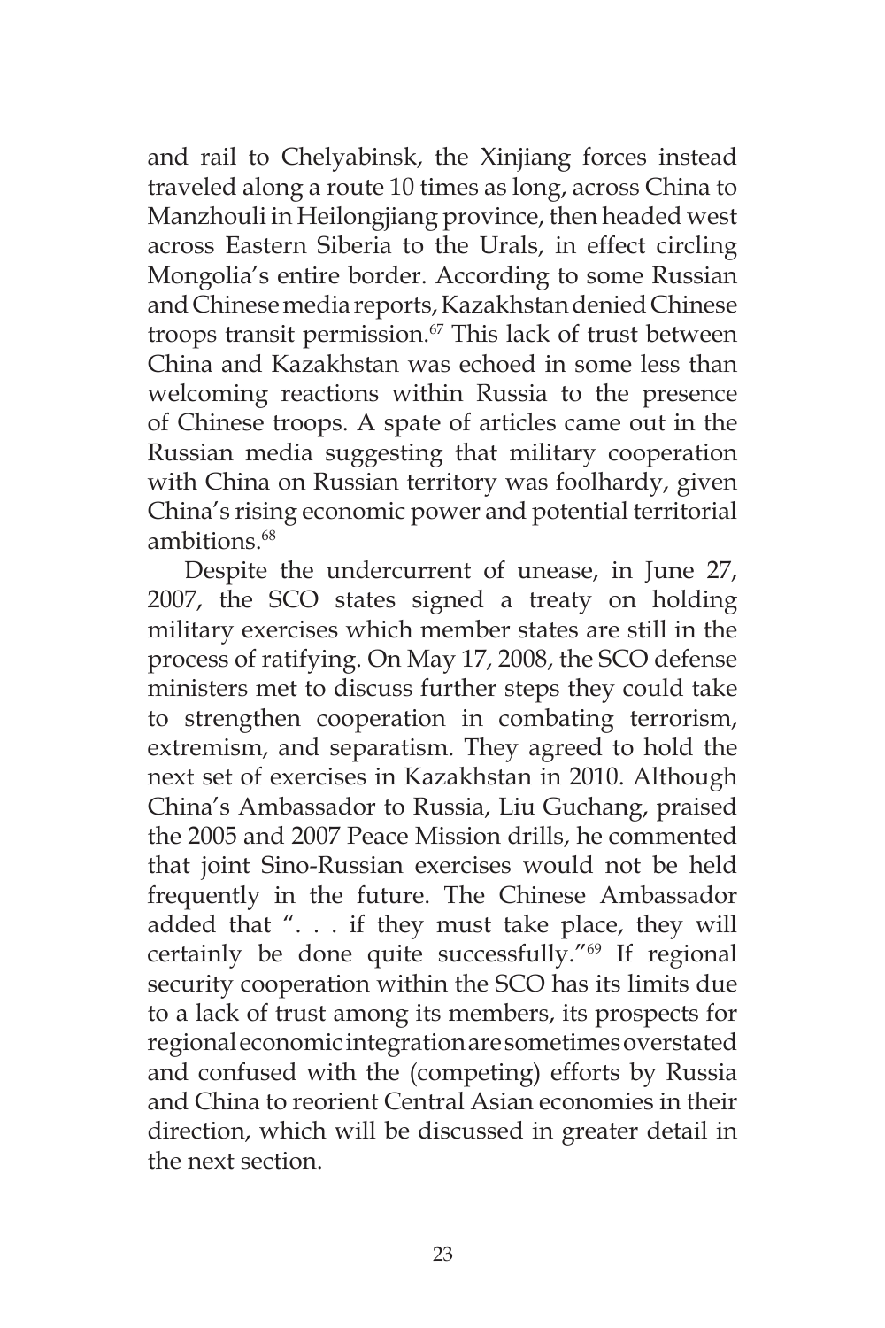and rail to Chelyabinsk, the Xinjiang forces instead traveled along a route 10 times as long, across China to Manzhouli in Heilongjiang province, then headed west across Eastern Siberia to the Urals, in effect circling Mongolia's entire border. According to some Russian and Chinese media reports, Kazakhstan denied Chinese troops transit permission.[67] This lack of trust between China and Kazakhstan was echoed in some less than welcoming reactions within Russia to the presence of Chinese troops. A spate of articles came out in the Russian media suggesting that military cooperation with China on Russian territory was foolhardy, given China's rising economic power and potential territorial ambitions.[68]

Despite the undercurrent of unease, in June 27, 2007, the SCO states signed a treaty on holding military exercises which member states are still in the process of ratifying. On May 17, 2008, the SCO defense ministers met to discuss further steps they could take to strengthen cooperation in combating terrorism, extremism, and separatism. They agreed to hold the next set of exercises in Kazakhstan in 2010. Although China's Ambassador to Russia, Liu Guchang, praised the 2005 and 2007 Peace Mission drills, he commented that joint Sino-Russian exercises would not be held frequently in the future. The Chinese Ambassador added that ". . . if they must take place, they will certainly be done quite successfully."[69] If regional security cooperation within the SCO has its limits due to a lack of trust among its members, its prospects for regional economic integration are sometimes overstated and confused with the (competing) efforts by Russia and China to reorient Central Asian economies in their direction, which will be discussed in greater detail in the next section.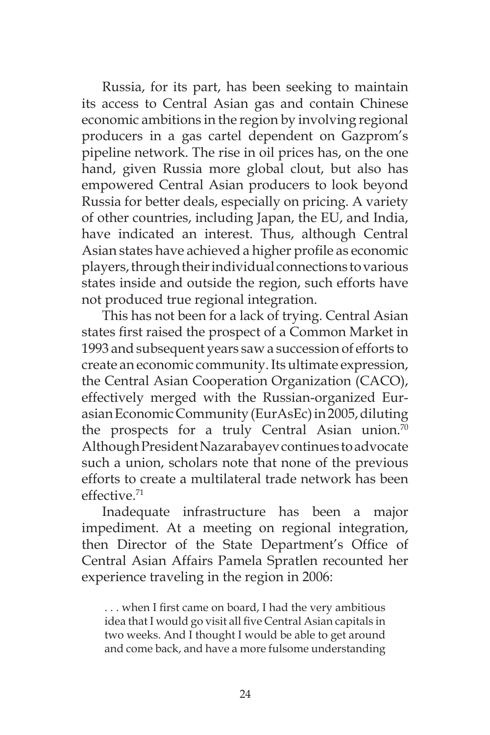Russia, for its part, has been seeking to maintain its access to Central Asian gas and contain Chinese economic ambitions in the region by involving regional producers in a gas cartel dependent on Gazprom's pipeline network. The rise in oil prices has, on the one hand, given Russia more global clout, but also has empowered Central Asian producers to look beyond Russia for better deals, especially on pricing. A variety of other countries, including Japan, the EU, and India, have indicated an interest. Thus, although Central Asian states have achieved a higher profile as economic players, through their individual connections to various states inside and outside the region, such efforts have not produced true regional integration.

This has not been for a lack of trying. Central Asian states first raised the prospect of a Common Market in 1993 and subsequent years saw a succession of efforts to create an economic community. Its ultimate expression, the Central Asian Cooperation Organization (CACO), effectively merged with the Russian-organized Eurasian Economic Community (EurAsEc) in 2005, diluting the prospects for a truly Central Asian union.[70] Although President Nazarabayev continues to advocate such a union, scholars note that none of the previous efforts to create a multilateral trade network has been effective.[71]

Inadequate infrastructure has been a major impediment. At a meeting on regional integration, then Director of the State Department's Office of Central Asian Affairs Pamela Spratlen recounted her experience traveling in the region in 2006:

> . . . when I first came on board, I had the very ambitious idea that I would go visit all five Central Asian capitals in two weeks. And I thought I would be able to get around and come back, and have a more fulsome understanding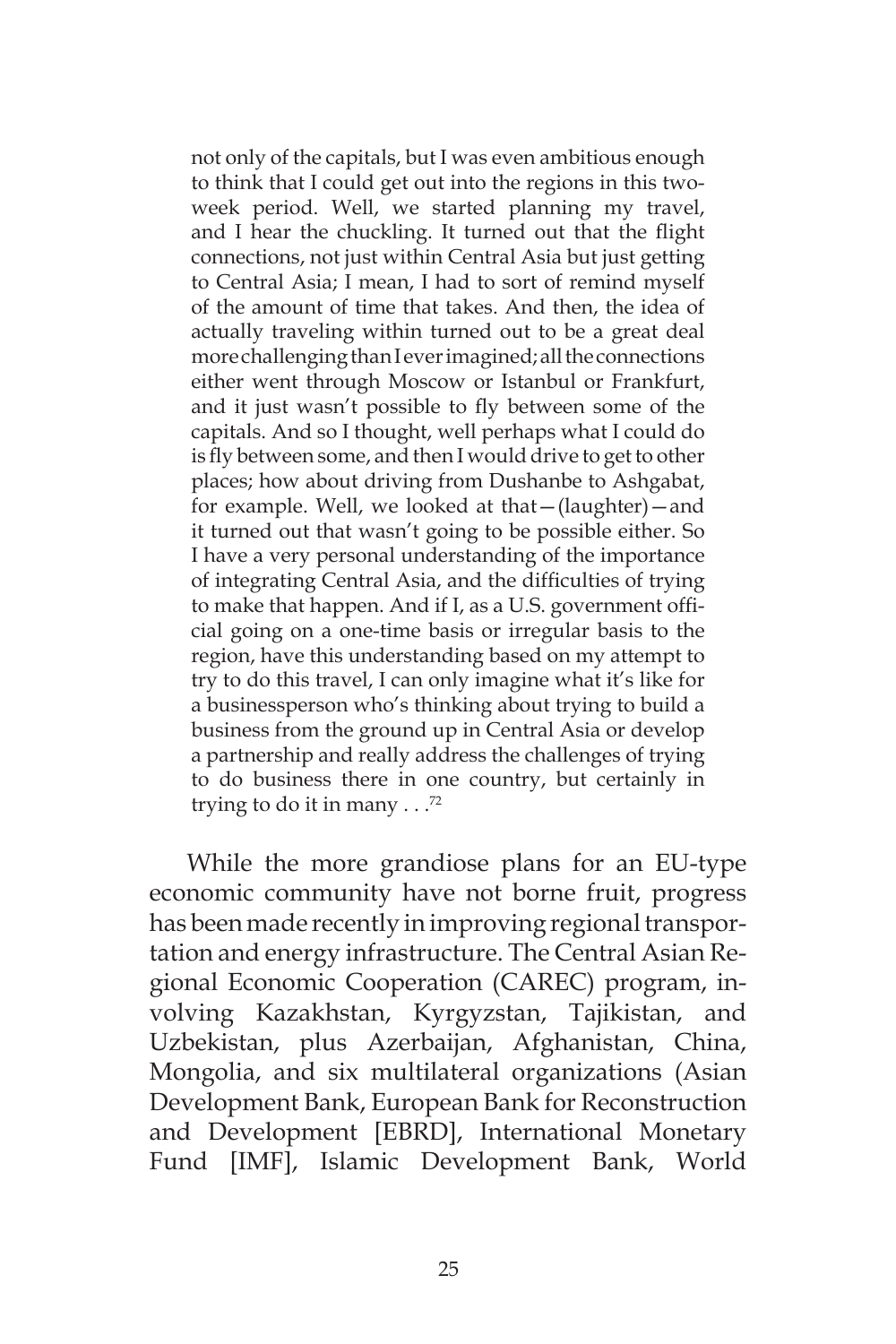> not only of the capitals, but I was even ambitious enough to think that I could get out into the regions in this two-week period. Well, we started planning my travel, and I hear the chuckling. It turned out that the flight connections, not just within Central Asia but just getting to Central Asia; I mean, I had to sort of remind myself of the amount of time that takes. And then, the idea of actually traveling within turned out to be a great deal more challenging than I ever imagined; all the connections either went through Moscow or Istanbul or Frankfurt, and it just wasn't possible to fly between some of the capitals. And so I thought, well perhaps what I could do is fly between some, and then I would drive to get to other places; how about driving from Dushanbe to Ashgabat, for example. Well, we looked at that—(laughter)—and it turned out that wasn't going to be possible either. So I have a very personal understanding of the importance of integrating Central Asia, and the difficulties of trying to make that happen. And if I, as a U.S. government official going on a one-time basis or irregular basis to the region, have this understanding based on my attempt to try to do this travel, I can only imagine what it's like for a businessperson who's thinking about trying to build a business from the ground up in Central Asia or develop a partnership and really address the challenges of trying to do business there in one country, but certainly in trying to do it in many . . .[72]

While the more grandiose plans for an EU-type economic community have not borne fruit, progress has been made recently in improving regional transportation and energy infrastructure. The Central Asian Regional Economic Cooperation (CAREC) program, involving Kazakhstan, Kyrgyzstan, Tajikistan, and Uzbekistan, plus Azerbaijan, Afghanistan, China, Mongolia, and six multilateral organizations (Asian Development Bank, European Bank for Reconstruction and Development [EBRD], International Monetary Fund [IMF], Islamic Development Bank, World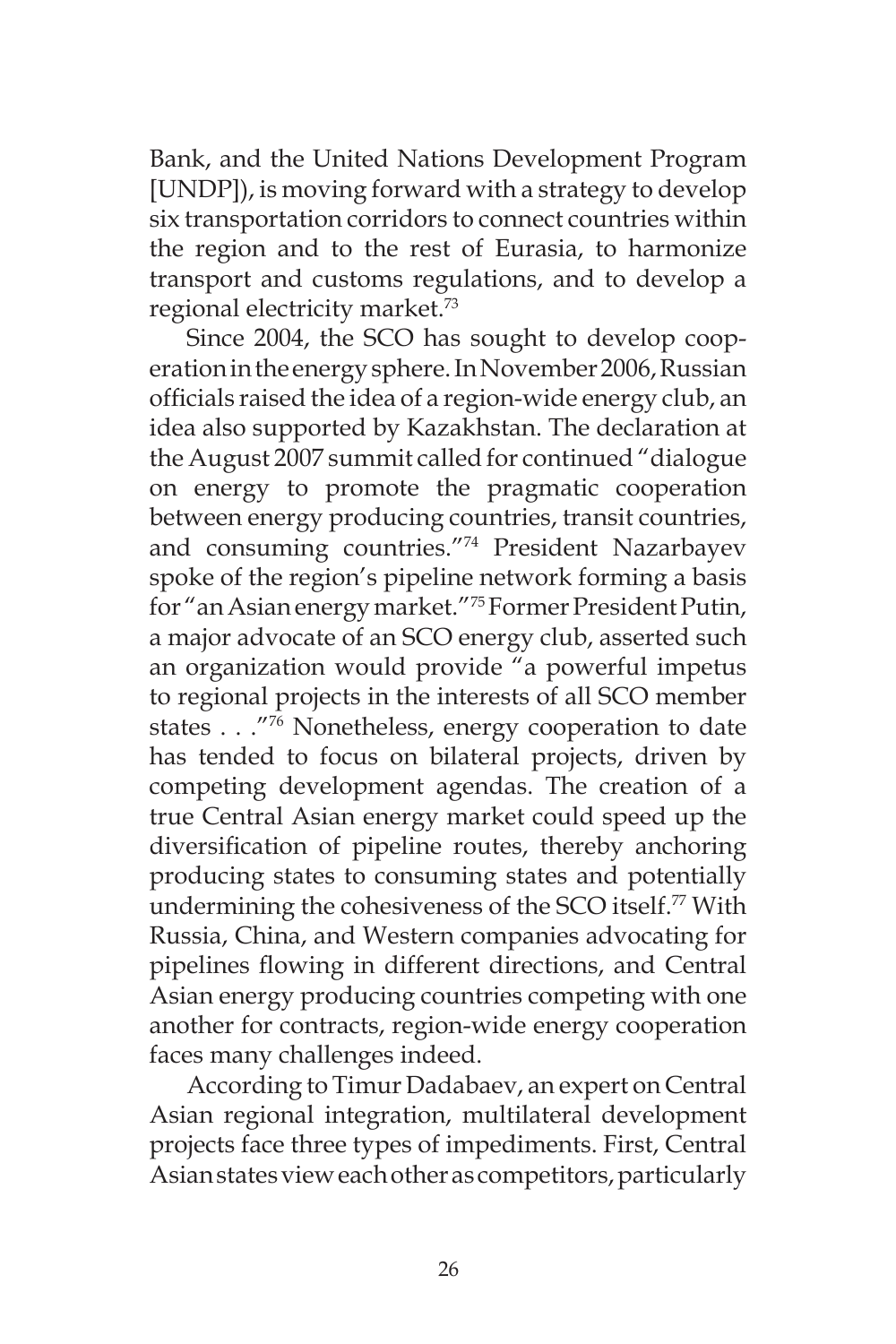Bank, and the United Nations Development Program [UNDP]), is moving forward with a strategy to develop six transportation corridors to connect countries within the region and to the rest of Eurasia, to harmonize transport and customs regulations, and to develop a regional electricity market.[73]

Since 2004, the SCO has sought to develop cooperation in the energy sphere. In November 2006, Russian officials raised the idea of a region-wide energy club, an idea also supported by Kazakhstan. The declaration at the August 2007 summit called for continued "dialogue on energy to promote the pragmatic cooperation between energy producing countries, transit countries, and consuming countries."[74] President Nazarbayev spoke of the region's pipeline network forming a basis for "an Asian energy market."[75] Former President Putin, a major advocate of an SCO energy club, asserted such an organization would provide "a powerful impetus to regional projects in the interests of all SCO member states . . ."[76] Nonetheless, energy cooperation to date has tended to focus on bilateral projects, driven by competing development agendas. The creation of a true Central Asian energy market could speed up the diversification of pipeline routes, thereby anchoring producing states to consuming states and potentially undermining the cohesiveness of the SCO itself.[77] With Russia, China, and Western companies advocating for pipelines flowing in different directions, and Central Asian energy producing countries competing with one another for contracts, region-wide energy cooperation faces many challenges indeed.

According to Timur Dadabaev, an expert on Central Asian regional integration, multilateral development projects face three types of impediments. First, Central Asian states view each other as competitors, particularly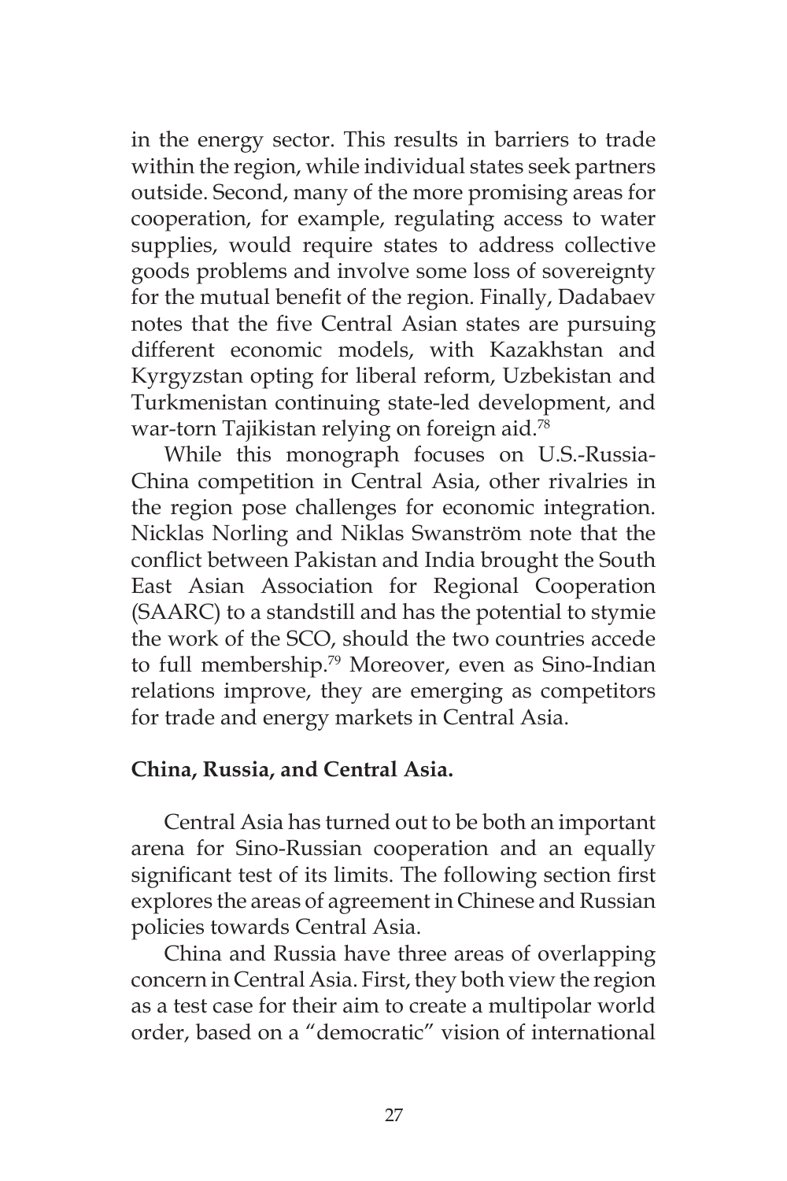in the energy sector. This results in barriers to trade within the region, while individual states seek partners outside. Second, many of the more promising areas for cooperation, for example, regulating access to water supplies, would require states to address collective goods problems and involve some loss of sovereignty for the mutual benefit of the region. Finally, Dadabaev notes that the five Central Asian states are pursuing different economic models, with Kazakhstan and Kyrgyzstan opting for liberal reform, Uzbekistan and Turkmenistan continuing state-led development, and war-torn Tajikistan relying on foreign aid.[78]

While this monograph focuses on U.S.-Russia-China competition in Central Asia, other rivalries in the region pose challenges for economic integration. Nicklas Norling and Niklas Swanström note that the conflict between Pakistan and India brought the South East Asian Association for Regional Cooperation (SAARC) to a standstill and has the potential to stymie the work of the SCO, should the two countries accede to full membership.[79] Moreover, even as Sino-Indian relations improve, they are emerging as competitors for trade and energy markets in Central Asia.

**China, Russia, and Central Asia.**

Central Asia has turned out to be both an important arena for Sino-Russian cooperation and an equally significant test of its limits. The following section first explores the areas of agreement in Chinese and Russian policies towards Central Asia.

China and Russia have three areas of overlapping concern in Central Asia. First, they both view the region as a test case for their aim to create a multipolar world order, based on a "democratic" vision of international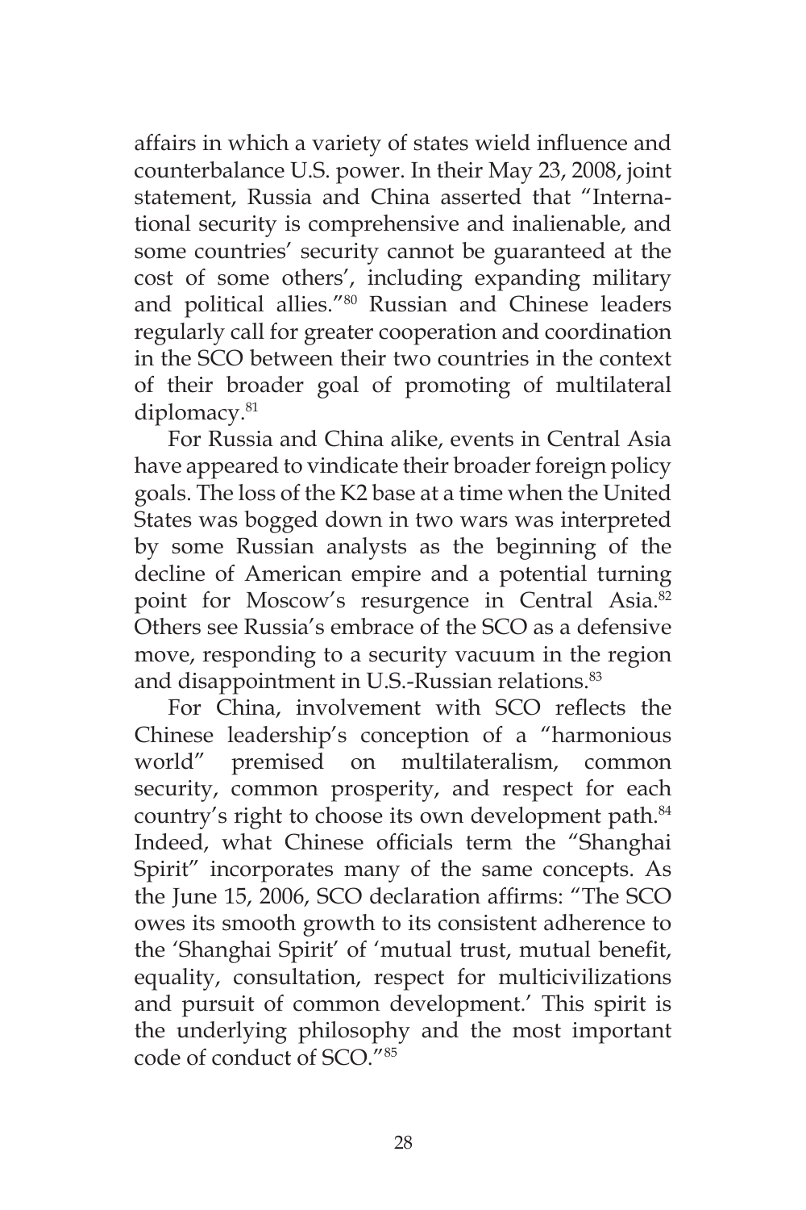affairs in which a variety of states wield influence and counterbalance U.S. power. In their May 23, 2008, joint statement, Russia and China asserted that "International security is comprehensive and inalienable, and some countries' security cannot be guaranteed at the cost of some others', including expanding military and political allies."[80] Russian and Chinese leaders regularly call for greater cooperation and coordination in the SCO between their two countries in the context of their broader goal of promoting of multilateral diplomacy.[81]

For Russia and China alike, events in Central Asia have appeared to vindicate their broader foreign policy goals. The loss of the K2 base at a time when the United States was bogged down in two wars was interpreted by some Russian analysts as the beginning of the decline of American empire and a potential turning point for Moscow's resurgence in Central Asia.[82] Others see Russia's embrace of the SCO as a defensive move, responding to a security vacuum in the region and disappointment in U.S.-Russian relations.[83]

For China, involvement with SCO reflects the Chinese leadership's conception of a "harmonious world" premised on multilateralism, common security, common prosperity, and respect for each country's right to choose its own development path.[84] Indeed, what Chinese officials term the "Shanghai Spirit" incorporates many of the same concepts. As the June 15, 2006, SCO declaration affirms: "The SCO owes its smooth growth to its consistent adherence to the 'Shanghai Spirit' of 'mutual trust, mutual benefit, equality, consultation, respect for multicivilizations and pursuit of common development.' This spirit is the underlying philosophy and the most important code of conduct of SCO."[85]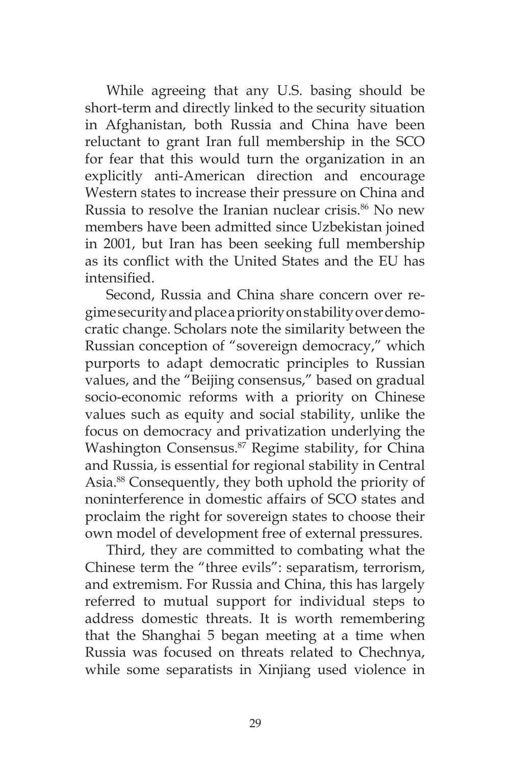While agreeing that any U.S. basing should be short-term and directly linked to the security situation in Afghanistan, both Russia and China have been reluctant to grant Iran full membership in the SCO for fear that this would turn the organization in an explicitly anti-American direction and encourage Western states to increase their pressure on China and Russia to resolve the Iranian nuclear crisis.[86] No new members have been admitted since Uzbekistan joined in 2001, but Iran has been seeking full membership as its conflict with the United States and the EU has intensified.

Second, Russia and China share concern over regime security and place a priority on stability over democratic change. Scholars note the similarity between the Russian conception of "sovereign democracy," which purports to adapt democratic principles to Russian values, and the "Beijing consensus," based on gradual socio-economic reforms with a priority on Chinese values such as equity and social stability, unlike the focus on democracy and privatization underlying the Washington Consensus.[87] Regime stability, for China and Russia, is essential for regional stability in Central Asia.[88] Consequently, they both uphold the priority of noninterference in domestic affairs of SCO states and proclaim the right for sovereign states to choose their own model of development free of external pressures.

Third, they are committed to combating what the Chinese term the "three evils": separatism, terrorism, and extremism. For Russia and China, this has largely referred to mutual support for individual steps to address domestic threats. It is worth remembering that the Shanghai 5 began meeting at a time when Russia was focused on threats related to Chechnya, while some separatists in Xinjiang used violence in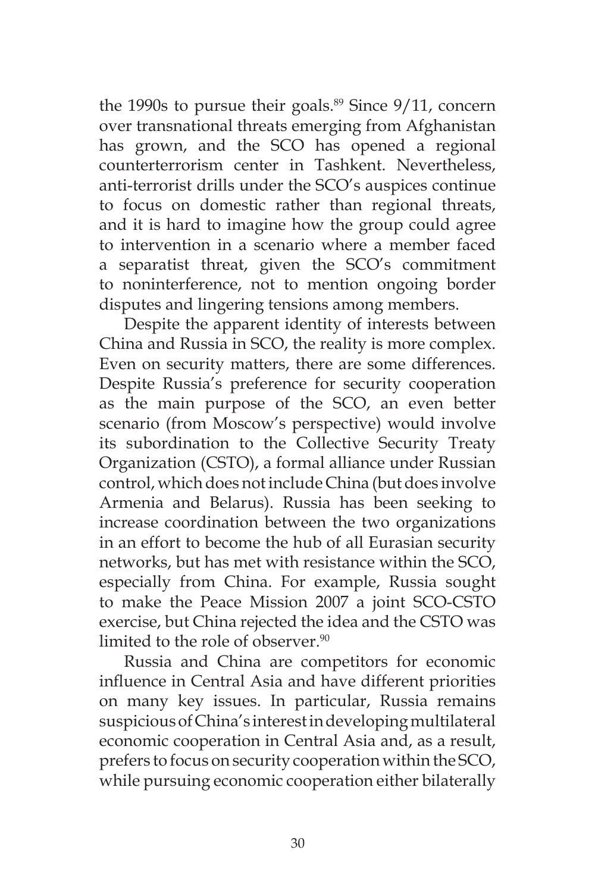the 1990s to pursue their goals.[89] Since 9/11, concern over transnational threats emerging from Afghanistan has grown, and the SCO has opened a regional counterterrorism center in Tashkent. Nevertheless, anti-terrorist drills under the SCO's auspices continue to focus on domestic rather than regional threats, and it is hard to imagine how the group could agree to intervention in a scenario where a member faced a separatist threat, given the SCO's commitment to noninterference, not to mention ongoing border disputes and lingering tensions among members.

Despite the apparent identity of interests between China and Russia in SCO, the reality is more complex. Even on security matters, there are some differences. Despite Russia's preference for security cooperation as the main purpose of the SCO, an even better scenario (from Moscow's perspective) would involve its subordination to the Collective Security Treaty Organization (CSTO), a formal alliance under Russian control, which does not include China (but does involve Armenia and Belarus). Russia has been seeking to increase coordination between the two organizations in an effort to become the hub of all Eurasian security networks, but has met with resistance within the SCO, especially from China. For example, Russia sought to make the Peace Mission 2007 a joint SCO-CSTO exercise, but China rejected the idea and the CSTO was limited to the role of observer.[90]

Russia and China are competitors for economic influence in Central Asia and have different priorities on many key issues. In particular, Russia remains suspicious of China's interest in developing multilateral economic cooperation in Central Asia and, as a result, prefers to focus on security cooperation within the SCO, while pursuing economic cooperation either bilaterally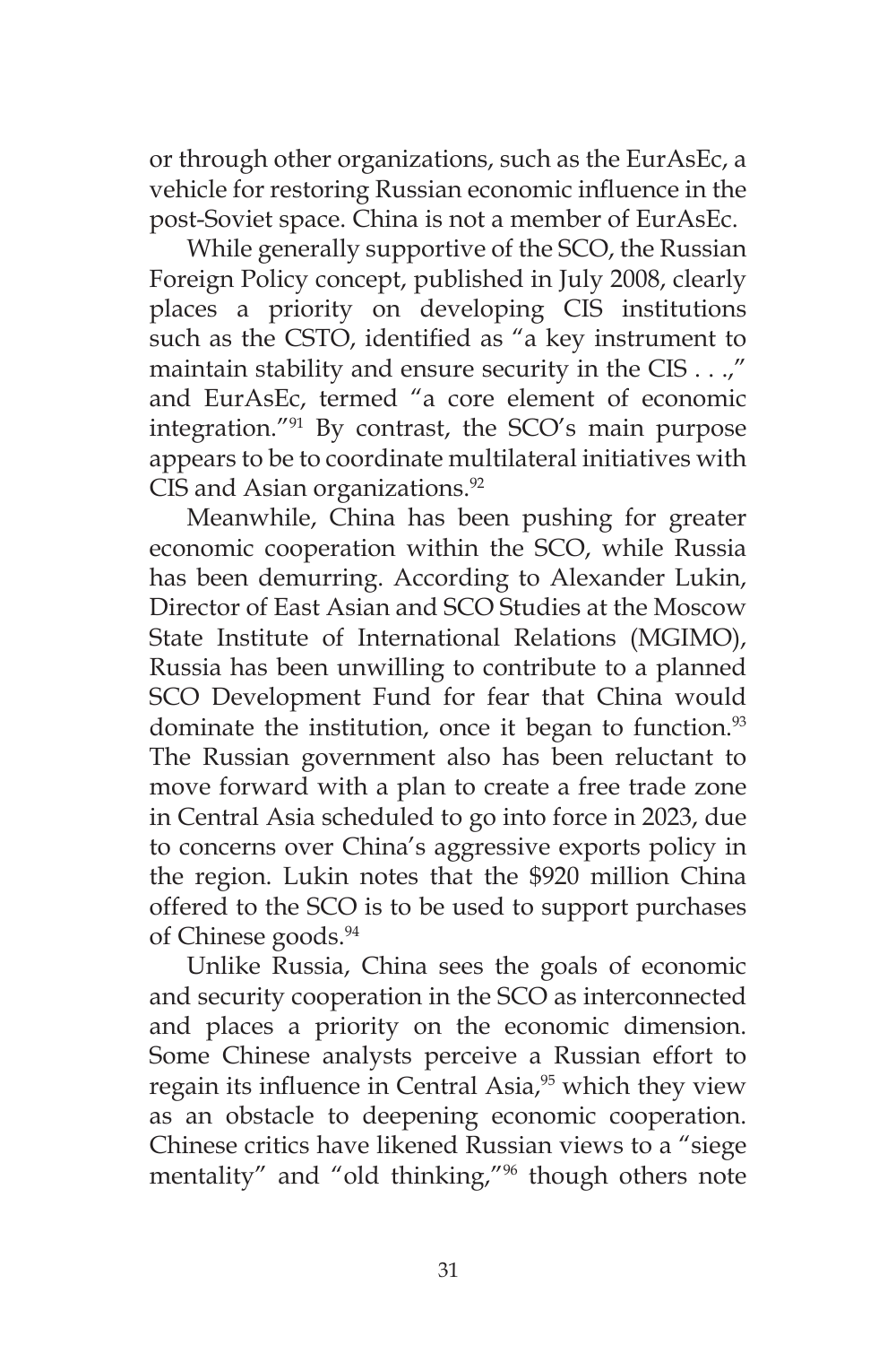or through other organizations, such as the EurAsEc, a vehicle for restoring Russian economic influence in the post-Soviet space. China is not a member of EurAsEc.

While generally supportive of the SCO, the Russian Foreign Policy concept, published in July 2008, clearly places a priority on developing CIS institutions such as the CSTO, identified as "a key instrument to maintain stability and ensure security in the CIS . . .," and EurAsEc, termed "a core element of economic integration."[91] By contrast, the SCO's main purpose appears to be to coordinate multilateral initiatives with CIS and Asian organizations.[92]

Meanwhile, China has been pushing for greater economic cooperation within the SCO, while Russia has been demurring. According to Alexander Lukin, Director of East Asian and SCO Studies at the Moscow State Institute of International Relations (MGIMO), Russia has been unwilling to contribute to a planned SCO Development Fund for fear that China would dominate the institution, once it began to function.[93] The Russian government also has been reluctant to move forward with a plan to create a free trade zone in Central Asia scheduled to go into force in 2023, due to concerns over China's aggressive exports policy in the region. Lukin notes that the $920 million China offered to the SCO is to be used to support purchases of Chinese goods.[94]

Unlike Russia, China sees the goals of economic and security cooperation in the SCO as interconnected and places a priority on the economic dimension. Some Chinese analysts perceive a Russian effort to regain its influence in Central Asia,[95] which they view as an obstacle to deepening economic cooperation. Chinese critics have likened Russian views to a "siege mentality" and "old thinking,"[96] though others note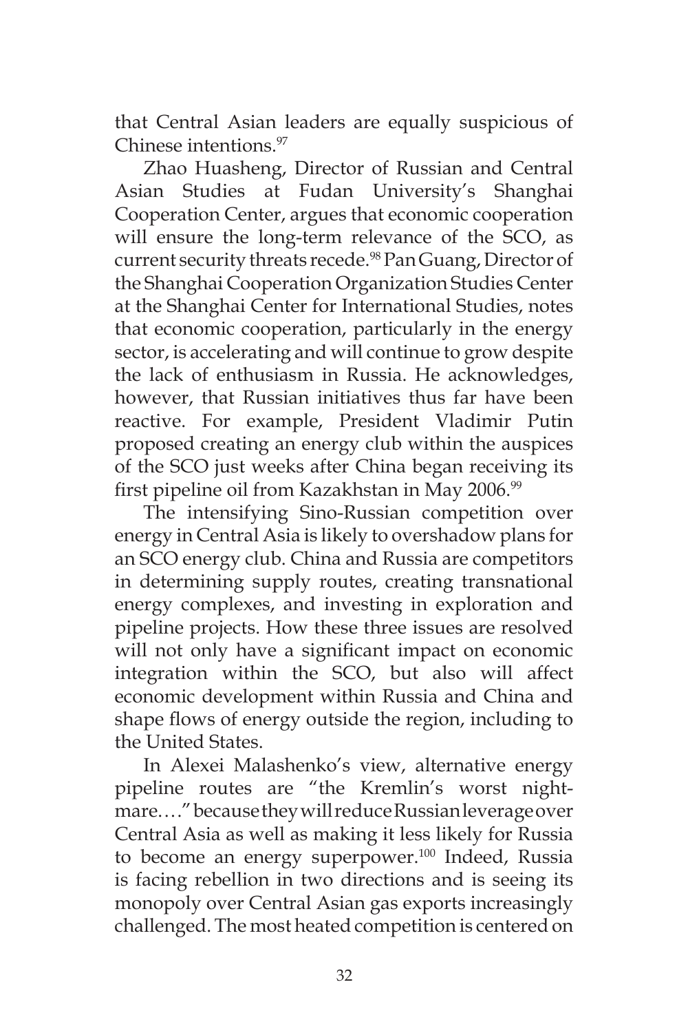that Central Asian leaders are equally suspicious of Chinese intentions.[97]

Zhao Huasheng, Director of Russian and Central Asian Studies at Fudan University's Shanghai Cooperation Center, argues that economic cooperation will ensure the long-term relevance of the SCO, as current security threats recede.[98] Pan Guang, Director of the Shanghai Cooperation Organization Studies Center at the Shanghai Center for International Studies, notes that economic cooperation, particularly in the energy sector, is accelerating and will continue to grow despite the lack of enthusiasm in Russia. He acknowledges, however, that Russian initiatives thus far have been reactive. For example, President Vladimir Putin proposed creating an energy club within the auspices of the SCO just weeks after China began receiving its first pipeline oil from Kazakhstan in May 2006.[99]

The intensifying Sino-Russian competition over energy in Central Asia is likely to overshadow plans for an SCO energy club. China and Russia are competitors in determining supply routes, creating transnational energy complexes, and investing in exploration and pipeline projects. How these three issues are resolved will not only have a significant impact on economic integration within the SCO, but also will affect economic development within Russia and China and shape flows of energy outside the region, including to the United States.

In Alexei Malashenko's view, alternative energy pipeline routes are "the Kremlin's worst nightmare…." because they will reduce Russian leverage over Central Asia as well as making it less likely for Russia to become an energy superpower.[100] Indeed, Russia is facing rebellion in two directions and is seeing its monopoly over Central Asian gas exports increasingly challenged. The most heated competition is centered on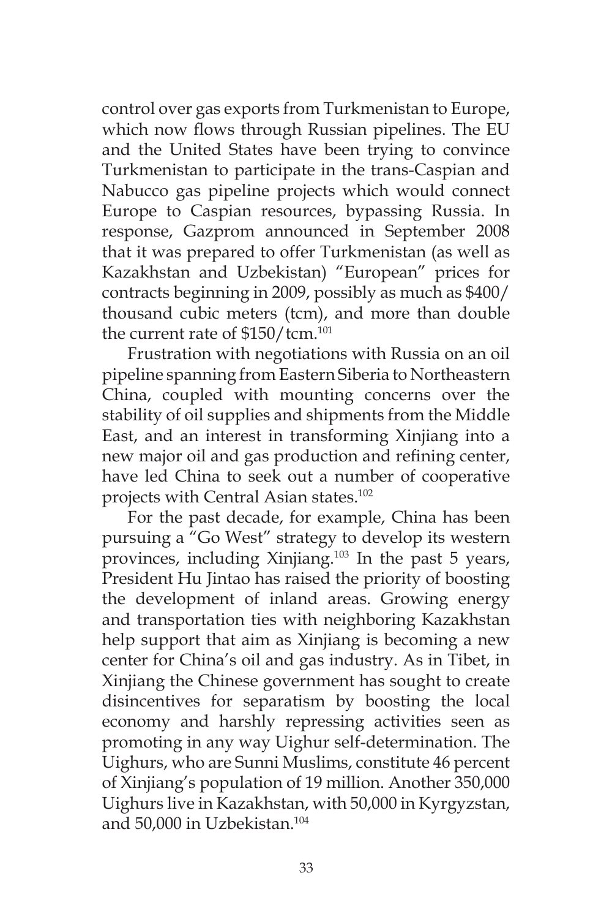control over gas exports from Turkmenistan to Europe, which now flows through Russian pipelines. The EU and the United States have been trying to convince Turkmenistan to participate in the trans-Caspian and Nabucco gas pipeline projects which would connect Europe to Caspian resources, bypassing Russia. In response, Gazprom announced in September 2008 that it was prepared to offer Turkmenistan (as well as Kazakhstan and Uzbekistan) "European" prices for contracts beginning in 2009, possibly as much as $400/thousand cubic meters (tcm), and more than double the current rate of $150/tcm.[101]

Frustration with negotiations with Russia on an oil pipeline spanning from Eastern Siberia to Northeastern China, coupled with mounting concerns over the stability of oil supplies and shipments from the Middle East, and an interest in transforming Xinjiang into a new major oil and gas production and refining center, have led China to seek out a number of cooperative projects with Central Asian states.[102]

For the past decade, for example, China has been pursuing a "Go West" strategy to develop its western provinces, including Xinjiang.[103] In the past 5 years, President Hu Jintao has raised the priority of boosting the development of inland areas. Growing energy and transportation ties with neighboring Kazakhstan help support that aim as Xinjiang is becoming a new center for China's oil and gas industry. As in Tibet, in Xinjiang the Chinese government has sought to create disincentives for separatism by boosting the local economy and harshly repressing activities seen as promoting in any way Uighur self-determination. The Uighurs, who are Sunni Muslims, constitute 46 percent of Xinjiang's population of 19 million. Another 350,000 Uighurs live in Kazakhstan, with 50,000 in Kyrgyzstan, and 50,000 in Uzbekistan.[104]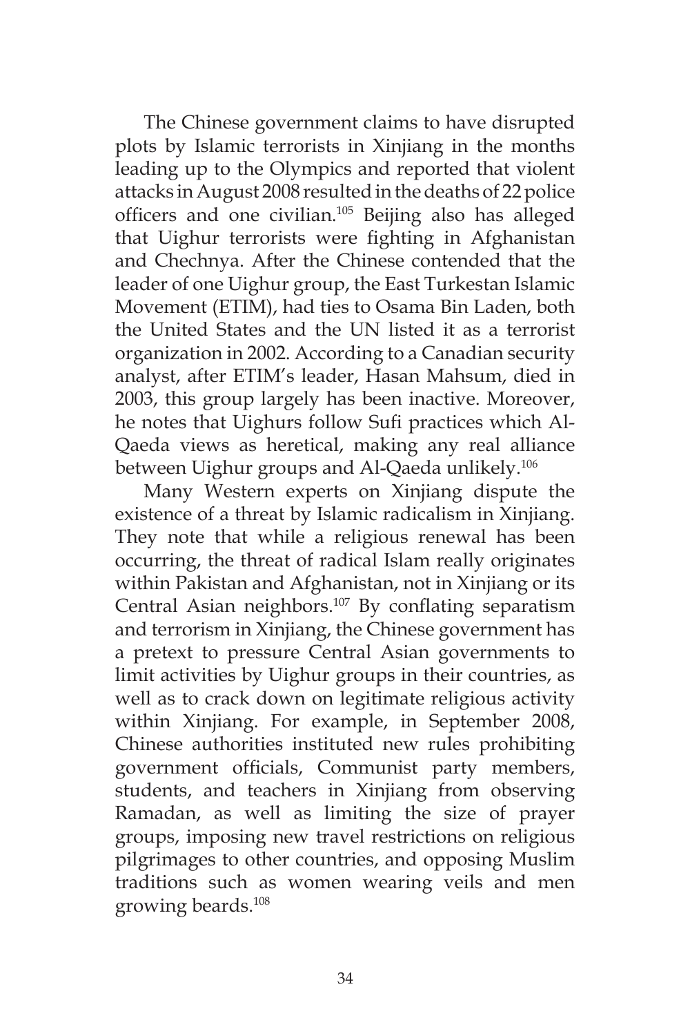The Chinese government claims to have disrupted plots by Islamic terrorists in Xinjiang in the months leading up to the Olympics and reported that violent attacks in August 2008 resulted in the deaths of 22 police officers and one civilian.[105] Beijing also has alleged that Uighur terrorists were fighting in Afghanistan and Chechnya. After the Chinese contended that the leader of one Uighur group, the East Turkestan Islamic Movement (ETIM), had ties to Osama Bin Laden, both the United States and the UN listed it as a terrorist organization in 2002. According to a Canadian security analyst, after ETIM's leader, Hasan Mahsum, died in 2003, this group largely has been inactive. Moreover, he notes that Uighurs follow Sufi practices which Al-Qaeda views as heretical, making any real alliance between Uighur groups and Al-Qaeda unlikely.[106]

Many Western experts on Xinjiang dispute the existence of a threat by Islamic radicalism in Xinjiang. They note that while a religious renewal has been occurring, the threat of radical Islam really originates within Pakistan and Afghanistan, not in Xinjiang or its Central Asian neighbors.[107] By conflating separatism and terrorism in Xinjiang, the Chinese government has a pretext to pressure Central Asian governments to limit activities by Uighur groups in their countries, as well as to crack down on legitimate religious activity within Xinjiang. For example, in September 2008, Chinese authorities instituted new rules prohibiting government officials, Communist party members, students, and teachers in Xinjiang from observing Ramadan, as well as limiting the size of prayer groups, imposing new travel restrictions on religious pilgrimages to other countries, and opposing Muslim traditions such as women wearing veils and men growing beards.[108]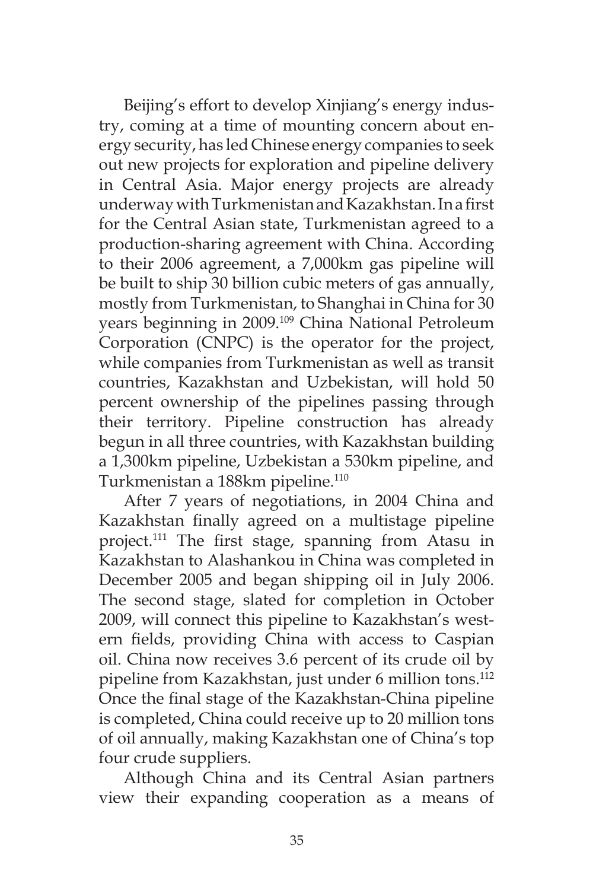Beijing's effort to develop Xinjiang's energy industry, coming at a time of mounting concern about energy security, has led Chinese energy companies to seek out new projects for exploration and pipeline delivery in Central Asia. Major energy projects are already underway with Turkmenistan and Kazakhstan. In a first for the Central Asian state, Turkmenistan agreed to a production-sharing agreement with China. According to their 2006 agreement, a 7,000km gas pipeline will be built to ship 30 billion cubic meters of gas annually, mostly from Turkmenistan, to Shanghai in China for 30 years beginning in 2009.[109] China National Petroleum Corporation (CNPC) is the operator for the project, while companies from Turkmenistan as well as transit countries, Kazakhstan and Uzbekistan, will hold 50 percent ownership of the pipelines passing through their territory. Pipeline construction has already begun in all three countries, with Kazakhstan building a 1,300km pipeline, Uzbekistan a 530km pipeline, and Turkmenistan a 188km pipeline.[110]

After 7 years of negotiations, in 2004 China and Kazakhstan finally agreed on a multistage pipeline project.[111] The first stage, spanning from Atasu in Kazakhstan to Alashankou in China was completed in December 2005 and began shipping oil in July 2006. The second stage, slated for completion in October 2009, will connect this pipeline to Kazakhstan's western fields, providing China with access to Caspian oil. China now receives 3.6 percent of its crude oil by pipeline from Kazakhstan, just under 6 million tons.[112] Once the final stage of the Kazakhstan-China pipeline is completed, China could receive up to 20 million tons of oil annually, making Kazakhstan one of China's top four crude suppliers.

Although China and its Central Asian partners view their expanding cooperation as a means of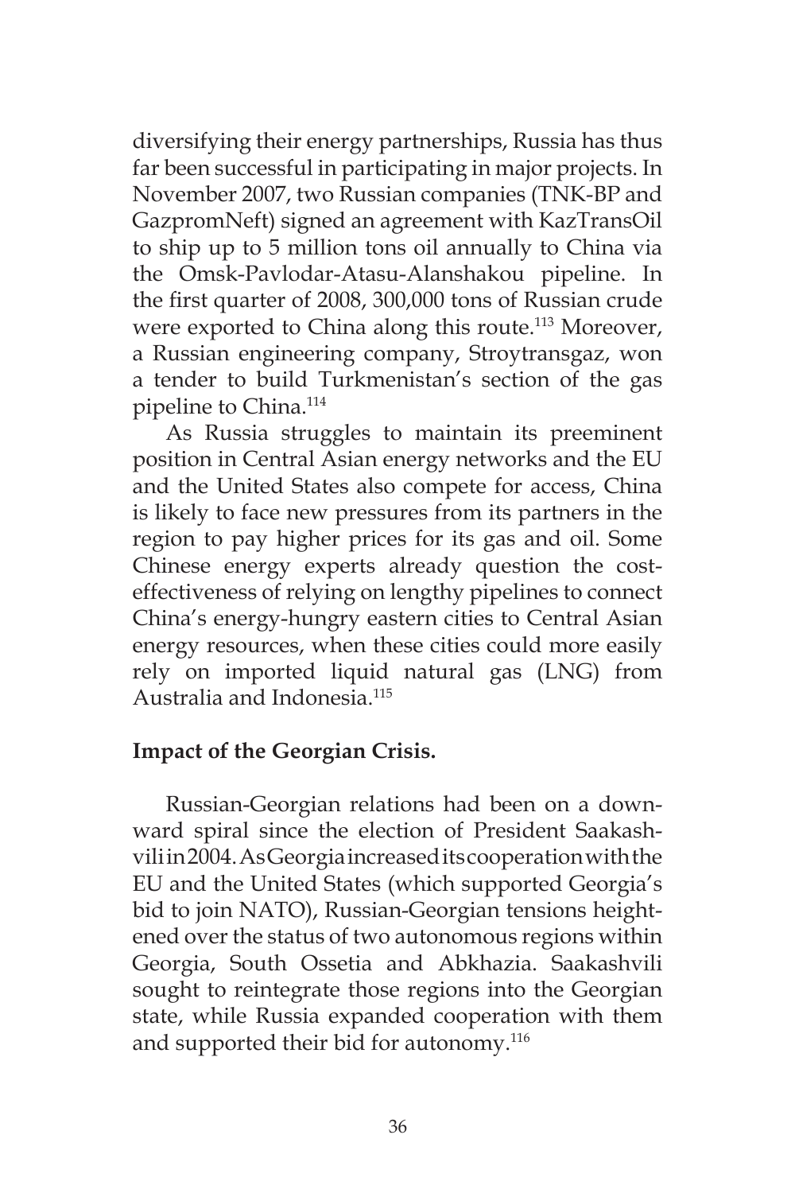diversifying their energy partnerships, Russia has thus far been successful in participating in major projects. In November 2007, two Russian companies (TNK-BP and GazpromNeft) signed an agreement with KazTransOil to ship up to 5 million tons oil annually to China via the Omsk-Pavlodar-Atasu-Alanshakou pipeline. In the first quarter of 2008, 300,000 tons of Russian crude were exported to China along this route.[113] Moreover, a Russian engineering company, Stroytransgaz, won a tender to build Turkmenistan's section of the gas pipeline to China.[114]

As Russia struggles to maintain its preeminent position in Central Asian energy networks and the EU and the United States also compete for access, China is likely to face new pressures from its partners in the region to pay higher prices for its gas and oil. Some Chinese energy experts already question the cost-effectiveness of relying on lengthy pipelines to connect China's energy-hungry eastern cities to Central Asian energy resources, when these cities could more easily rely on imported liquid natural gas (LNG) from Australia and Indonesia.[115]

**Impact of the Georgian Crisis.**

Russian-Georgian relations had been on a downward spiral since the election of President Saakashvili in 2004. As Georgia increased its cooperation with the EU and the United States (which supported Georgia's bid to join NATO), Russian-Georgian tensions heightened over the status of two autonomous regions within Georgia, South Ossetia and Abkhazia. Saakashvili sought to reintegrate those regions into the Georgian state, while Russia expanded cooperation with them and supported their bid for autonomy.[116]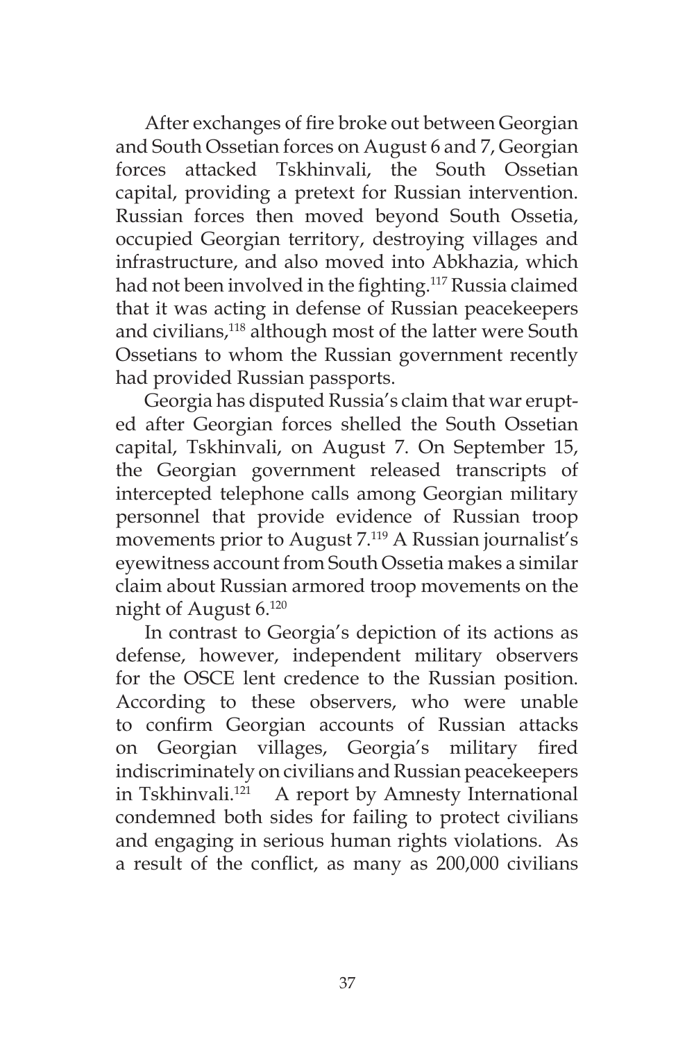After exchanges of fire broke out between Georgian and South Ossetian forces on August 6 and 7, Georgian forces attacked Tskhinvali, the South Ossetian capital, providing a pretext for Russian intervention. Russian forces then moved beyond South Ossetia, occupied Georgian territory, destroying villages and infrastructure, and also moved into Abkhazia, which had not been involved in the fighting.[117] Russia claimed that it was acting in defense of Russian peacekeepers and civilians,[118] although most of the latter were South Ossetians to whom the Russian government recently had provided Russian passports.

Georgia has disputed Russia's claim that war erupted after Georgian forces shelled the South Ossetian capital, Tskhinvali, on August 7. On September 15, the Georgian government released transcripts of intercepted telephone calls among Georgian military personnel that provide evidence of Russian troop movements prior to August 7.[119] A Russian journalist's eyewitness account from South Ossetia makes a similar claim about Russian armored troop movements on the night of August 6.[120]

In contrast to Georgia's depiction of its actions as defense, however, independent military observers for the OSCE lent credence to the Russian position. According to these observers, who were unable to confirm Georgian accounts of Russian attacks on Georgian villages, Georgia's military fired indiscriminately on civilians and Russian peacekeepers in Tskhinvali.[121] A report by Amnesty International condemned both sides for failing to protect civilians and engaging in serious human rights violations. As a result of the conflict, as many as 200,000 civilians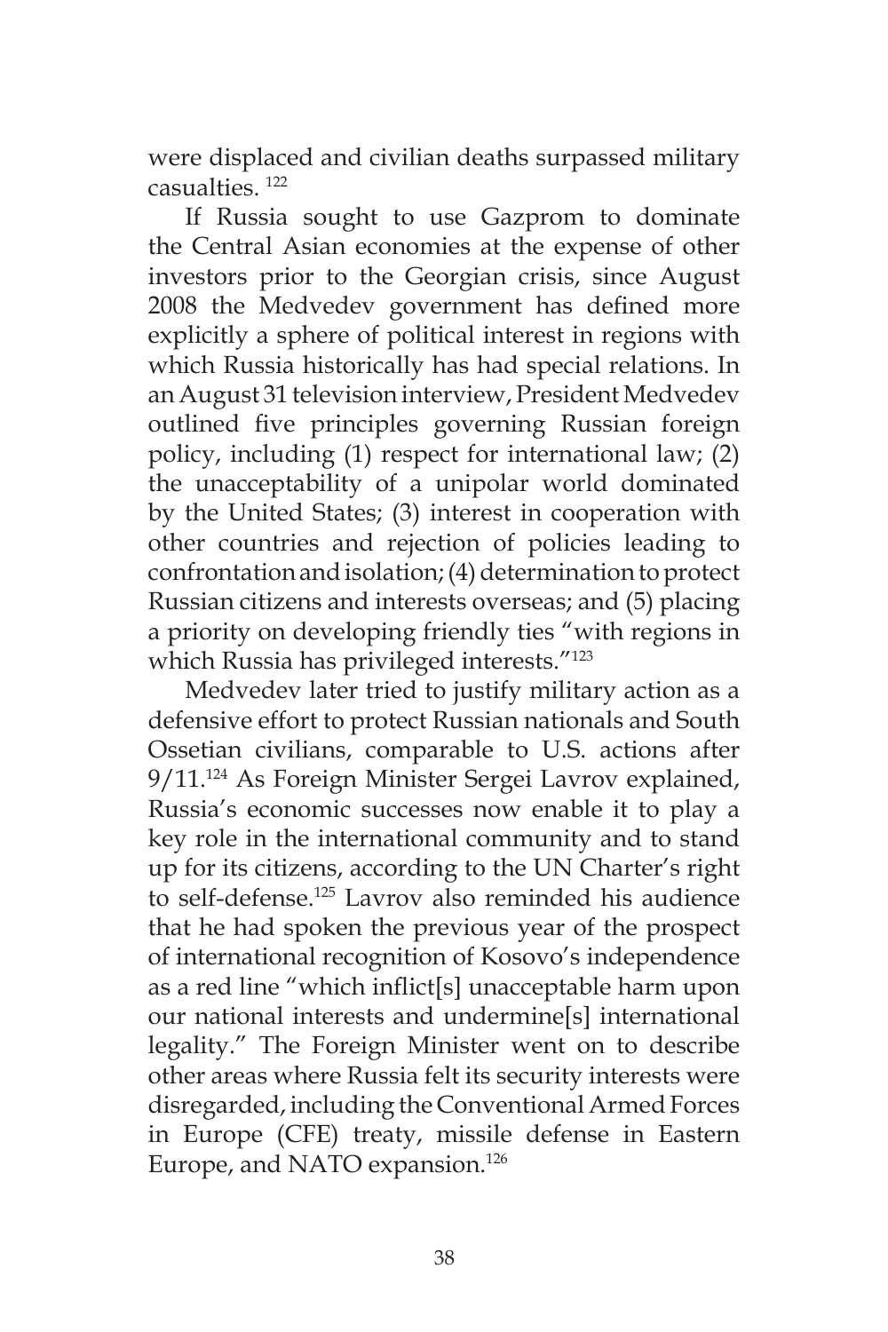were displaced and civilian deaths surpassed military casualties. [122]

If Russia sought to use Gazprom to dominate the Central Asian economies at the expense of other investors prior to the Georgian crisis, since August 2008 the Medvedev government has defined more explicitly a sphere of political interest in regions with which Russia historically has had special relations. In an August 31 television interview, President Medvedev outlined five principles governing Russian foreign policy, including (1) respect for international law; (2) the unacceptability of a unipolar world dominated by the United States; (3) interest in cooperation with other countries and rejection of policies leading to confrontation and isolation; (4) determination to protect Russian citizens and interests overseas; and (5) placing a priority on developing friendly ties "with regions in which Russia has privileged interests."[123]

Medvedev later tried to justify military action as a defensive effort to protect Russian nationals and South Ossetian civilians, comparable to U.S. actions after 9/11.[124] As Foreign Minister Sergei Lavrov explained, Russia's economic successes now enable it to play a key role in the international community and to stand up for its citizens, according to the UN Charter's right to self-defense.[125] Lavrov also reminded his audience that he had spoken the previous year of the prospect of international recognition of Kosovo's independence as a red line "which inflict[s] unacceptable harm upon our national interests and undermine[s] international legality." The Foreign Minister went on to describe other areas where Russia felt its security interests were disregarded, including the Conventional Armed Forces in Europe (CFE) treaty, missile defense in Eastern Europe, and NATO expansion.[126]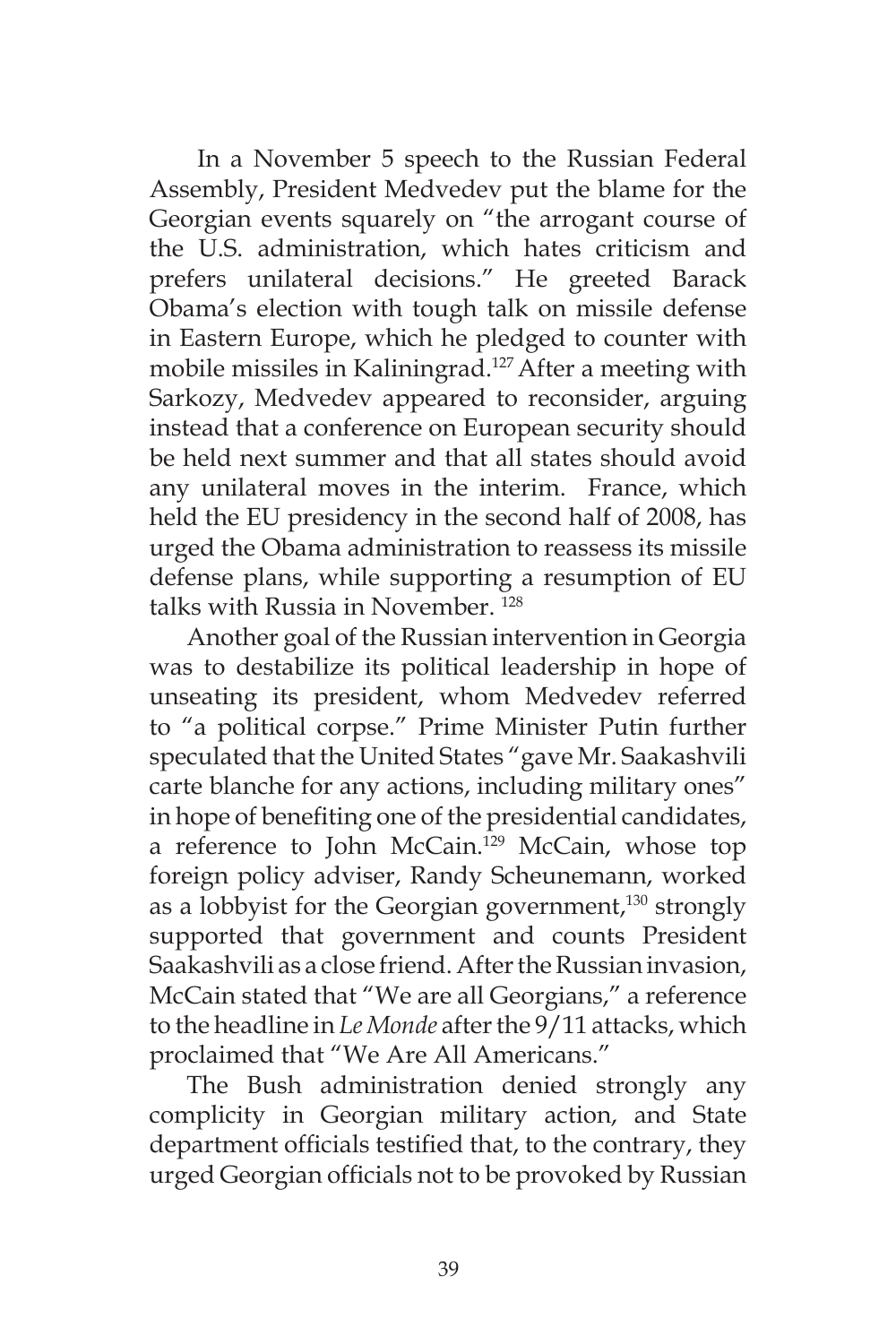In a November 5 speech to the Russian Federal Assembly, President Medvedev put the blame for the Georgian events squarely on "the arrogant course of the U.S. administration, which hates criticism and prefers unilateral decisions." He greeted Barack Obama's election with tough talk on missile defense in Eastern Europe, which he pledged to counter with mobile missiles in Kaliningrad.[127] After a meeting with Sarkozy, Medvedev appeared to reconsider, arguing instead that a conference on European security should be held next summer and that all states should avoid any unilateral moves in the interim. France, which held the EU presidency in the second half of 2008, has urged the Obama administration to reassess its missile defense plans, while supporting a resumption of EU talks with Russia in November. [128]

Another goal of the Russian intervention in Georgia was to destabilize its political leadership in hope of unseating its president, whom Medvedev referred to "a political corpse." Prime Minister Putin further speculated that the United States "gave Mr. Saakashvili carte blanche for any actions, including military ones" in hope of benefiting one of the presidential candidates, a reference to John McCain.[129] McCain, whose top foreign policy adviser, Randy Scheunemann, worked as a lobbyist for the Georgian government,[130] strongly supported that government and counts President Saakashvili as a close friend. After the Russian invasion, McCain stated that "We are all Georgians," a reference to the headline in *Le Monde* after the 9/11 attacks, which proclaimed that "We Are All Americans."

The Bush administration denied strongly any complicity in Georgian military action, and State department officials testified that, to the contrary, they urged Georgian officials not to be provoked by Russian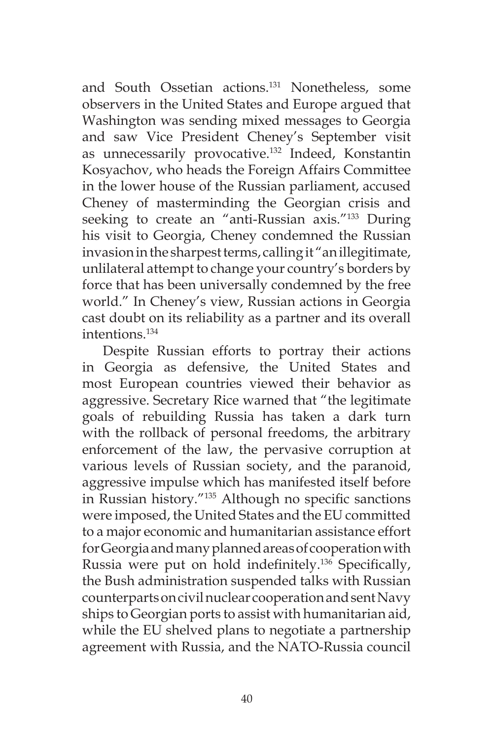and South Ossetian actions.[131] Nonetheless, some observers in the United States and Europe argued that Washington was sending mixed messages to Georgia and saw Vice President Cheney's September visit as unnecessarily provocative.[132] Indeed, Konstantin Kosyachov, who heads the Foreign Affairs Committee in the lower house of the Russian parliament, accused Cheney of masterminding the Georgian crisis and seeking to create an "anti-Russian axis."[133] During his visit to Georgia, Cheney condemned the Russian invasion in the sharpest terms, calling it "an illegitimate, unlilateral attempt to change your country's borders by force that has been universally condemned by the free world." In Cheney's view, Russian actions in Georgia cast doubt on its reliability as a partner and its overall intentions.[134]

Despite Russian efforts to portray their actions in Georgia as defensive, the United States and most European countries viewed their behavior as aggressive. Secretary Rice warned that "the legitimate goals of rebuilding Russia has taken a dark turn with the rollback of personal freedoms, the arbitrary enforcement of the law, the pervasive corruption at various levels of Russian society, and the paranoid, aggressive impulse which has manifested itself before in Russian history."[135] Although no specific sanctions were imposed, the United States and the EU committed to a major economic and humanitarian assistance effort for Georgia and many planned areas of cooperation with Russia were put on hold indefinitely.[136] Specifically, the Bush administration suspended talks with Russian counterparts on civil nuclear cooperation and sent Navy ships to Georgian ports to assist with humanitarian aid, while the EU shelved plans to negotiate a partnership agreement with Russia, and the NATO-Russia council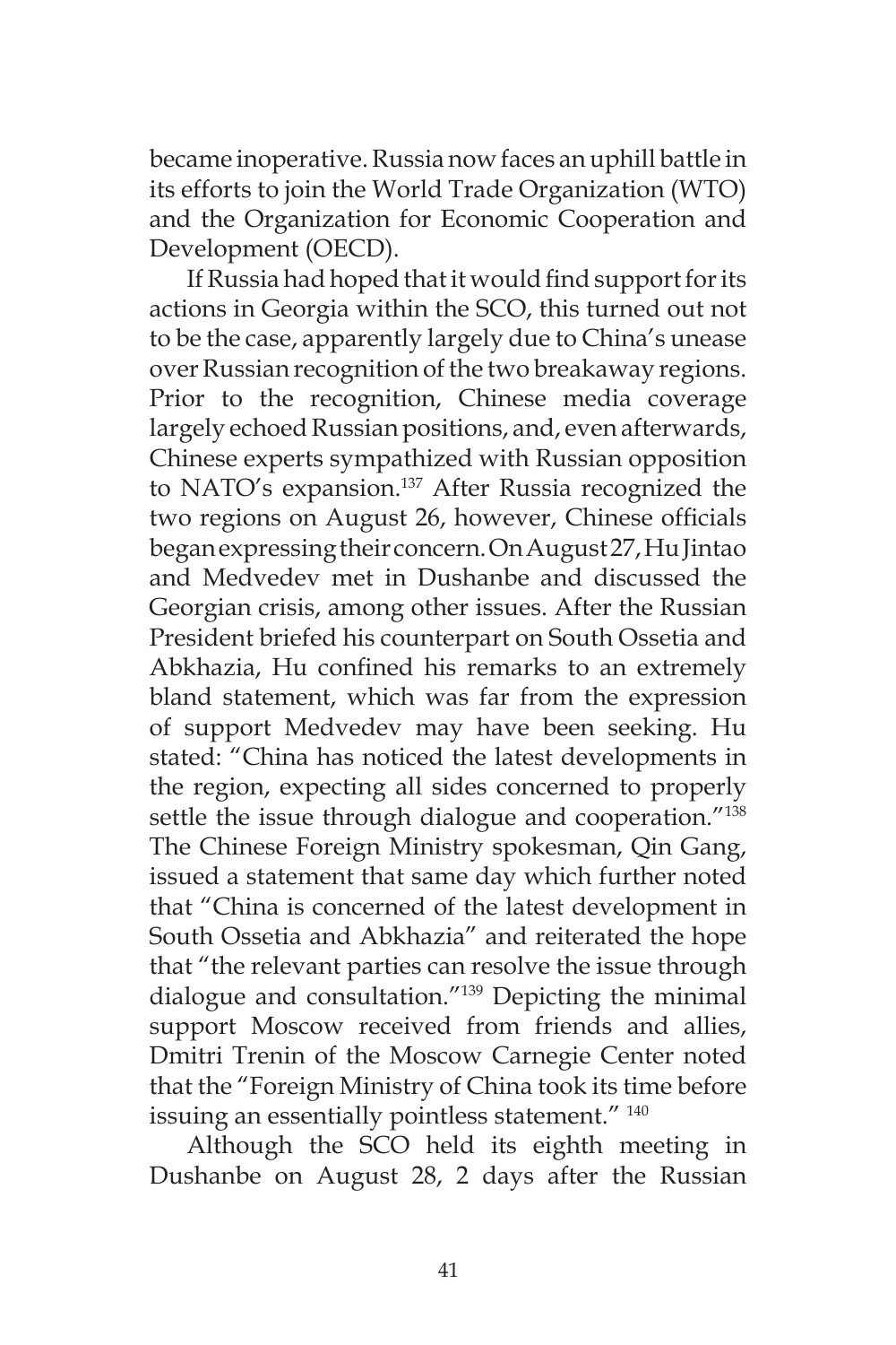became inoperative. Russia now faces an uphill battle in its efforts to join the World Trade Organization (WTO) and the Organization for Economic Cooperation and Development (OECD).

If Russia had hoped that it would find support for its actions in Georgia within the SCO, this turned out not to be the case, apparently largely due to China's unease over Russian recognition of the two breakaway regions. Prior to the recognition, Chinese media coverage largely echoed Russian positions, and, even afterwards, Chinese experts sympathized with Russian opposition to NATO's expansion.[137] After Russia recognized the two regions on August 26, however, Chinese officials began expressing their concern. On August 27, Hu Jintao and Medvedev met in Dushanbe and discussed the Georgian crisis, among other issues. After the Russian President briefed his counterpart on South Ossetia and Abkhazia, Hu confined his remarks to an extremely bland statement, which was far from the expression of support Medvedev may have been seeking. Hu stated: "China has noticed the latest developments in the region, expecting all sides concerned to properly settle the issue through dialogue and cooperation."[138] The Chinese Foreign Ministry spokesman, Qin Gang, issued a statement that same day which further noted that "China is concerned of the latest development in South Ossetia and Abkhazia" and reiterated the hope that "the relevant parties can resolve the issue through dialogue and consultation."[139] Depicting the minimal support Moscow received from friends and allies, Dmitri Trenin of the Moscow Carnegie Center noted that the "Foreign Ministry of China took its time before issuing an essentially pointless statement." [140]

Although the SCO held its eighth meeting in Dushanbe on August 28, 2 days after the Russian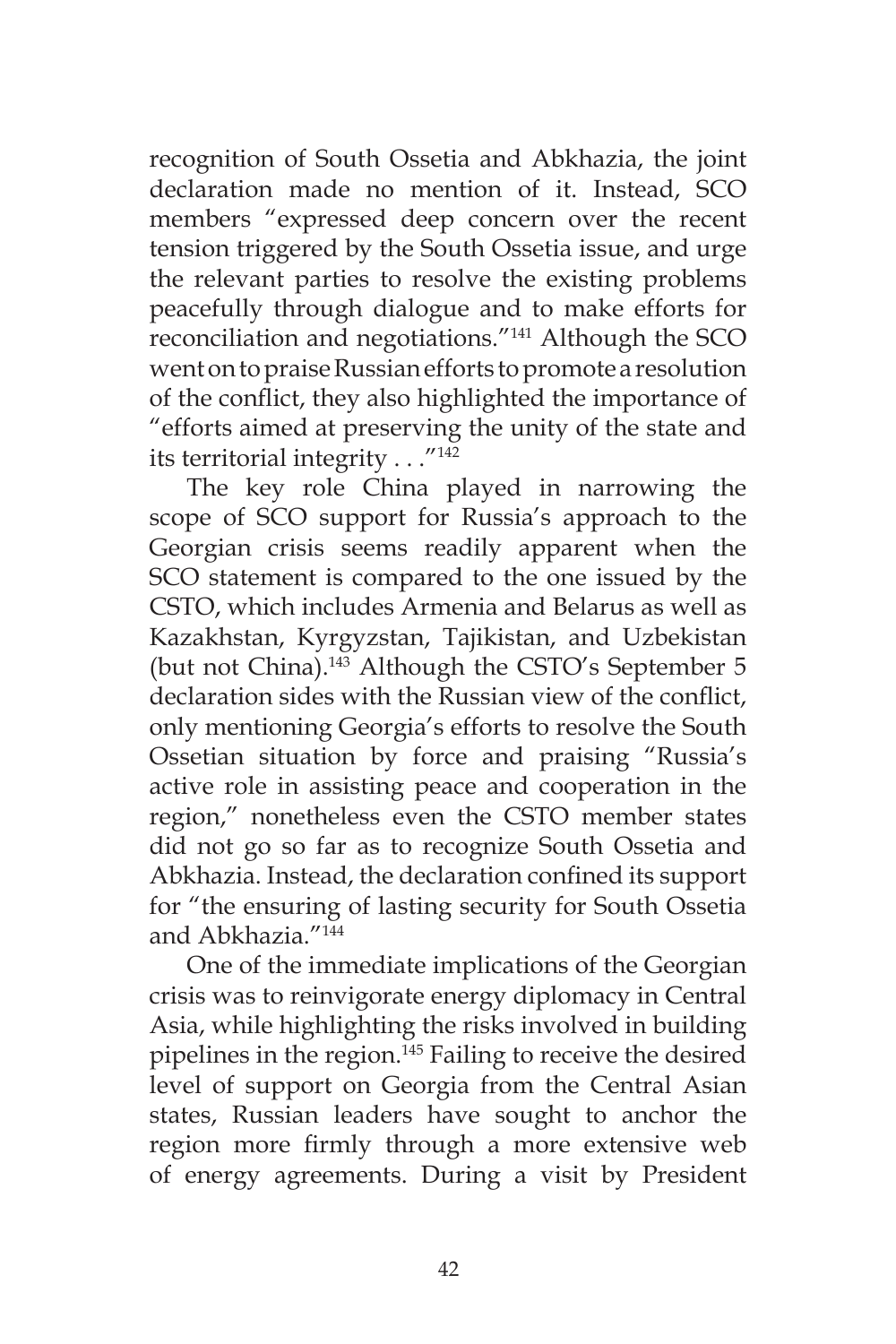recognition of South Ossetia and Abkhazia, the joint declaration made no mention of it. Instead, SCO members "expressed deep concern over the recent tension triggered by the South Ossetia issue, and urge the relevant parties to resolve the existing problems peacefully through dialogue and to make efforts for reconciliation and negotiations."[141] Although the SCO went on to praise Russian efforts to promote a resolution of the conflict, they also highlighted the importance of "efforts aimed at preserving the unity of the state and its territorial integrity . . ."[142]

The key role China played in narrowing the scope of SCO support for Russia's approach to the Georgian crisis seems readily apparent when the SCO statement is compared to the one issued by the CSTO, which includes Armenia and Belarus as well as Kazakhstan, Kyrgyzstan, Tajikistan, and Uzbekistan (but not China).[143] Although the CSTO's September 5 declaration sides with the Russian view of the conflict, only mentioning Georgia's efforts to resolve the South Ossetian situation by force and praising "Russia's active role in assisting peace and cooperation in the region," nonetheless even the CSTO member states did not go so far as to recognize South Ossetia and Abkhazia. Instead, the declaration confined its support for "the ensuring of lasting security for South Ossetia and Abkhazia."[144]

One of the immediate implications of the Georgian crisis was to reinvigorate energy diplomacy in Central Asia, while highlighting the risks involved in building pipelines in the region.[145] Failing to receive the desired level of support on Georgia from the Central Asian states, Russian leaders have sought to anchor the region more firmly through a more extensive web of energy agreements. During a visit by President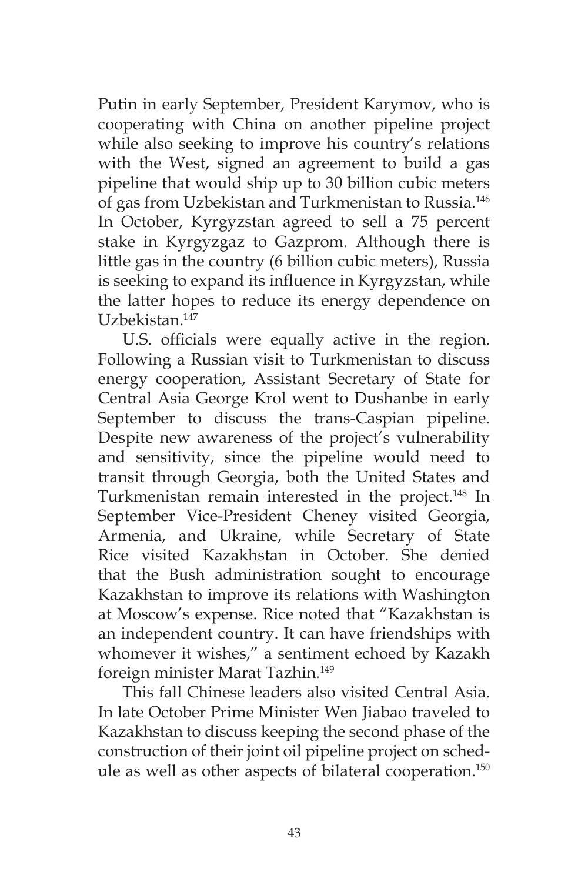Putin in early September, President Karymov, who is cooperating with China on another pipeline project while also seeking to improve his country's relations with the West, signed an agreement to build a gas pipeline that would ship up to 30 billion cubic meters of gas from Uzbekistan and Turkmenistan to Russia.[146] In October, Kyrgyzstan agreed to sell a 75 percent stake in Kyrgyzgaz to Gazprom. Although there is little gas in the country (6 billion cubic meters), Russia is seeking to expand its influence in Kyrgyzstan, while the latter hopes to reduce its energy dependence on Uzbekistan.[147]

U.S. officials were equally active in the region. Following a Russian visit to Turkmenistan to discuss energy cooperation, Assistant Secretary of State for Central Asia George Krol went to Dushanbe in early September to discuss the trans-Caspian pipeline. Despite new awareness of the project's vulnerability and sensitivity, since the pipeline would need to transit through Georgia, both the United States and Turkmenistan remain interested in the project.[148] In September Vice-President Cheney visited Georgia, Armenia, and Ukraine, while Secretary of State Rice visited Kazakhstan in October. She denied that the Bush administration sought to encourage Kazakhstan to improve its relations with Washington at Moscow's expense. Rice noted that "Kazakhstan is an independent country. It can have friendships with whomever it wishes," a sentiment echoed by Kazakh foreign minister Marat Tazhin.[149]

This fall Chinese leaders also visited Central Asia. In late October Prime Minister Wen Jiabao traveled to Kazakhstan to discuss keeping the second phase of the construction of their joint oil pipeline project on schedule as well as other aspects of bilateral cooperation.[150]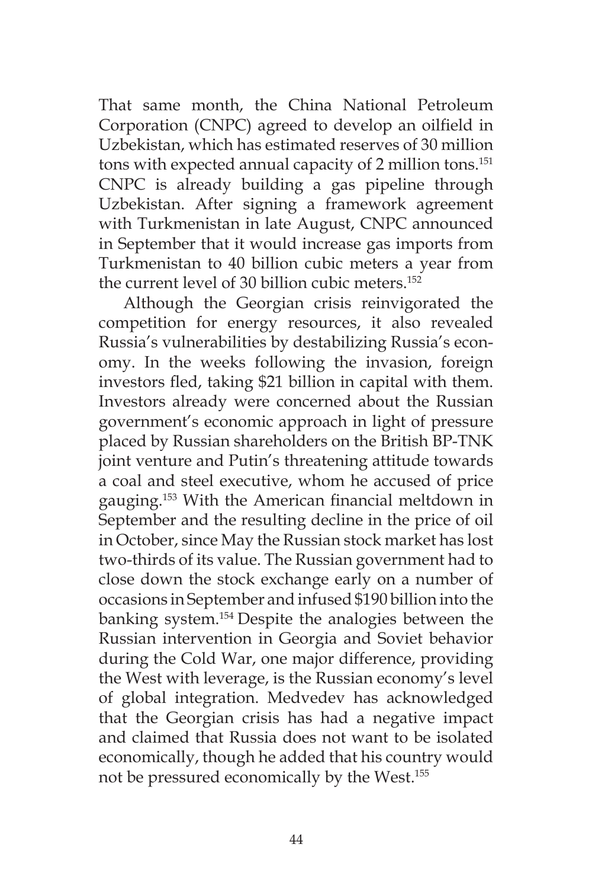That same month, the China National Petroleum Corporation (CNPC) agreed to develop an oilfield in Uzbekistan, which has estimated reserves of 30 million tons with expected annual capacity of 2 million tons.[151] CNPC is already building a gas pipeline through Uzbekistan. After signing a framework agreement with Turkmenistan in late August, CNPC announced in September that it would increase gas imports from Turkmenistan to 40 billion cubic meters a year from the current level of 30 billion cubic meters.[152]

Although the Georgian crisis reinvigorated the competition for energy resources, it also revealed Russia's vulnerabilities by destabilizing Russia's economy. In the weeks following the invasion, foreign investors fled, taking $21 billion in capital with them. Investors already were concerned about the Russian government's economic approach in light of pressure placed by Russian shareholders on the British BP-TNK joint venture and Putin's threatening attitude towards a coal and steel executive, whom he accused of price gauging.[153] With the American financial meltdown in September and the resulting decline in the price of oil in October, since May the Russian stock market has lost two-thirds of its value. The Russian government had to close down the stock exchange early on a number of occasions in September and infused $190 billion into the banking system.[154] Despite the analogies between the Russian intervention in Georgia and Soviet behavior during the Cold War, one major difference, providing the West with leverage, is the Russian economy's level of global integration. Medvedev has acknowledged that the Georgian crisis has had a negative impact and claimed that Russia does not want to be isolated economically, though he added that his country would not be pressured economically by the West.[155]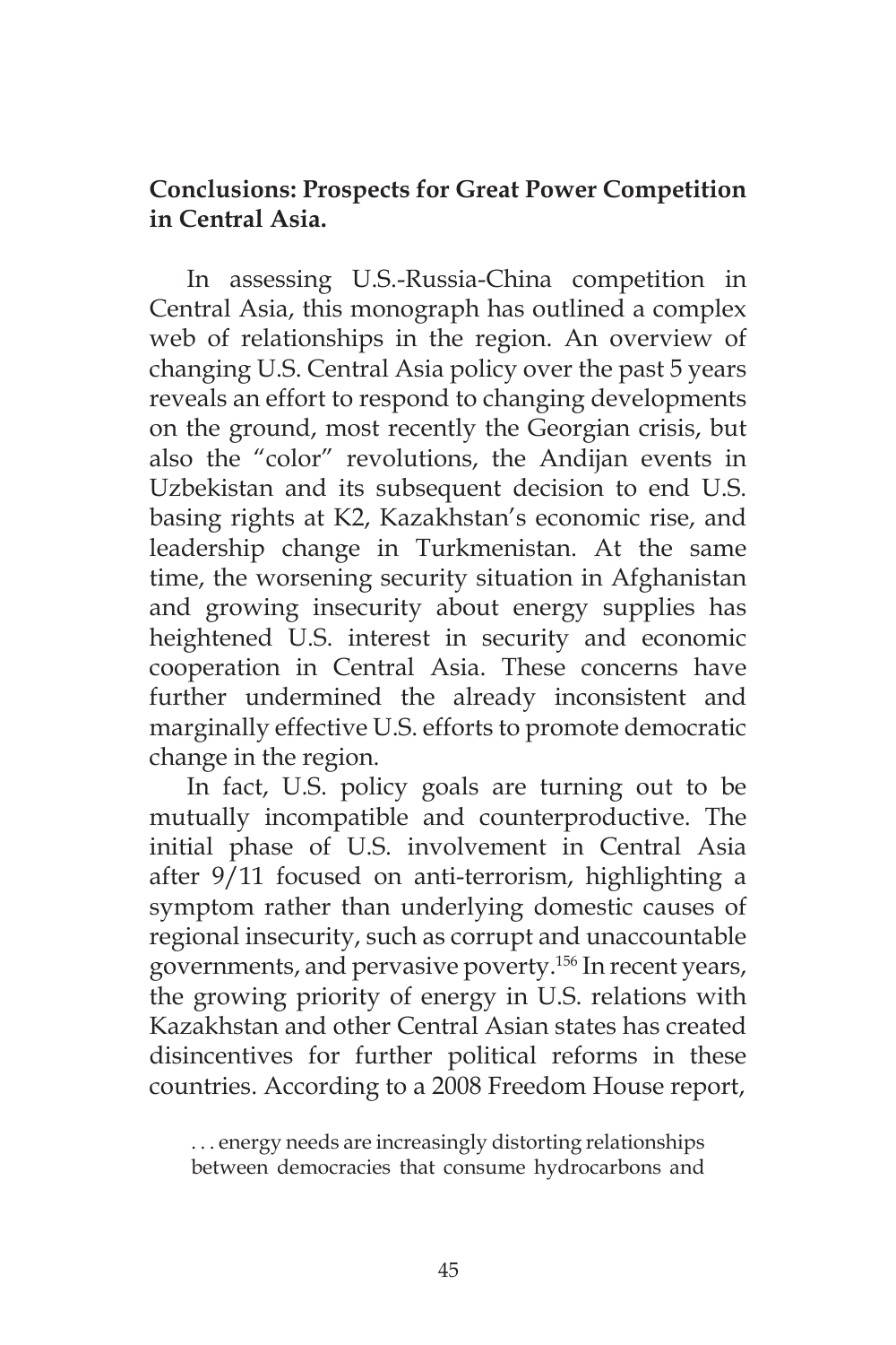## Conclusions: Prospects for Great Power Competition in Central Asia.

In assessing U.S.-Russia-China competition in Central Asia, this monograph has outlined a complex web of relationships in the region. An overview of changing U.S. Central Asia policy over the past 5 years reveals an effort to respond to changing developments on the ground, most recently the Georgian crisis, but also the "color" revolutions, the Andijan events in Uzbekistan and its subsequent decision to end U.S. basing rights at K2, Kazakhstan's economic rise, and leadership change in Turkmenistan. At the same time, the worsening security situation in Afghanistan and growing insecurity about energy supplies has heightened U.S. interest in security and economic cooperation in Central Asia. These concerns have further undermined the already inconsistent and marginally effective U.S. efforts to promote democratic change in the region.

In fact, U.S. policy goals are turning out to be mutually incompatible and counterproductive. The initial phase of U.S. involvement in Central Asia after 9/11 focused on anti-terrorism, highlighting a symptom rather than underlying domestic causes of regional insecurity, such as corrupt and unaccountable governments, and pervasive poverty.[156] In recent years, the growing priority of energy in U.S. relations with Kazakhstan and other Central Asian states has created disincentives for further political reforms in these countries. According to a 2008 Freedom House report,

> . . . energy needs are increasingly distorting relationships between democracies that consume hydrocarbons and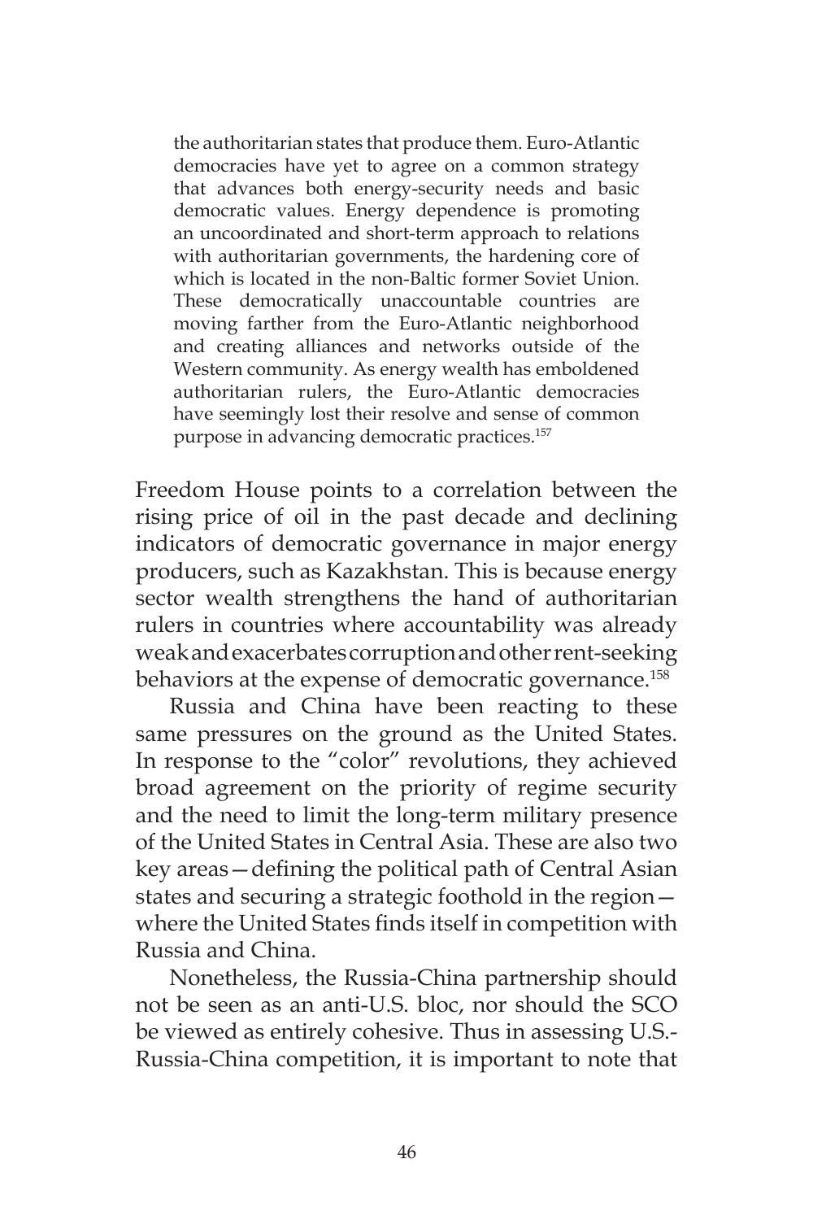> the authoritarian states that produce them. Euro-Atlantic democracies have yet to agree on a common strategy that advances both energy-security needs and basic democratic values. Energy dependence is promoting an uncoordinated and short-term approach to relations with authoritarian governments, the hardening core of which is located in the non-Baltic former Soviet Union. These democratically unaccountable countries are moving farther from the Euro-Atlantic neighborhood and creating alliances and networks outside of the Western community. As energy wealth has emboldened authoritarian rulers, the Euro-Atlantic democracies have seemingly lost their resolve and sense of common purpose in advancing democratic practices.[157]

Freedom House points to a correlation between the rising price of oil in the past decade and declining indicators of democratic governance in major energy producers, such as Kazakhstan. This is because energy sector wealth strengthens the hand of authoritarian rulers in countries where accountability was already weak and exacerbates corruption and other rent-seeking behaviors at the expense of democratic governance.[158]

Russia and China have been reacting to these same pressures on the ground as the United States. In response to the "color" revolutions, they achieved broad agreement on the priority of regime security and the need to limit the long-term military presence of the United States in Central Asia. These are also two key areas—defining the political path of Central Asian states and securing a strategic foothold in the region—where the United States finds itself in competition with Russia and China.

Nonetheless, the Russia-China partnership should not be seen as an anti-U.S. bloc, nor should the SCO be viewed as entirely cohesive. Thus in assessing U.S.-Russia-China competition, it is important to note that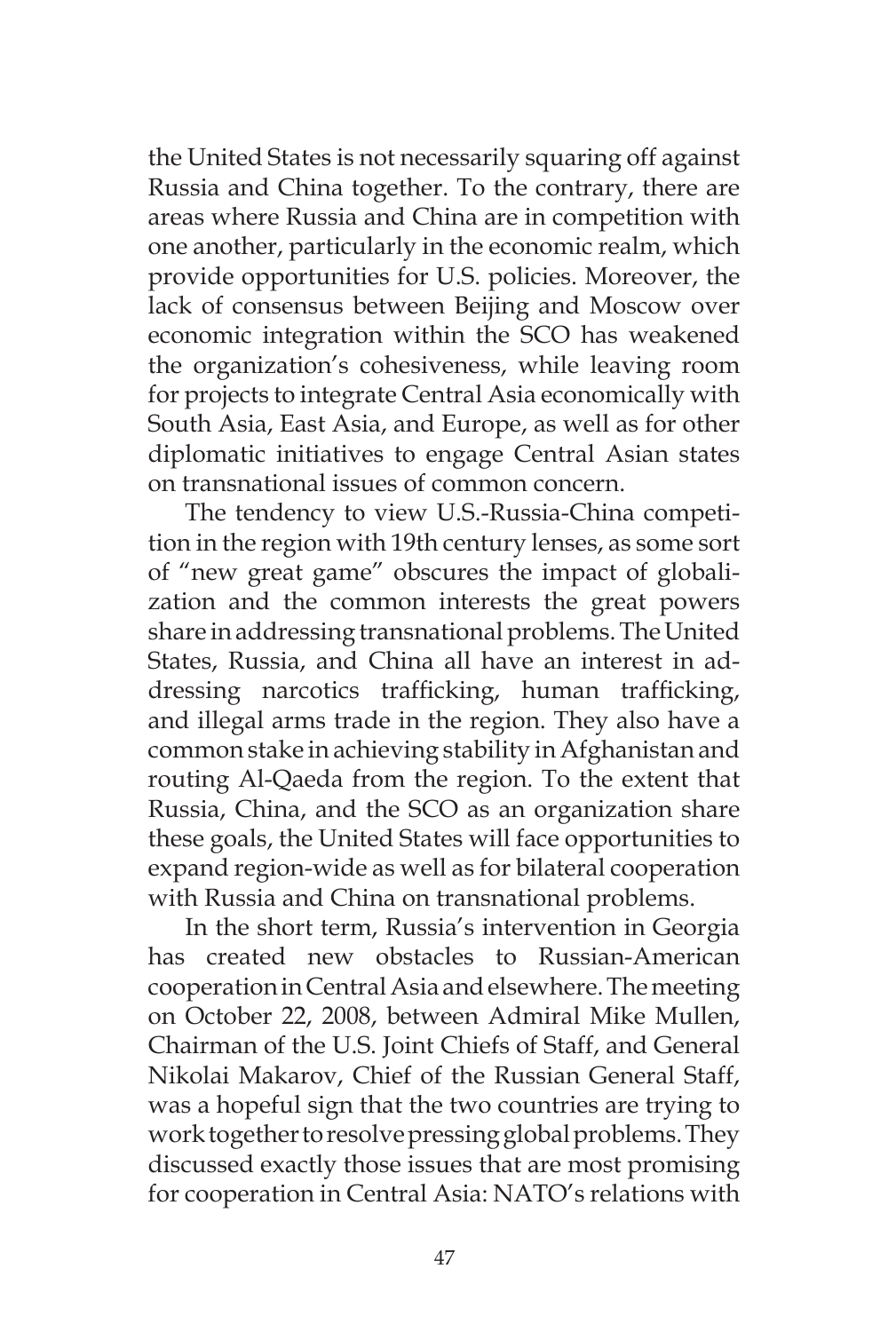the United States is not necessarily squaring off against Russia and China together. To the contrary, there are areas where Russia and China are in competition with one another, particularly in the economic realm, which provide opportunities for U.S. policies. Moreover, the lack of consensus between Beijing and Moscow over economic integration within the SCO has weakened the organization's cohesiveness, while leaving room for projects to integrate Central Asia economically with South Asia, East Asia, and Europe, as well as for other diplomatic initiatives to engage Central Asian states on transnational issues of common concern.

The tendency to view U.S.-Russia-China competition in the region with 19th century lenses, as some sort of "new great game" obscures the impact of globalization and the common interests the great powers share in addressing transnational problems. The United States, Russia, and China all have an interest in addressing narcotics trafficking, human trafficking, and illegal arms trade in the region. They also have a common stake in achieving stability in Afghanistan and routing Al-Qaeda from the region. To the extent that Russia, China, and the SCO as an organization share these goals, the United States will face opportunities to expand region-wide as well as for bilateral cooperation with Russia and China on transnational problems.

In the short term, Russia's intervention in Georgia has created new obstacles to Russian-American cooperation in Central Asia and elsewhere. The meeting on October 22, 2008, between Admiral Mike Mullen, Chairman of the U.S. Joint Chiefs of Staff, and General Nikolai Makarov, Chief of the Russian General Staff, was a hopeful sign that the two countries are trying to work together to resolve pressing global problems. They discussed exactly those issues that are most promising for cooperation in Central Asia: NATO's relations with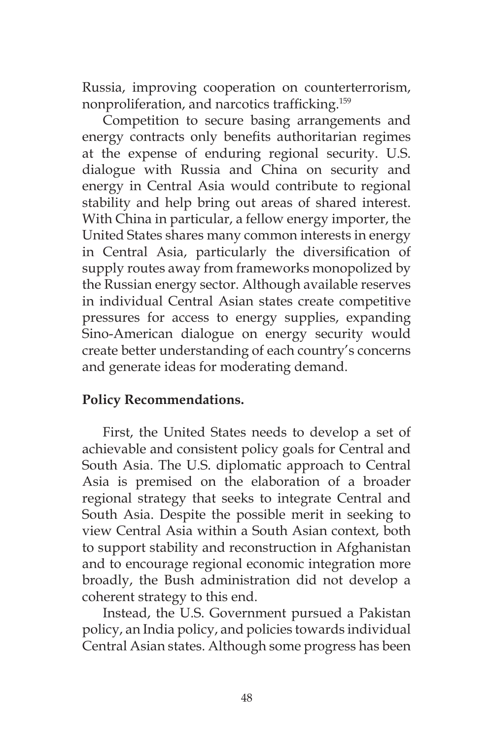Russia, improving cooperation on counterterrorism, nonproliferation, and narcotics trafficking.[159]

Competition to secure basing arrangements and energy contracts only benefits authoritarian regimes at the expense of enduring regional security. U.S. dialogue with Russia and China on security and energy in Central Asia would contribute to regional stability and help bring out areas of shared interest. With China in particular, a fellow energy importer, the United States shares many common interests in energy in Central Asia, particularly the diversification of supply routes away from frameworks monopolized by the Russian energy sector. Although available reserves in individual Central Asian states create competitive pressures for access to energy supplies, expanding Sino-American dialogue on energy security would create better understanding of each country's concerns and generate ideas for moderating demand.

**Policy Recommendations.**

First, the United States needs to develop a set of achievable and consistent policy goals for Central and South Asia. The U.S. diplomatic approach to Central Asia is premised on the elaboration of a broader regional strategy that seeks to integrate Central and South Asia. Despite the possible merit in seeking to view Central Asia within a South Asian context, both to support stability and reconstruction in Afghanistan and to encourage regional economic integration more broadly, the Bush administration did not develop a coherent strategy to this end.

Instead, the U.S. Government pursued a Pakistan policy, an India policy, and policies towards individual Central Asian states. Although some progress has been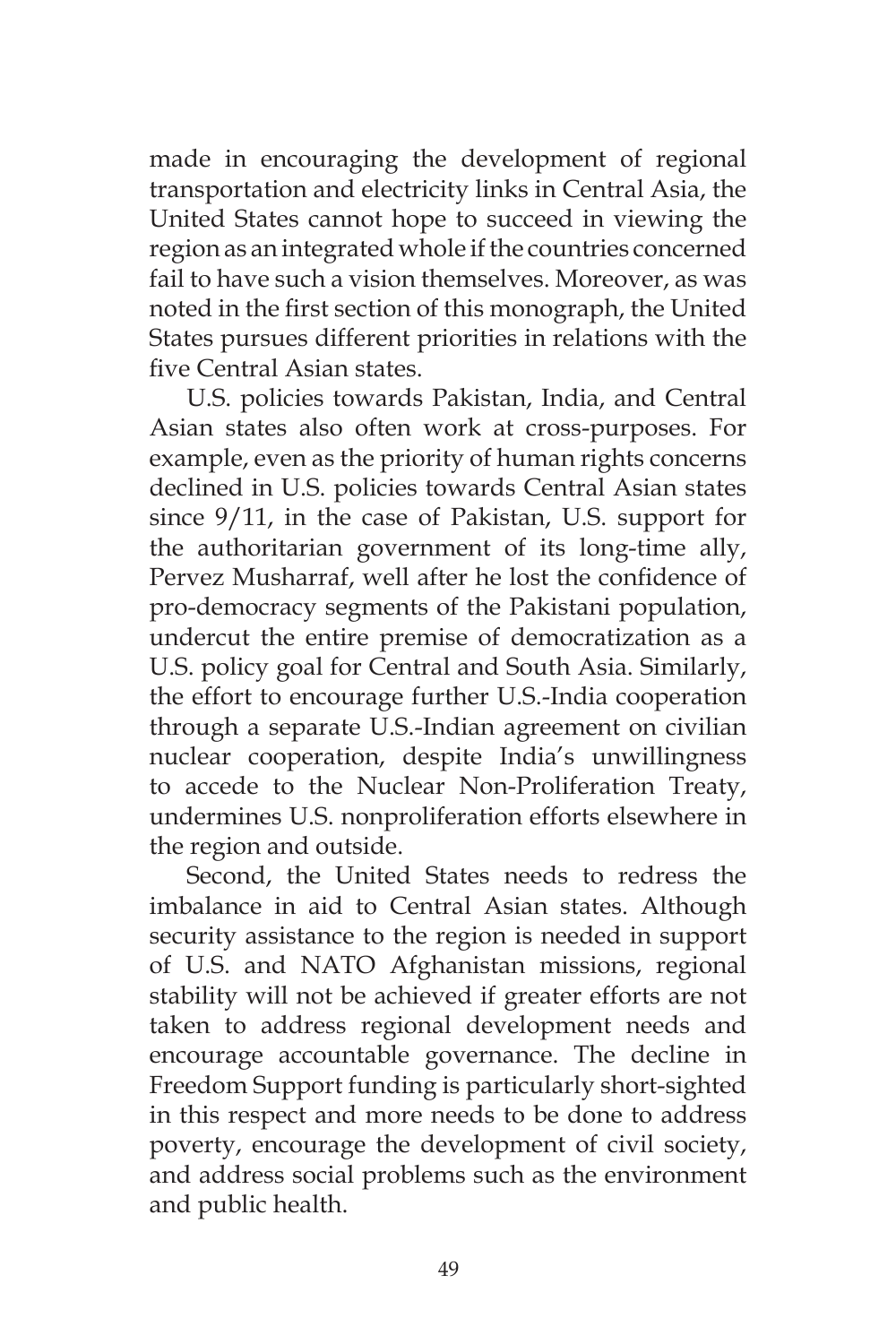made in encouraging the development of regional transportation and electricity links in Central Asia, the United States cannot hope to succeed in viewing the region as an integrated whole if the countries concerned fail to have such a vision themselves. Moreover, as was noted in the first section of this monograph, the United States pursues different priorities in relations with the five Central Asian states.

U.S. policies towards Pakistan, India, and Central Asian states also often work at cross-purposes. For example, even as the priority of human rights concerns declined in U.S. policies towards Central Asian states since 9/11, in the case of Pakistan, U.S. support for the authoritarian government of its long-time ally, Pervez Musharraf, well after he lost the confidence of pro-democracy segments of the Pakistani population, undercut the entire premise of democratization as a U.S. policy goal for Central and South Asia. Similarly, the effort to encourage further U.S.-India cooperation through a separate U.S.-Indian agreement on civilian nuclear cooperation, despite India's unwillingness to accede to the Nuclear Non-Proliferation Treaty, undermines U.S. nonproliferation efforts elsewhere in the region and outside.

Second, the United States needs to redress the imbalance in aid to Central Asian states. Although security assistance to the region is needed in support of U.S. and NATO Afghanistan missions, regional stability will not be achieved if greater efforts are not taken to address regional development needs and encourage accountable governance. The decline in Freedom Support funding is particularly short-sighted in this respect and more needs to be done to address poverty, encourage the development of civil society, and address social problems such as the environment and public health.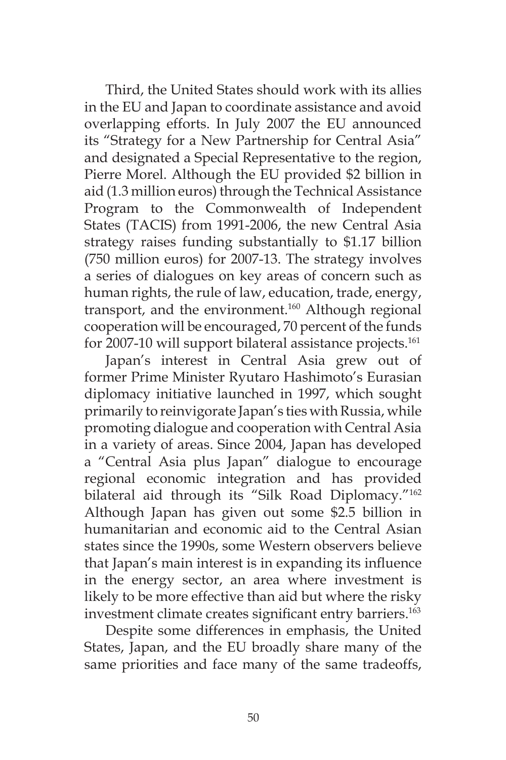Third, the United States should work with its allies in the EU and Japan to coordinate assistance and avoid overlapping efforts. In July 2007 the EU announced its "Strategy for a New Partnership for Central Asia" and designated a Special Representative to the region, Pierre Morel. Although the EU provided $2 billion in aid (1.3 million euros) through the Technical Assistance Program to the Commonwealth of Independent States (TACIS) from 1991-2006, the new Central Asia strategy raises funding substantially to $1.17 billion (750 million euros) for 2007-13. The strategy involves a series of dialogues on key areas of concern such as human rights, the rule of law, education, trade, energy, transport, and the environment.[160] Although regional cooperation will be encouraged, 70 percent of the funds for 2007-10 will support bilateral assistance projects.[161]

Japan's interest in Central Asia grew out of former Prime Minister Ryutaro Hashimoto's Eurasian diplomacy initiative launched in 1997, which sought primarily to reinvigorate Japan's ties with Russia, while promoting dialogue and cooperation with Central Asia in a variety of areas. Since 2004, Japan has developed a "Central Asia plus Japan" dialogue to encourage regional economic integration and has provided bilateral aid through its "Silk Road Diplomacy."[162] Although Japan has given out some $2.5 billion in humanitarian and economic aid to the Central Asian states since the 1990s, some Western observers believe that Japan's main interest is in expanding its influence in the energy sector, an area where investment is likely to be more effective than aid but where the risky investment climate creates significant entry barriers.[163]

Despite some differences in emphasis, the United States, Japan, and the EU broadly share many of the same priorities and face many of the same tradeoffs,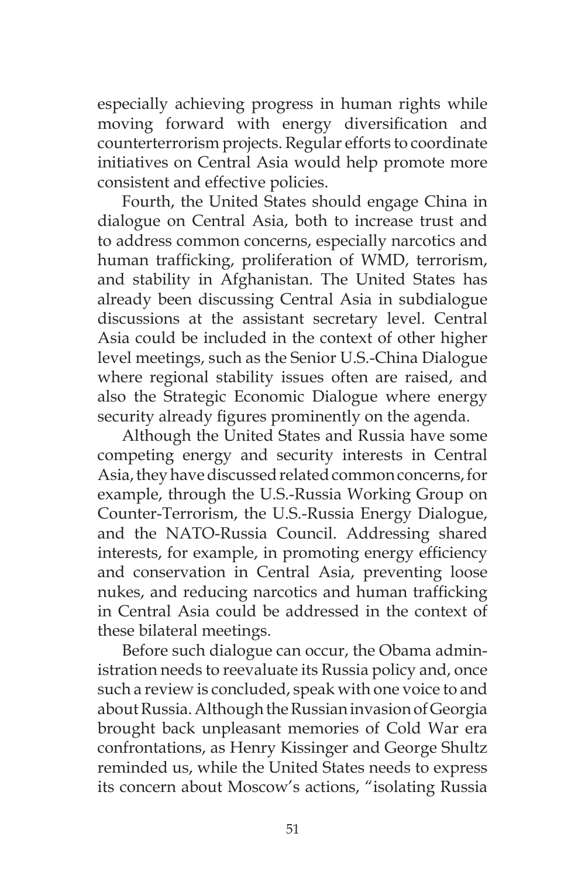especially achieving progress in human rights while moving forward with energy diversification and counterterrorism projects. Regular efforts to coordinate initiatives on Central Asia would help promote more consistent and effective policies.

Fourth, the United States should engage China in dialogue on Central Asia, both to increase trust and to address common concerns, especially narcotics and human trafficking, proliferation of WMD, terrorism, and stability in Afghanistan. The United States has already been discussing Central Asia in subdialogue discussions at the assistant secretary level. Central Asia could be included in the context of other higher level meetings, such as the Senior U.S.-China Dialogue where regional stability issues often are raised, and also the Strategic Economic Dialogue where energy security already figures prominently on the agenda.

Although the United States and Russia have some competing energy and security interests in Central Asia, they have discussed related common concerns, for example, through the U.S.-Russia Working Group on Counter-Terrorism, the U.S.-Russia Energy Dialogue, and the NATO-Russia Council. Addressing shared interests, for example, in promoting energy efficiency and conservation in Central Asia, preventing loose nukes, and reducing narcotics and human trafficking in Central Asia could be addressed in the context of these bilateral meetings.

Before such dialogue can occur, the Obama administration needs to reevaluate its Russia policy and, once such a review is concluded, speak with one voice to and about Russia. Although the Russian invasion of Georgia brought back unpleasant memories of Cold War era confrontations, as Henry Kissinger and George Shultz reminded us, while the United States needs to express its concern about Moscow's actions, "isolating Russia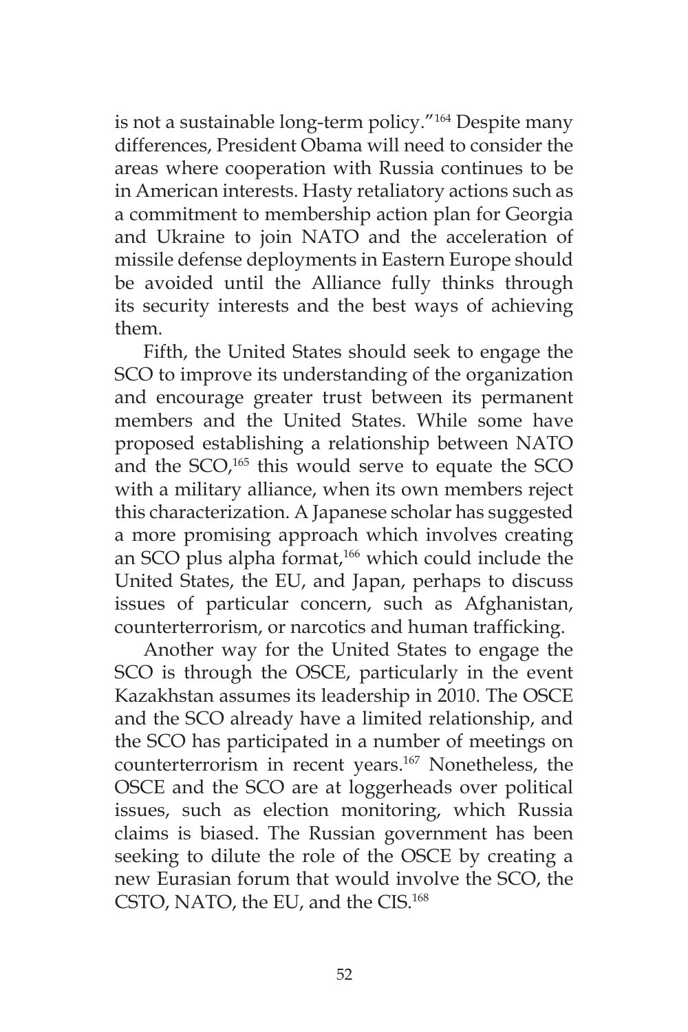is not a sustainable long-term policy."[164] Despite many differences, President Obama will need to consider the areas where cooperation with Russia continues to be in American interests. Hasty retaliatory actions such as a commitment to membership action plan for Georgia and Ukraine to join NATO and the acceleration of missile defense deployments in Eastern Europe should be avoided until the Alliance fully thinks through its security interests and the best ways of achieving them.

Fifth, the United States should seek to engage the SCO to improve its understanding of the organization and encourage greater trust between its permanent members and the United States. While some have proposed establishing a relationship between NATO and the SCO,[165] this would serve to equate the SCO with a military alliance, when its own members reject this characterization. A Japanese scholar has suggested a more promising approach which involves creating an SCO plus alpha format,[166] which could include the United States, the EU, and Japan, perhaps to discuss issues of particular concern, such as Afghanistan, counterterrorism, or narcotics and human trafficking.

Another way for the United States to engage the SCO is through the OSCE, particularly in the event Kazakhstan assumes its leadership in 2010. The OSCE and the SCO already have a limited relationship, and the SCO has participated in a number of meetings on counterterrorism in recent years.[167] Nonetheless, the OSCE and the SCO are at loggerheads over political issues, such as election monitoring, which Russia claims is biased. The Russian government has been seeking to dilute the role of the OSCE by creating a new Eurasian forum that would involve the SCO, the CSTO, NATO, the EU, and the CIS.[168]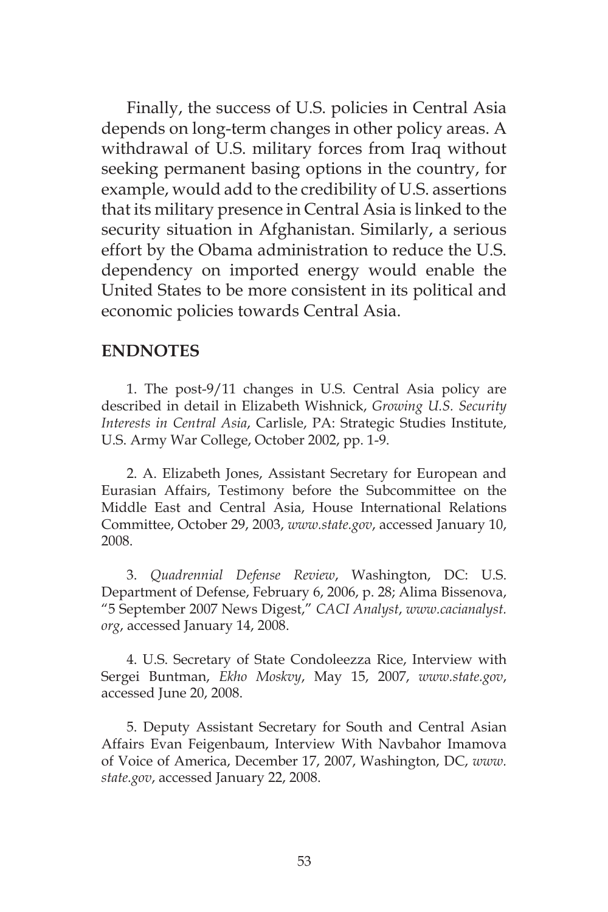Finally, the success of U.S. policies in Central Asia depends on long-term changes in other policy areas. A withdrawal of U.S. military forces from Iraq without seeking permanent basing options in the country, for example, would add to the credibility of U.S. assertions that its military presence in Central Asia is linked to the security situation in Afghanistan. Similarly, a serious effort by the Obama administration to reduce the U.S. dependency on imported energy would enable the United States to be more consistent in its political and economic policies towards Central Asia.

## ENDNOTES

1. The post-9/11 changes in U.S. Central Asia policy are described in detail in Elizabeth Wishnick, *Growing U.S. Security Interests in Central Asia*, Carlisle, PA: Strategic Studies Institute, U.S. Army War College, October 2002, pp. 1-9.

2. A. Elizabeth Jones, Assistant Secretary for European and Eurasian Affairs, Testimony before the Subcommittee on the Middle East and Central Asia, House International Relations Committee, October 29, 2003, *www.state.gov*, accessed January 10, 2008.

3. *Quadrennial Defense Review*, Washington, DC: U.S. Department of Defense, February 6, 2006, p. 28; Alima Bissenova, "5 September 2007 News Digest," *CACI Analyst*, *www.cacianalyst.org*, accessed January 14, 2008.

4. U.S. Secretary of State Condoleezza Rice, Interview with Sergei Buntman, *Ekho Moskvy*, May 15, 2007, *www.state.gov*, accessed June 20, 2008.

5. Deputy Assistant Secretary for South and Central Asian Affairs Evan Feigenbaum, Interview With Navbahor Imamova of Voice of America, December 17, 2007, Washington, DC, *www.state.gov*, accessed January 22, 2008.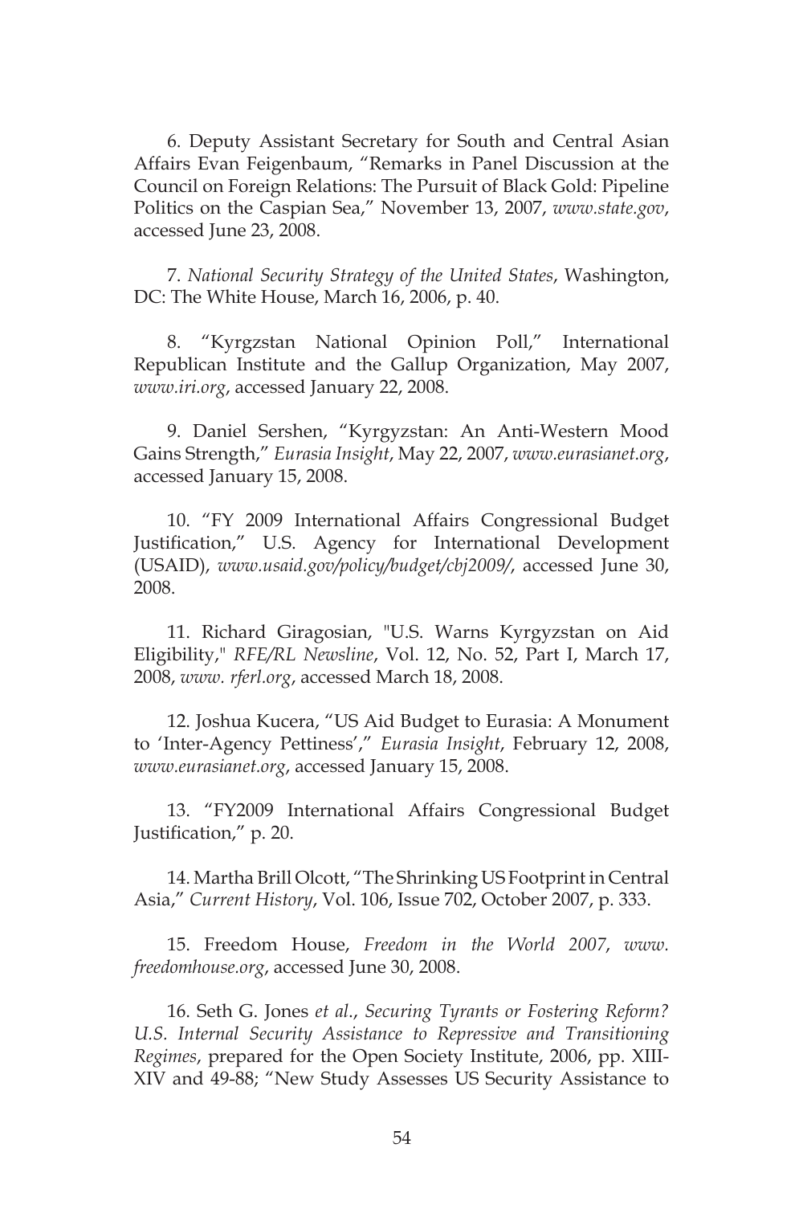6. Deputy Assistant Secretary for South and Central Asian Affairs Evan Feigenbaum, "Remarks in Panel Discussion at the Council on Foreign Relations: The Pursuit of Black Gold: Pipeline Politics on the Caspian Sea," November 13, 2007, *www.state.gov*, accessed June 23, 2008.

7. *National Security Strategy of the United States*, Washington, DC: The White House, March 16, 2006, p. 40.

8. "Kyrgzstan National Opinion Poll," International Republican Institute and the Gallup Organization, May 2007, *www.iri.org*, accessed January 22, 2008.

9. Daniel Sershen, "Kyrgyzstan: An Anti-Western Mood Gains Strength," *Eurasia Insight*, May 22, 2007, *www.eurasianet.org*, accessed January 15, 2008.

10. "FY 2009 International Affairs Congressional Budget Justification," U.S. Agency for International Development (USAID), *www.usaid.gov/policy/budget/cbj2009/*, accessed June 30, 2008.

11. Richard Giragosian, "U.S. Warns Kyrgyzstan on Aid Eligibility," *RFE/RL Newsline*, Vol. 12, No. 52, Part I, March 17, 2008, *www. rferl.org*, accessed March 18, 2008.

12. Joshua Kucera, "US Aid Budget to Eurasia: A Monument to 'Inter-Agency Pettiness'," *Eurasia Insight*, February 12, 2008, *www.eurasianet.org*, accessed January 15, 2008.

13. "FY2009 International Affairs Congressional Budget Justification," p. 20.

14. Martha Brill Olcott, "The Shrinking US Footprint in Central Asia," *Current History*, Vol. 106, Issue 702, October 2007, p. 333.

15. Freedom House, *Freedom in the World 2007*, *www. freedomhouse.org*, accessed June 30, 2008.

16. Seth G. Jones *et al.*, *Securing Tyrants or Fostering Reform? U.S. Internal Security Assistance to Repressive and Transitioning Regimes*, prepared for the Open Society Institute, 2006, pp. XIII-XIV and 49-88; "New Study Assesses US Security Assistance to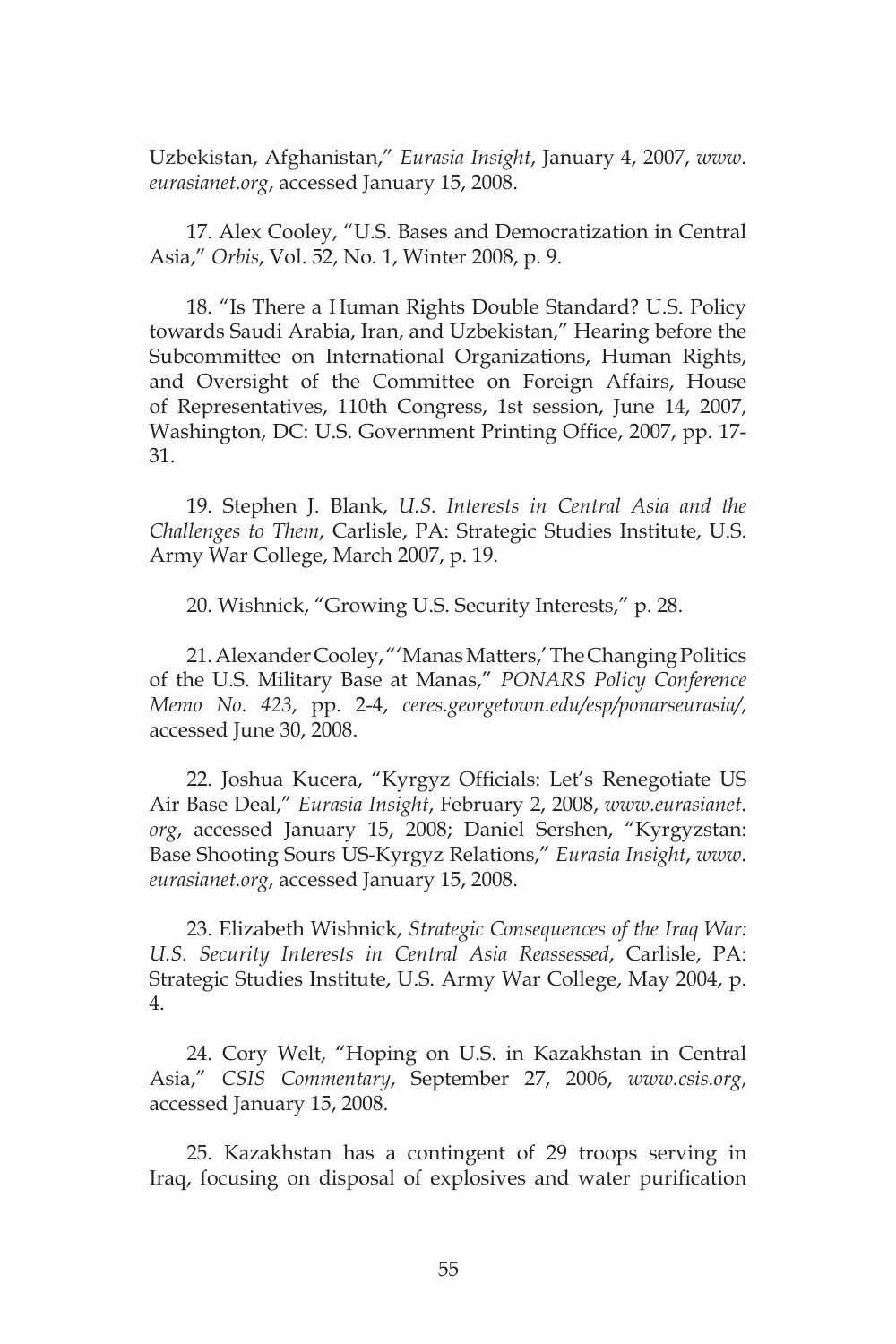Uzbekistan, Afghanistan," *Eurasia Insight*, January 4, 2007, *www.eurasianet.org*, accessed January 15, 2008.

17. Alex Cooley, "U.S. Bases and Democratization in Central Asia," *Orbis*, Vol. 52, No. 1, Winter 2008, p. 9.

18. "Is There a Human Rights Double Standard? U.S. Policy towards Saudi Arabia, Iran, and Uzbekistan," Hearing before the Subcommittee on International Organizations, Human Rights, and Oversight of the Committee on Foreign Affairs, House of Representatives, 110th Congress, 1st session, June 14, 2007, Washington, DC: U.S. Government Printing Office, 2007, pp. 17-31.

19. Stephen J. Blank, *U.S. Interests in Central Asia and the Challenges to Them*, Carlisle, PA: Strategic Studies Institute, U.S. Army War College, March 2007, p. 19.

20. Wishnick, "Growing U.S. Security Interests," p. 28.

21. Alexander Cooley, "'Manas Matters,' The Changing Politics of the U.S. Military Base at Manas," *PONARS Policy Conference Memo No. 423*, pp. 2-4, *ceres.georgetown.edu/esp/ponarseurasia/*, accessed June 30, 2008.

22. Joshua Kucera, "Kyrgyz Officials: Let's Renegotiate US Air Base Deal," *Eurasia Insight*, February 2, 2008, *www.eurasianet.org*, accessed January 15, 2008; Daniel Sershen, "Kyrgyzstan: Base Shooting Sours US-Kyrgyz Relations," *Eurasia Insight*, *www.eurasianet.org*, accessed January 15, 2008.

23. Elizabeth Wishnick, *Strategic Consequences of the Iraq War: U.S. Security Interests in Central Asia Reassessed*, Carlisle, PA: Strategic Studies Institute, U.S. Army War College, May 2004, p. 4.

24. Cory Welt, "Hoping on U.S. in Kazakhstan in Central Asia," *CSIS Commentary*, September 27, 2006, *www.csis.org*, accessed January 15, 2008.

25. Kazakhstan has a contingent of 29 troops serving in Iraq, focusing on disposal of explosives and water purification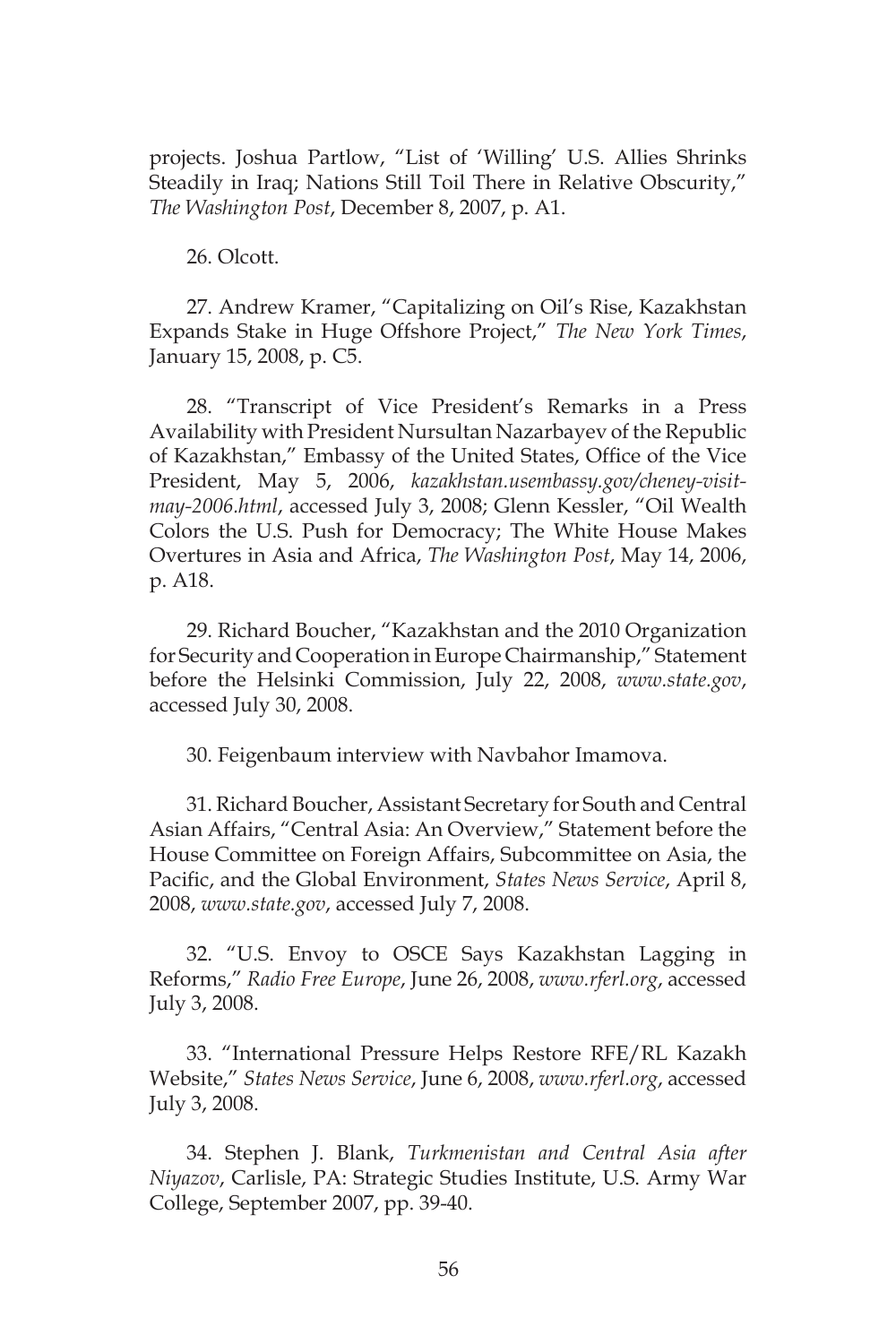projects. Joshua Partlow, "List of 'Willing' U.S. Allies Shrinks Steadily in Iraq; Nations Still Toil There in Relative Obscurity," *The Washington Post*, December 8, 2007, p. A1.

26. Olcott.

27. Andrew Kramer, "Capitalizing on Oil's Rise, Kazakhstan Expands Stake in Huge Offshore Project," *The New York Times*, January 15, 2008, p. C5.

28. "Transcript of Vice President's Remarks in a Press Availability with President Nursultan Nazarbayev of the Republic of Kazakhstan," Embassy of the United States, Office of the Vice President, May 5, 2006, *kazakhstan.usembassy.gov/cheney-visit-may-2006.html*, accessed July 3, 2008; Glenn Kessler, "Oil Wealth Colors the U.S. Push for Democracy; The White House Makes Overtures in Asia and Africa, *The Washington Post*, May 14, 2006, p. A18.

29. Richard Boucher, "Kazakhstan and the 2010 Organization for Security and Cooperation in Europe Chairmanship," Statement before the Helsinki Commission, July 22, 2008, *www.state.gov*, accessed July 30, 2008.

30. Feigenbaum interview with Navbahor Imamova.

31. Richard Boucher, Assistant Secretary for South and Central Asian Affairs, "Central Asia: An Overview," Statement before the House Committee on Foreign Affairs, Subcommittee on Asia, the Pacific, and the Global Environment, *States News Service*, April 8, 2008, *www.state.gov*, accessed July 7, 2008.

32. "U.S. Envoy to OSCE Says Kazakhstan Lagging in Reforms," *Radio Free Europe*, June 26, 2008, *www.rferl.org*, accessed July 3, 2008.

33. "International Pressure Helps Restore RFE/RL Kazakh Website," *States News Service*, June 6, 2008, *www.rferl.org*, accessed July 3, 2008.

34. Stephen J. Blank, *Turkmenistan and Central Asia after Niyazov*, Carlisle, PA: Strategic Studies Institute, U.S. Army War College, September 2007, pp. 39-40.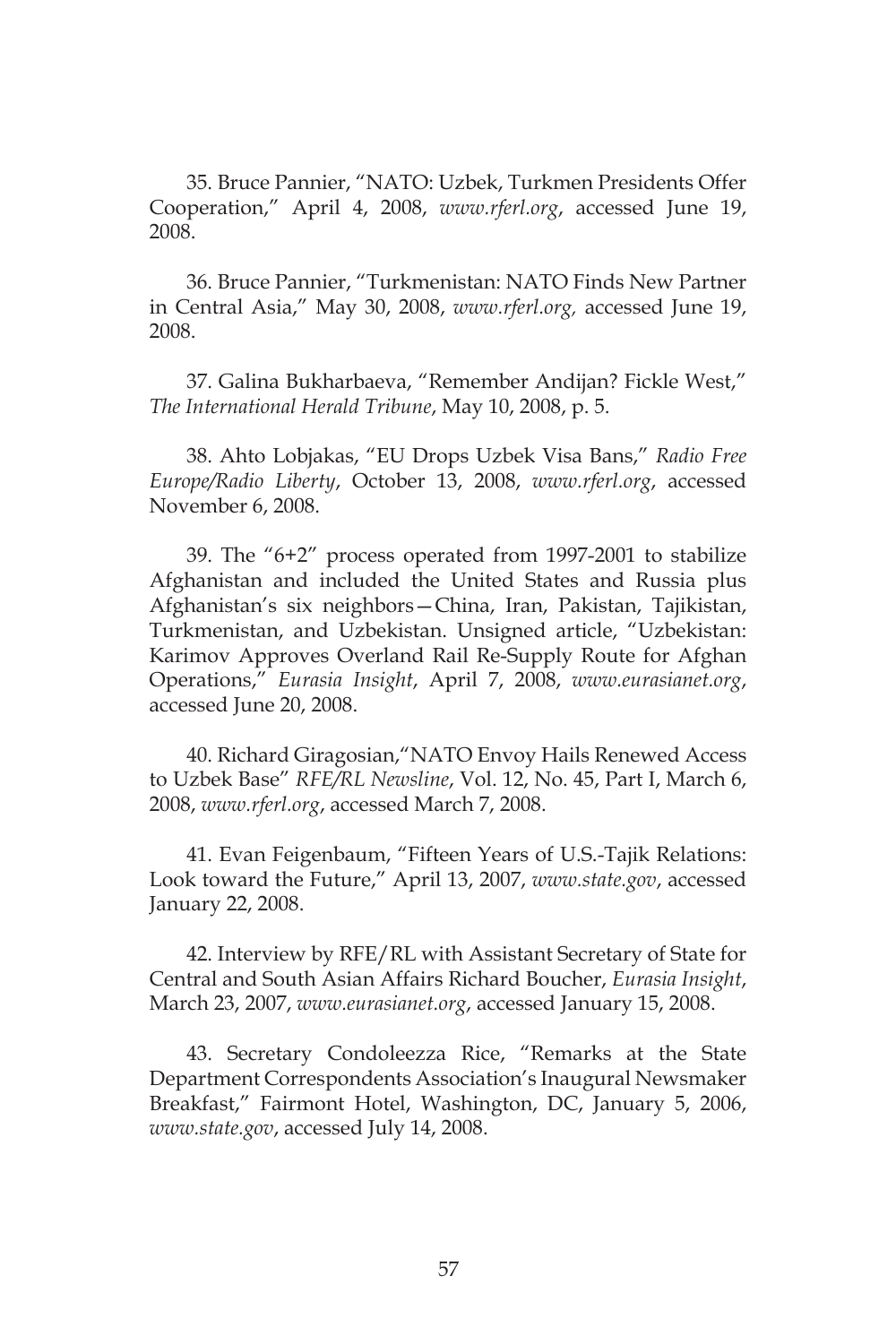35. Bruce Pannier, "NATO: Uzbek, Turkmen Presidents Offer Cooperation," April 4, 2008, *www.rferl.org*, accessed June 19, 2008.

36. Bruce Pannier, "Turkmenistan: NATO Finds New Partner in Central Asia," May 30, 2008, *www.rferl.org,* accessed June 19, 2008.

37. Galina Bukharbaeva, "Remember Andijan? Fickle West," *The International Herald Tribune*, May 10, 2008, p. 5.

38. Ahto Lobjakas, "EU Drops Uzbek Visa Bans," *Radio Free Europe/Radio Liberty*, October 13, 2008, *www.rferl.org*, accessed November 6, 2008.

39. The "6+2" process operated from 1997-2001 to stabilize Afghanistan and included the United States and Russia plus Afghanistan's six neighbors—China, Iran, Pakistan, Tajikistan, Turkmenistan, and Uzbekistan. Unsigned article, "Uzbekistan: Karimov Approves Overland Rail Re-Supply Route for Afghan Operations," *Eurasia Insight*, April 7, 2008, *www.eurasianet.org*, accessed June 20, 2008.

40. Richard Giragosian,"NATO Envoy Hails Renewed Access to Uzbek Base" *RFE/RL Newsline*, Vol. 12, No. 45, Part I, March 6, 2008, *www.rferl.org*, accessed March 7, 2008.

41. Evan Feigenbaum, "Fifteen Years of U.S.-Tajik Relations: Look toward the Future," April 13, 2007, *www.state.gov*, accessed January 22, 2008.

42. Interview by RFE/RL with Assistant Secretary of State for Central and South Asian Affairs Richard Boucher, *Eurasia Insight*, March 23, 2007, *www.eurasianet.org*, accessed January 15, 2008.

43. Secretary Condoleezza Rice, "Remarks at the State Department Correspondents Association's Inaugural Newsmaker Breakfast," Fairmont Hotel, Washington, DC, January 5, 2006, *www.state.gov*, accessed July 14, 2008.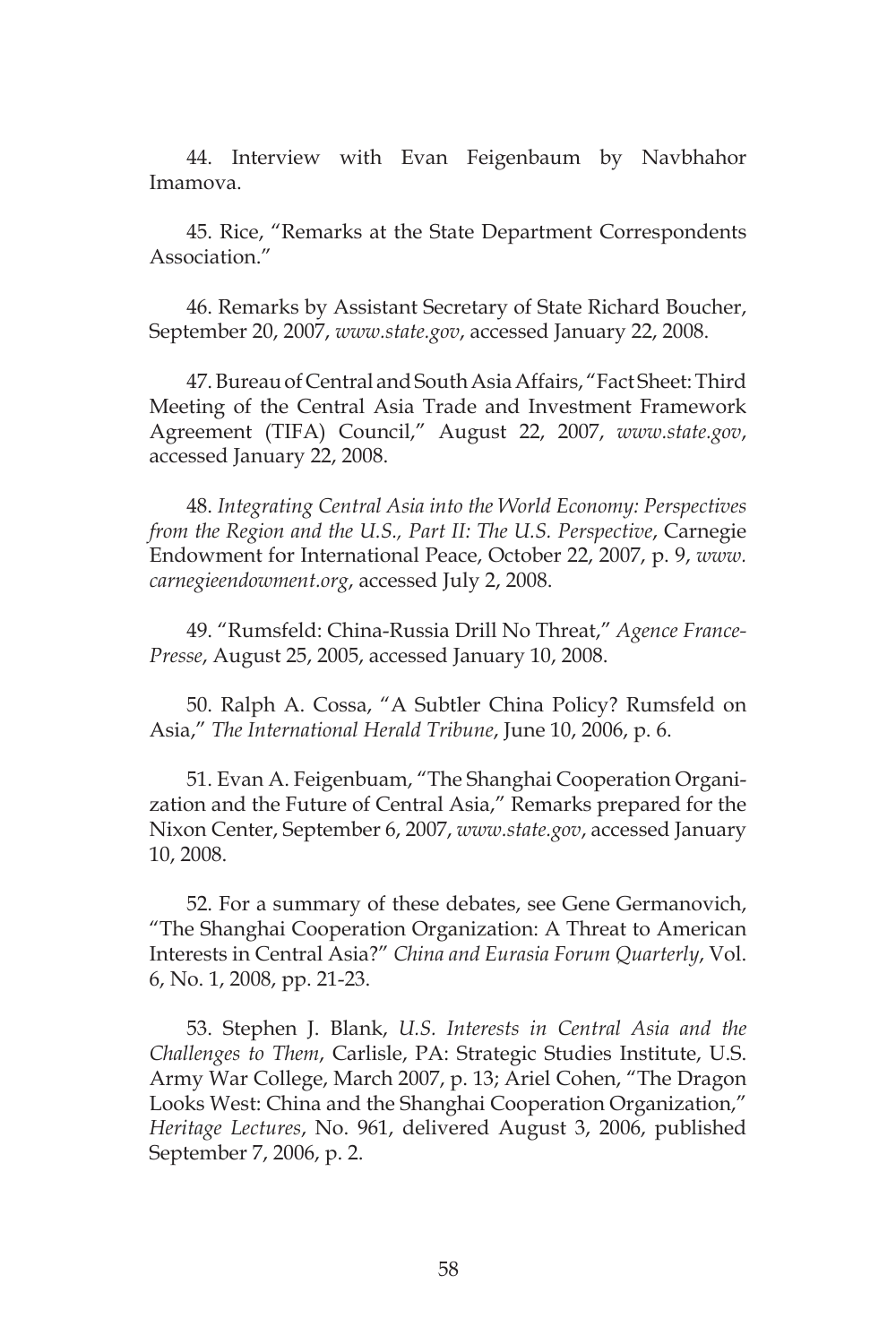44. Interview with Evan Feigenbaum by Navbhahor Imamova.

45. Rice, "Remarks at the State Department Correspondents Association."

46. Remarks by Assistant Secretary of State Richard Boucher, September 20, 2007, *www.state.gov*, accessed January 22, 2008.

47. Bureau of Central and South Asia Affairs, "Fact Sheet: Third Meeting of the Central Asia Trade and Investment Framework Agreement (TIFA) Council," August 22, 2007, *www.state.gov*, accessed January 22, 2008.

48. *Integrating Central Asia into the World Economy: Perspectives from the Region and the U.S., Part II: The U.S. Perspective*, Carnegie Endowment for International Peace, October 22, 2007, p. 9, *www.carnegieendowment.org*, accessed July 2, 2008.

49. "Rumsfeld: China-Russia Drill No Threat," *Agence France-Presse*, August 25, 2005, accessed January 10, 2008.

50. Ralph A. Cossa, "A Subtler China Policy? Rumsfeld on Asia," *The International Herald Tribune*, June 10, 2006, p. 6.

51. Evan A. Feigenbuam, "The Shanghai Cooperation Organization and the Future of Central Asia," Remarks prepared for the Nixon Center, September 6, 2007, *www.state.gov*, accessed January 10, 2008.

52. For a summary of these debates, see Gene Germanovich, "The Shanghai Cooperation Organization: A Threat to American Interests in Central Asia?" *China and Eurasia Forum Quarterly*, Vol. 6, No. 1, 2008, pp. 21-23.

53. Stephen J. Blank, *U.S. Interests in Central Asia and the Challenges to Them*, Carlisle, PA: Strategic Studies Institute, U.S. Army War College, March 2007, p. 13; Ariel Cohen, "The Dragon Looks West: China and the Shanghai Cooperation Organization," *Heritage Lectures*, No. 961, delivered August 3, 2006, published September 7, 2006, p. 2.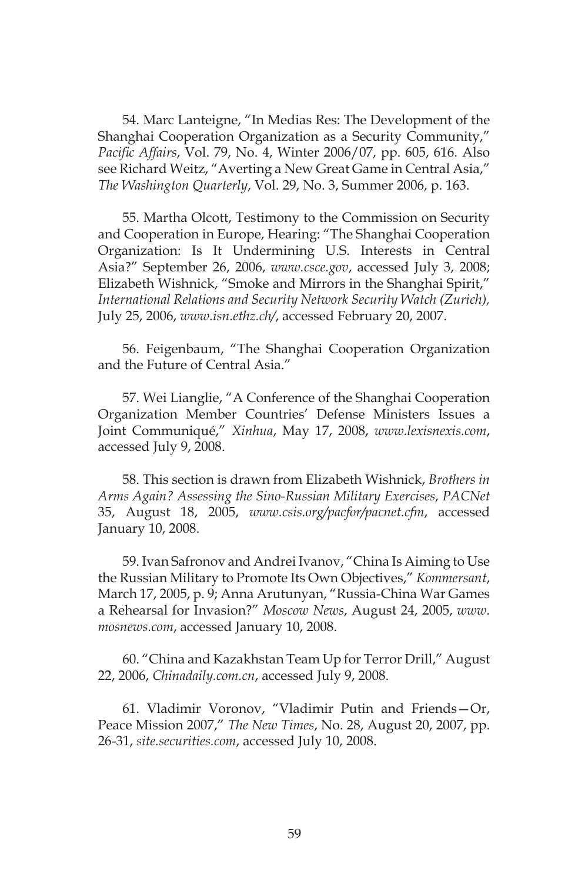54. Marc Lanteigne, "In Medias Res: The Development of the Shanghai Cooperation Organization as a Security Community," *Pacific Affairs*, Vol. 79, No. 4, Winter 2006/07, pp. 605, 616. Also see Richard Weitz, "Averting a New Great Game in Central Asia," *The Washington Quarterly*, Vol. 29, No. 3, Summer 2006, p. 163.

55. Martha Olcott, Testimony to the Commission on Security and Cooperation in Europe, Hearing: "The Shanghai Cooperation Organization: Is It Undermining U.S. Interests in Central Asia?" September 26, 2006, *www.csce.gov*, accessed July 3, 2008; Elizabeth Wishnick, "Smoke and Mirrors in the Shanghai Spirit," *International Relations and Security Network Security Watch (Zurich),* July 25, 2006, *www.isn.ethz.ch/*, accessed February 20, 2007.

56. Feigenbaum, "The Shanghai Cooperation Organization and the Future of Central Asia."

57. Wei Lianglie, "A Conference of the Shanghai Cooperation Organization Member Countries' Defense Ministers Issues a Joint Communiqué," *Xinhua*, May 17, 2008, *www.lexisnexis.com*, accessed July 9, 2008.

58. This section is drawn from Elizabeth Wishnick, *Brothers in Arms Again? Assessing the Sino-Russian Military Exercises*, *PACNet* 35, August 18, 2005, *www.csis.org/pacfor/pacnet.cfm*, accessed January 10, 2008.

59. Ivan Safronov and Andrei Ivanov, "China Is Aiming to Use the Russian Military to Promote Its Own Objectives," *Kommersant*, March 17, 2005, p. 9; Anna Arutunyan, "Russia-China War Games a Rehearsal for Invasion?" *Moscow News*, August 24, 2005, *www.mosnews.com*, accessed January 10, 2008.

60. "China and Kazakhstan Team Up for Terror Drill," August 22, 2006, *Chinadaily.com.cn*, accessed July 9, 2008.

61. Vladimir Voronov, "Vladimir Putin and Friends—Or, Peace Mission 2007," *The New Times*, No. 28, August 20, 2007, pp. 26-31, *site.securities.com*, accessed July 10, 2008.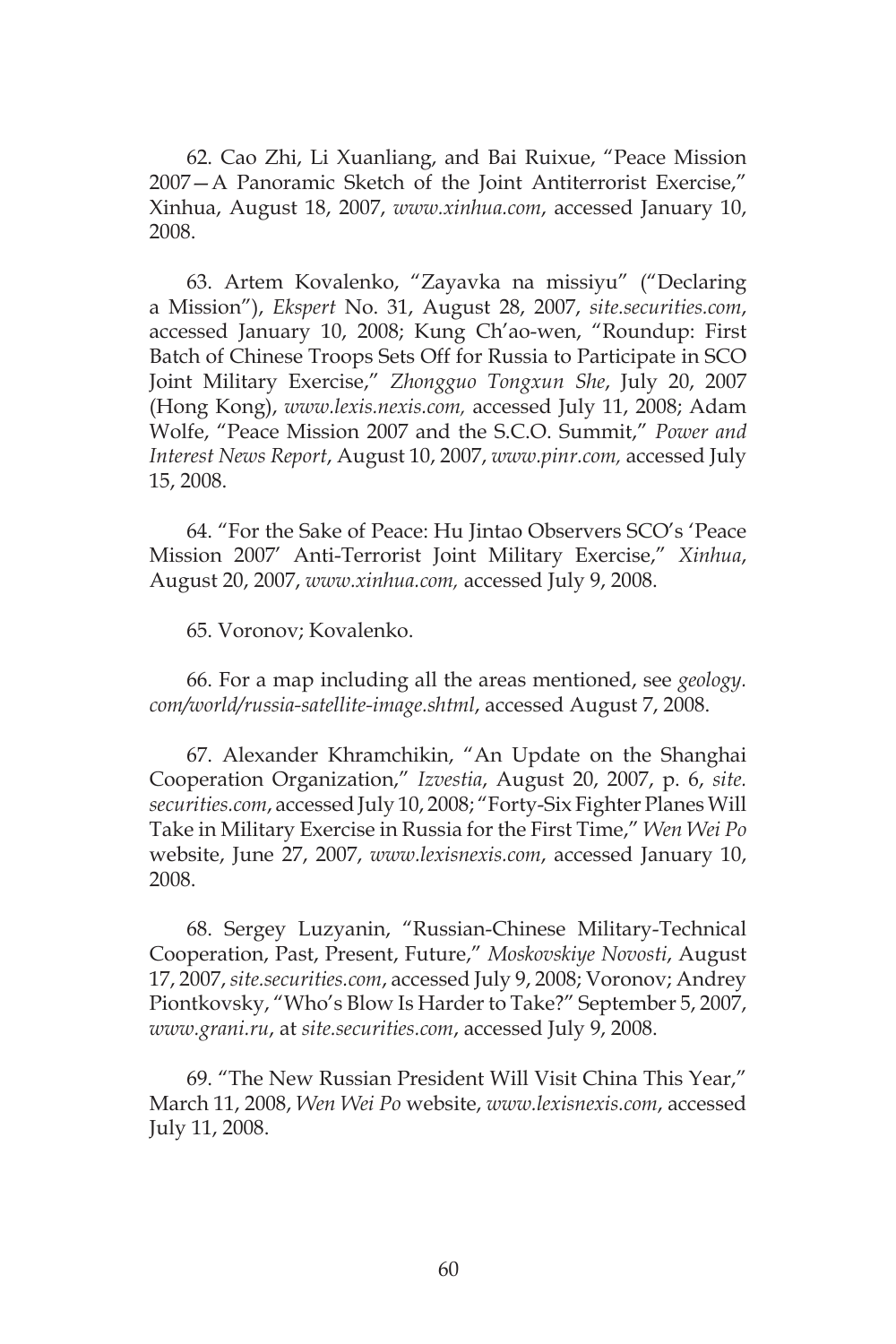62. Cao Zhi, Li Xuanliang, and Bai Ruixue, "Peace Mission 2007—A Panoramic Sketch of the Joint Antiterrorist Exercise," Xinhua, August 18, 2007, *www.xinhua.com*, accessed January 10, 2008.

63. Artem Kovalenko, "Zayavka na missiyu" ("Declaring a Mission"), *Ekspert* No. 31, August 28, 2007, *site.securities.com*, accessed January 10, 2008; Kung Ch'ao-wen, "Roundup: First Batch of Chinese Troops Sets Off for Russia to Participate in SCO Joint Military Exercise," *Zhongguo Tongxun She*, July 20, 2007 (Hong Kong), *www.lexis.nexis.com,* accessed July 11, 2008; Adam Wolfe, "Peace Mission 2007 and the S.C.O. Summit," *Power and Interest News Report*, August 10, 2007, *www.pinr.com,* accessed July 15, 2008.

64. "For the Sake of Peace: Hu Jintao Observers SCO's 'Peace Mission 2007' Anti-Terrorist Joint Military Exercise," *Xinhua*, August 20, 2007, *www.xinhua.com,* accessed July 9, 2008.

65. Voronov; Kovalenko.

66. For a map including all the areas mentioned, see *geology.com/world/russia-satellite-image.shtml*, accessed August 7, 2008.

67. Alexander Khramchikin, "An Update on the Shanghai Cooperation Organization," *Izvestia*, August 20, 2007, p. 6, *site.securities.com*, accessed July 10, 2008; "Forty-Six Fighter Planes Will Take in Military Exercise in Russia for the First Time," *Wen Wei Po* website, June 27, 2007, *www.lexisnexis.com*, accessed January 10, 2008.

68. Sergey Luzyanin, "Russian-Chinese Military-Technical Cooperation, Past, Present, Future," *Moskovskiye Novosti*, August 17, 2007, *site.securities.com*, accessed July 9, 2008; Voronov; Andrey Piontkovsky, "Who's Blow Is Harder to Take?" September 5, 2007, *www.grani.ru*, at *site.securities.com*, accessed July 9, 2008.

69. "The New Russian President Will Visit China This Year," March 11, 2008, *Wen Wei Po* website, *www.lexisnexis.com*, accessed July 11, 2008.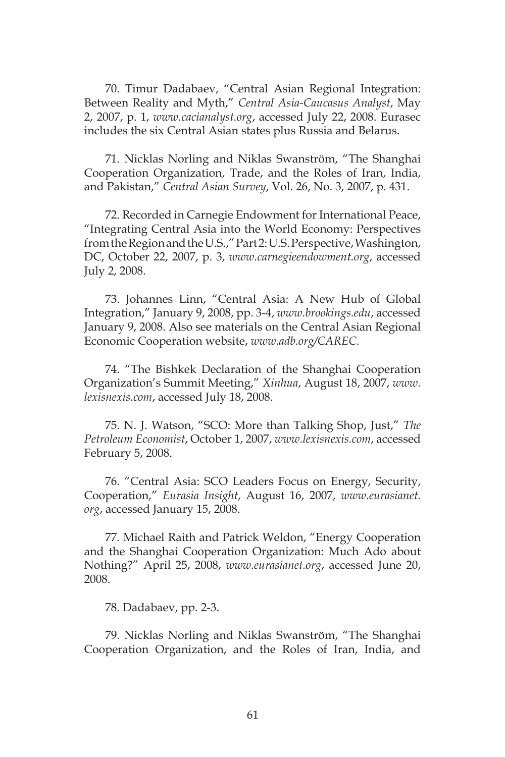70. Timur Dadabaev, "Central Asian Regional Integration: Between Reality and Myth," *Central Asia-Caucasus Analyst*, May 2, 2007, p. 1, *www.cacianalyst.org*, accessed July 22, 2008. Eurasec includes the six Central Asian states plus Russia and Belarus.

71. Nicklas Norling and Niklas Swanström, "The Shanghai Cooperation Organization, Trade, and the Roles of Iran, India, and Pakistan," *Central Asian Survey*, Vol. 26, No. 3, 2007, p. 431.

72. Recorded in Carnegie Endowment for International Peace, "Integrating Central Asia into the World Economy: Perspectives from the Region and the U.S.," Part 2: U.S. Perspective, Washington, DC, October 22, 2007, p. 3, *www.carnegieendowment.org*, accessed July 2, 2008.

73. Johannes Linn, "Central Asia: A New Hub of Global Integration," January 9, 2008, pp. 3-4, *www.brookings.edu*, accessed January 9, 2008. Also see materials on the Central Asian Regional Economic Cooperation website, *www.adb.org/CAREC*.

74. "The Bishkek Declaration of the Shanghai Cooperation Organization's Summit Meeting," *Xinhua*, August 18, 2007, *www.lexisnexis.com*, accessed July 18, 2008.

75. N. J. Watson, "SCO: More than Talking Shop, Just," *The Petroleum Economist*, October 1, 2007, *www.lexisnexis.com*, accessed February 5, 2008.

76. "Central Asia: SCO Leaders Focus on Energy, Security, Cooperation," *Eurasia Insight*, August 16, 2007, *www.eurasianet.org*, accessed January 15, 2008.

77. Michael Raith and Patrick Weldon, "Energy Cooperation and the Shanghai Cooperation Organization: Much Ado about Nothing?" April 25, 2008, *www.eurasianet.org*, accessed June 20, 2008.

78. Dadabaev, pp. 2-3.

79. Nicklas Norling and Niklas Swanström, "The Shanghai Cooperation Organization, and the Roles of Iran, India, and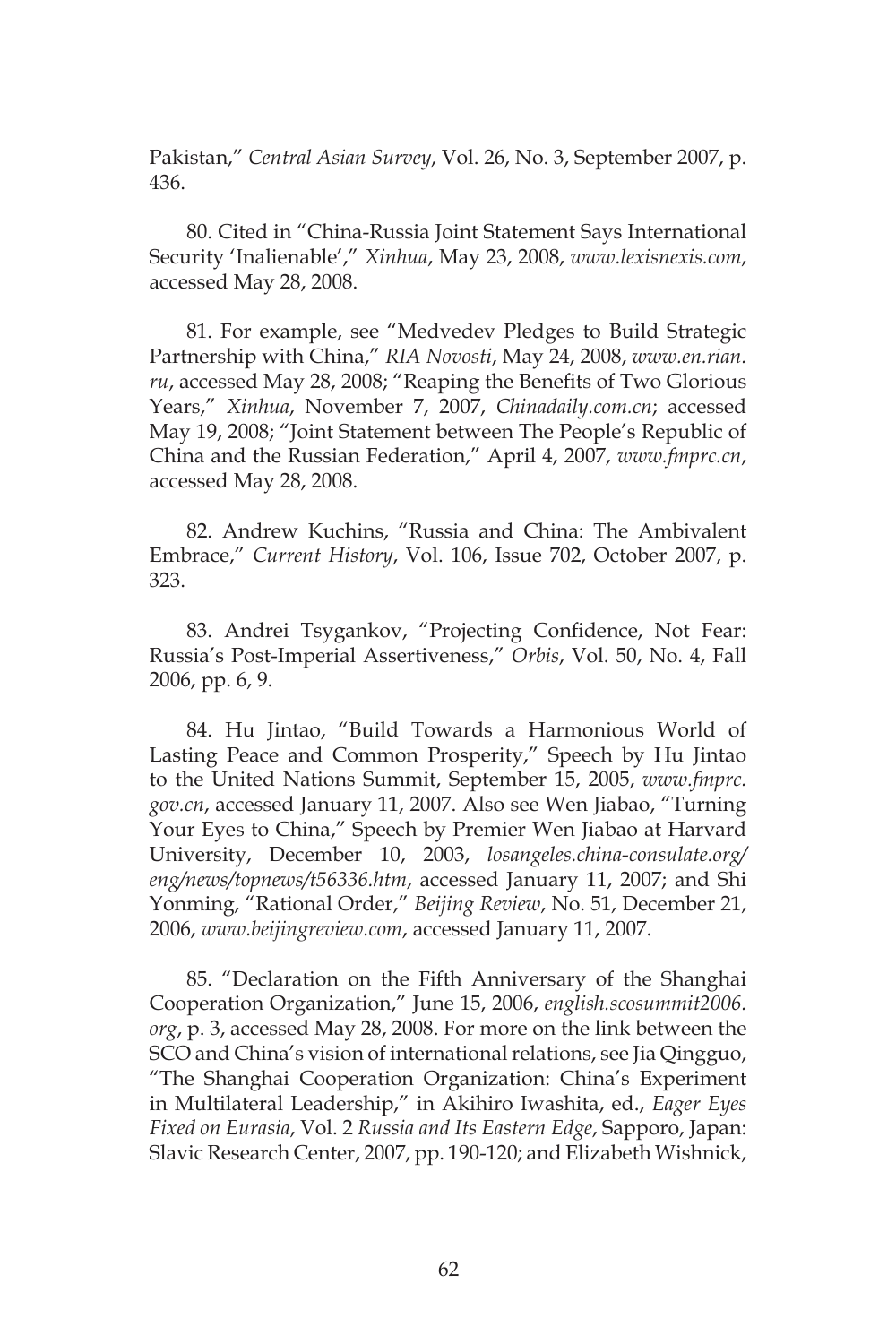Pakistan," *Central Asian Survey*, Vol. 26, No. 3, September 2007, p. 436.

80. Cited in "China-Russia Joint Statement Says International Security 'Inalienable'," *Xinhua*, May 23, 2008, *www.lexisnexis.com*, accessed May 28, 2008.

81. For example, see "Medvedev Pledges to Build Strategic Partnership with China," *RIA Novosti*, May 24, 2008, *www.en.rian.ru*, accessed May 28, 2008; "Reaping the Benefits of Two Glorious Years," *Xinhua*, November 7, 2007, *Chinadaily.com.cn*; accessed May 19, 2008; "Joint Statement between The People's Republic of China and the Russian Federation," April 4, 2007, *www.fmprc.cn*, accessed May 28, 2008.

82. Andrew Kuchins, "Russia and China: The Ambivalent Embrace," *Current History*, Vol. 106, Issue 702, October 2007, p. 323.

83. Andrei Tsygankov, "Projecting Confidence, Not Fear: Russia's Post-Imperial Assertiveness," *Orbis*, Vol. 50, No. 4, Fall 2006, pp. 6, 9.

84. Hu Jintao, "Build Towards a Harmonious World of Lasting Peace and Common Prosperity," Speech by Hu Jintao to the United Nations Summit, September 15, 2005, *www.fmprc.gov.cn*, accessed January 11, 2007. Also see Wen Jiabao, "Turning Your Eyes to China," Speech by Premier Wen Jiabao at Harvard University, December 10, 2003, *losangeles.china-consulate.org/eng/news/topnews/t56336.htm*, accessed January 11, 2007; and Shi Yonming, "Rational Order," *Beijing Review*, No. 51, December 21, 2006, *www.beijingreview.com*, accessed January 11, 2007.

85. "Declaration on the Fifth Anniversary of the Shanghai Cooperation Organization," June 15, 2006, *english.scosummit2006.org*, p. 3, accessed May 28, 2008. For more on the link between the SCO and China's vision of international relations, see Jia Qingguo, "The Shanghai Cooperation Organization: China's Experiment in Multilateral Leadership," in Akihiro Iwashita, ed., *Eager Eyes Fixed on Eurasia*, Vol. 2 *Russia and Its Eastern Edge*, Sapporo, Japan: Slavic Research Center, 2007, pp. 190-120; and Elizabeth Wishnick,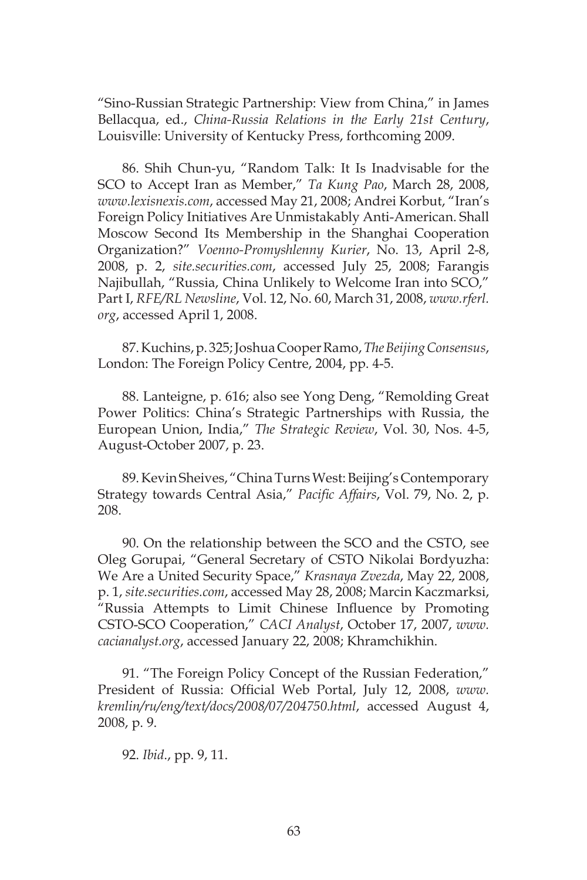"Sino-Russian Strategic Partnership: View from China," in James Bellacqua, ed., *China-Russia Relations in the Early 21st Century*, Louisville: University of Kentucky Press, forthcoming 2009.

86. Shih Chun-yu, "Random Talk: It Is Inadvisable for the SCO to Accept Iran as Member," *Ta Kung Pao*, March 28, 2008, *www.lexisnexis.com*, accessed May 21, 2008; Andrei Korbut, "Iran's Foreign Policy Initiatives Are Unmistakably Anti-American. Shall Moscow Second Its Membership in the Shanghai Cooperation Organization?" *Voenno-Promyshlenny Kurier*, No. 13, April 2-8, 2008, p. 2, *site.securities.com*, accessed July 25, 2008; Farangis Najibullah, "Russia, China Unlikely to Welcome Iran into SCO," Part I, *RFE/RL Newsline*, Vol. 12, No. 60, March 31, 2008, *www.rferl.org*, accessed April 1, 2008.

87. Kuchins, p. 325; Joshua Cooper Ramo, *The Beijing Consensus*, London: The Foreign Policy Centre, 2004, pp. 4-5.

88. Lanteigne, p. 616; also see Yong Deng, "Remolding Great Power Politics: China's Strategic Partnerships with Russia, the European Union, India," *The Strategic Review*, Vol. 30, Nos. 4-5, August-October 2007, p. 23.

89. Kevin Sheives, "China Turns West: Beijing's Contemporary Strategy towards Central Asia," *Pacific Affairs*, Vol. 79, No. 2, p. 208.

90. On the relationship between the SCO and the CSTO, see Oleg Gorupai, "General Secretary of CSTO Nikolai Bordyuzha: We Are a United Security Space," *Krasnaya Zvezda*, May 22, 2008, p. 1, *site.securities.com*, accessed May 28, 2008; Marcin Kaczmarksi, "Russia Attempts to Limit Chinese Influence by Promoting CSTO-SCO Cooperation," *CACI Analyst*, October 17, 2007, *www.cacianalyst.org*, accessed January 22, 2008; Khramchikhin.

91. "The Foreign Policy Concept of the Russian Federation," President of Russia: Official Web Portal, July 12, 2008, *www.kremlin/ru/eng/text/docs/2008/07/204750.html*, accessed August 4, 2008, p. 9.

92. *Ibid*., pp. 9, 11.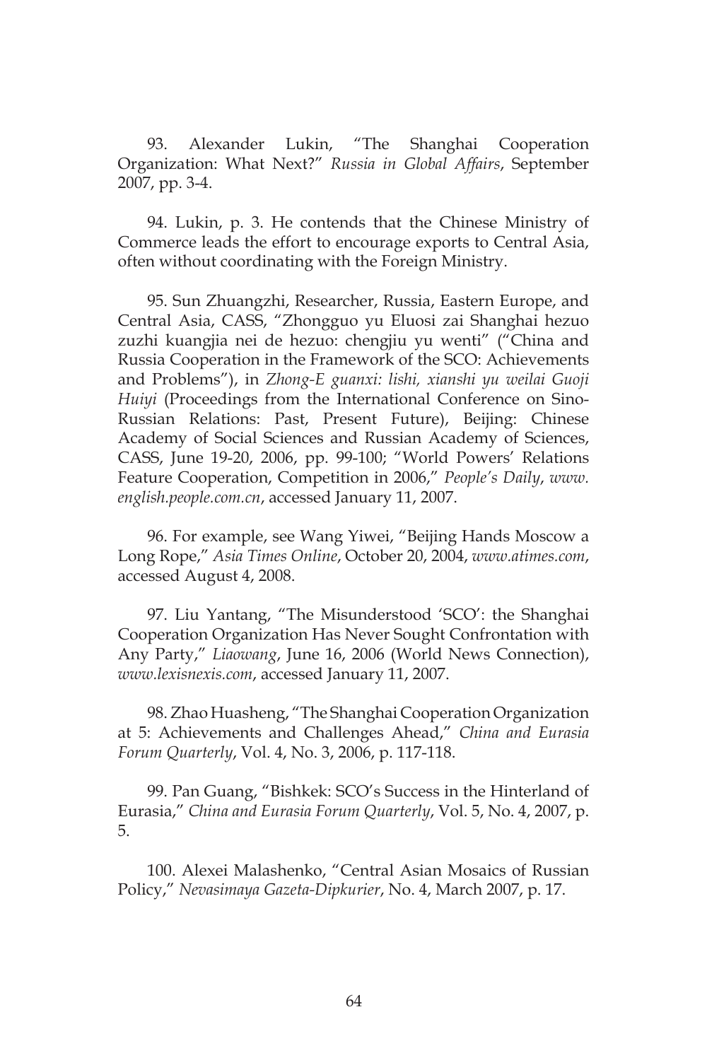93. Alexander Lukin, "The Shanghai Cooperation Organization: What Next?" *Russia in Global Affairs*, September 2007, pp. 3-4.

94. Lukin, p. 3. He contends that the Chinese Ministry of Commerce leads the effort to encourage exports to Central Asia, often without coordinating with the Foreign Ministry.

95. Sun Zhuangzhi, Researcher, Russia, Eastern Europe, and Central Asia, CASS, "Zhongguo yu Eluosi zai Shanghai hezuo zuzhi kuangjia nei de hezuo: chengjiu yu wenti" ("China and Russia Cooperation in the Framework of the SCO: Achievements and Problems"), in *Zhong-E guanxi: lishi, xianshi yu weilai Guoji Huiyi* (Proceedings from the International Conference on Sino-Russian Relations: Past, Present Future), Beijing: Chinese Academy of Social Sciences and Russian Academy of Sciences, CASS, June 19-20, 2006, pp. 99-100; "World Powers' Relations Feature Cooperation, Competition in 2006," *People's Daily*, *www.english.people.com.cn*, accessed January 11, 2007.

96. For example, see Wang Yiwei, "Beijing Hands Moscow a Long Rope," *Asia Times Online*, October 20, 2004, *www.atimes.com*, accessed August 4, 2008.

97. Liu Yantang, "The Misunderstood 'SCO': the Shanghai Cooperation Organization Has Never Sought Confrontation with Any Party," *Liaowang*, June 16, 2006 (World News Connection), *www.lexisnexis.com*, accessed January 11, 2007.

98. Zhao Huasheng, "The Shanghai Cooperation Organization at 5: Achievements and Challenges Ahead," *China and Eurasia Forum Quarterly*, Vol. 4, No. 3, 2006, p. 117-118.

99. Pan Guang, "Bishkek: SCO's Success in the Hinterland of Eurasia," *China and Eurasia Forum Quarterly*, Vol. 5, No. 4, 2007, p. 5.

100. Alexei Malashenko, "Central Asian Mosaics of Russian Policy," *Nevasimaya Gazeta-Dipkurier*, No. 4, March 2007, p. 17.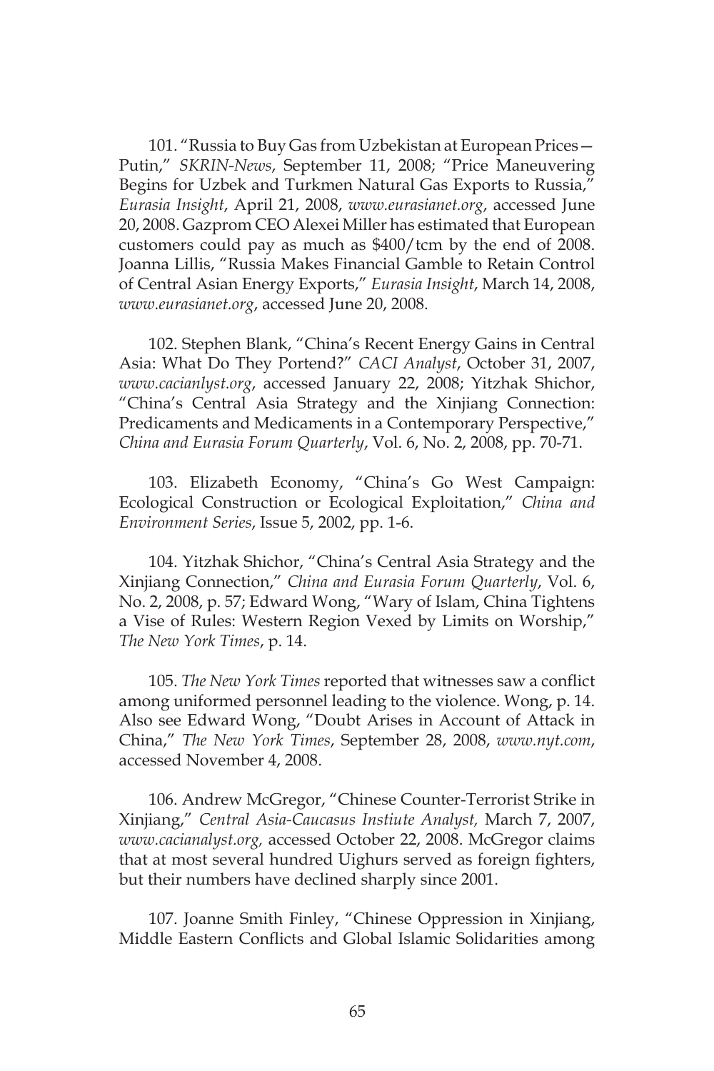101. "Russia to Buy Gas from Uzbekistan at European Prices—Putin," *SKRIN-News*, September 11, 2008; "Price Maneuvering Begins for Uzbek and Turkmen Natural Gas Exports to Russia," *Eurasia Insight*, April 21, 2008, *www.eurasianet.org*, accessed June 20, 2008. Gazprom CEO Alexei Miller has estimated that European customers could pay as much as $400/tcm by the end of 2008. Joanna Lillis, "Russia Makes Financial Gamble to Retain Control of Central Asian Energy Exports," *Eurasia Insight*, March 14, 2008, *www.eurasianet.org*, accessed June 20, 2008.

102. Stephen Blank, "China's Recent Energy Gains in Central Asia: What Do They Portend?" *CACI Analyst*, October 31, 2007, *www.cacianlyst.org*, accessed January 22, 2008; Yitzhak Shichor, "China's Central Asia Strategy and the Xinjiang Connection: Predicaments and Medicaments in a Contemporary Perspective," *China and Eurasia Forum Quarterly*, Vol. 6, No. 2, 2008, pp. 70-71.

103. Elizabeth Economy, "China's Go West Campaign: Ecological Construction or Ecological Exploitation," *China and Environment Series*, Issue 5, 2002, pp. 1-6.

104. Yitzhak Shichor, "China's Central Asia Strategy and the Xinjiang Connection," *China and Eurasia Forum Quarterly*, Vol. 6, No. 2, 2008, p. 57; Edward Wong, "Wary of Islam, China Tightens a Vise of Rules: Western Region Vexed by Limits on Worship," *The New York Times*, p. 14.

105. *The New York Times* reported that witnesses saw a conflict among uniformed personnel leading to the violence. Wong, p. 14. Also see Edward Wong, "Doubt Arises in Account of Attack in China," *The New York Times*, September 28, 2008, *www.nyt.com*, accessed November 4, 2008.

106. Andrew McGregor, "Chinese Counter-Terrorist Strike in Xinjiang," *Central Asia-Caucasus Instiute Analyst,* March 7, 2007, *www.cacianalyst.org,* accessed October 22, 2008. McGregor claims that at most several hundred Uighurs served as foreign fighters, but their numbers have declined sharply since 2001.

107. Joanne Smith Finley, "Chinese Oppression in Xinjiang, Middle Eastern Conflicts and Global Islamic Solidarities among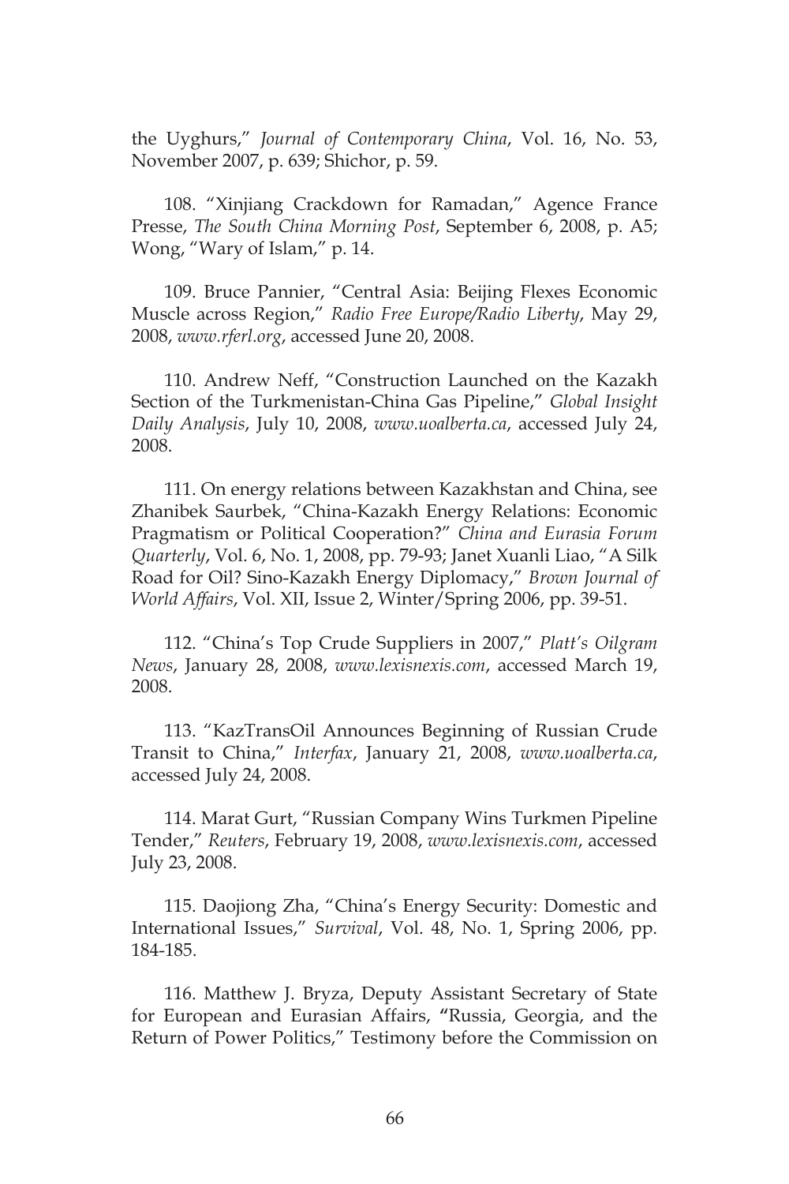the Uyghurs," *Journal of Contemporary China*, Vol. 16, No. 53, November 2007, p. 639; Shichor, p. 59.

108. "Xinjiang Crackdown for Ramadan," Agence France Presse, *The South China Morning Post*, September 6, 2008, p. A5; Wong, "Wary of Islam," p. 14.

109. Bruce Pannier, "Central Asia: Beijing Flexes Economic Muscle across Region," *Radio Free Europe/Radio Liberty*, May 29, 2008, *www.rferl.org*, accessed June 20, 2008.

110. Andrew Neff, "Construction Launched on the Kazakh Section of the Turkmenistan-China Gas Pipeline," *Global Insight Daily Analysis*, July 10, 2008, *www.uoalberta.ca*, accessed July 24, 2008.

111. On energy relations between Kazakhstan and China, see Zhanibek Saurbek, "China-Kazakh Energy Relations: Economic Pragmatism or Political Cooperation?" *China and Eurasia Forum Quarterly*, Vol. 6, No. 1, 2008, pp. 79-93; Janet Xuanli Liao, "A Silk Road for Oil? Sino-Kazakh Energy Diplomacy," *Brown Journal of World Affairs*, Vol. XII, Issue 2, Winter/Spring 2006, pp. 39-51.

112. "China's Top Crude Suppliers in 2007," *Platt's Oilgram News*, January 28, 2008, *www.lexisnexis.com*, accessed March 19, 2008.

113. "KazTransOil Announces Beginning of Russian Crude Transit to China," *Interfax*, January 21, 2008, *www.uoalberta.ca*, accessed July 24, 2008.

114. Marat Gurt, "Russian Company Wins Turkmen Pipeline Tender," *Reuters*, February 19, 2008, *www.lexisnexis.com*, accessed July 23, 2008.

115. Daojiong Zha, "China's Energy Security: Domestic and International Issues," *Survival*, Vol. 48, No. 1, Spring 2006, pp. 184-185.

116. Matthew J. Bryza, Deputy Assistant Secretary of State for European and Eurasian Affairs, **"**Russia, Georgia, and the Return of Power Politics," Testimony before the Commission on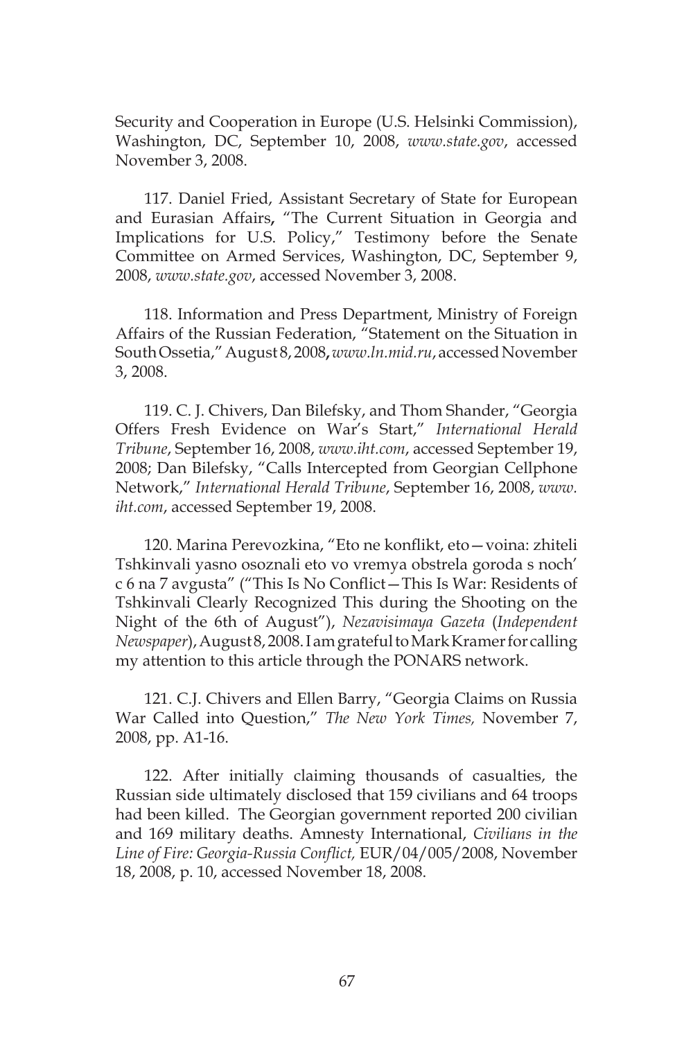Security and Cooperation in Europe (U.S. Helsinki Commission), Washington, DC, September 10, 2008, *www.state.gov*, accessed November 3, 2008.

117. Daniel Fried, Assistant Secretary of State for European and Eurasian Affairs**,** "The Current Situation in Georgia and Implications for U.S. Policy," Testimony before the Senate Committee on Armed Services, Washington, DC, September 9, 2008, *www.state.gov*, accessed November 3, 2008.

118. Information and Press Department, Ministry of Foreign Affairs of the Russian Federation, "Statement on the Situation in South Ossetia," August 8, 2008**,** *www.ln.mid.ru*, accessed November 3, 2008.

119. C. J. Chivers, Dan Bilefsky, and Thom Shander, "Georgia Offers Fresh Evidence on War's Start," *International Herald Tribune*, September 16, 2008, *www.iht.com*, accessed September 19, 2008; Dan Bilefsky, "Calls Intercepted from Georgian Cellphone Network," *International Herald Tribune*, September 16, 2008, *www.iht.com*, accessed September 19, 2008.

120. Marina Perevozkina, "Eto ne konflikt, eto—voina: zhiteli Tshkinvali yasno osoznali eto vo vremya obstrela goroda s noch' c 6 na 7 avgusta" ("This Is No Conflict—This Is War: Residents of Tshkinvali Clearly Recognized This during the Shooting on the Night of the 6th of August"), *Nezavisimaya Gazeta* (*Independent Newspaper*), August 8, 2008. I am grateful to Mark Kramer for calling my attention to this article through the PONARS network.

121. C.J. Chivers and Ellen Barry, "Georgia Claims on Russia War Called into Question," *The New York Times,* November 7, 2008, pp. A1-16.

122. After initially claiming thousands of casualties, the Russian side ultimately disclosed that 159 civilians and 64 troops had been killed. The Georgian government reported 200 civilian and 169 military deaths. Amnesty International, *Civilians in the Line of Fire: Georgia-Russia Conflict,* EUR/04/005/2008, November 18, 2008, p. 10, accessed November 18, 2008.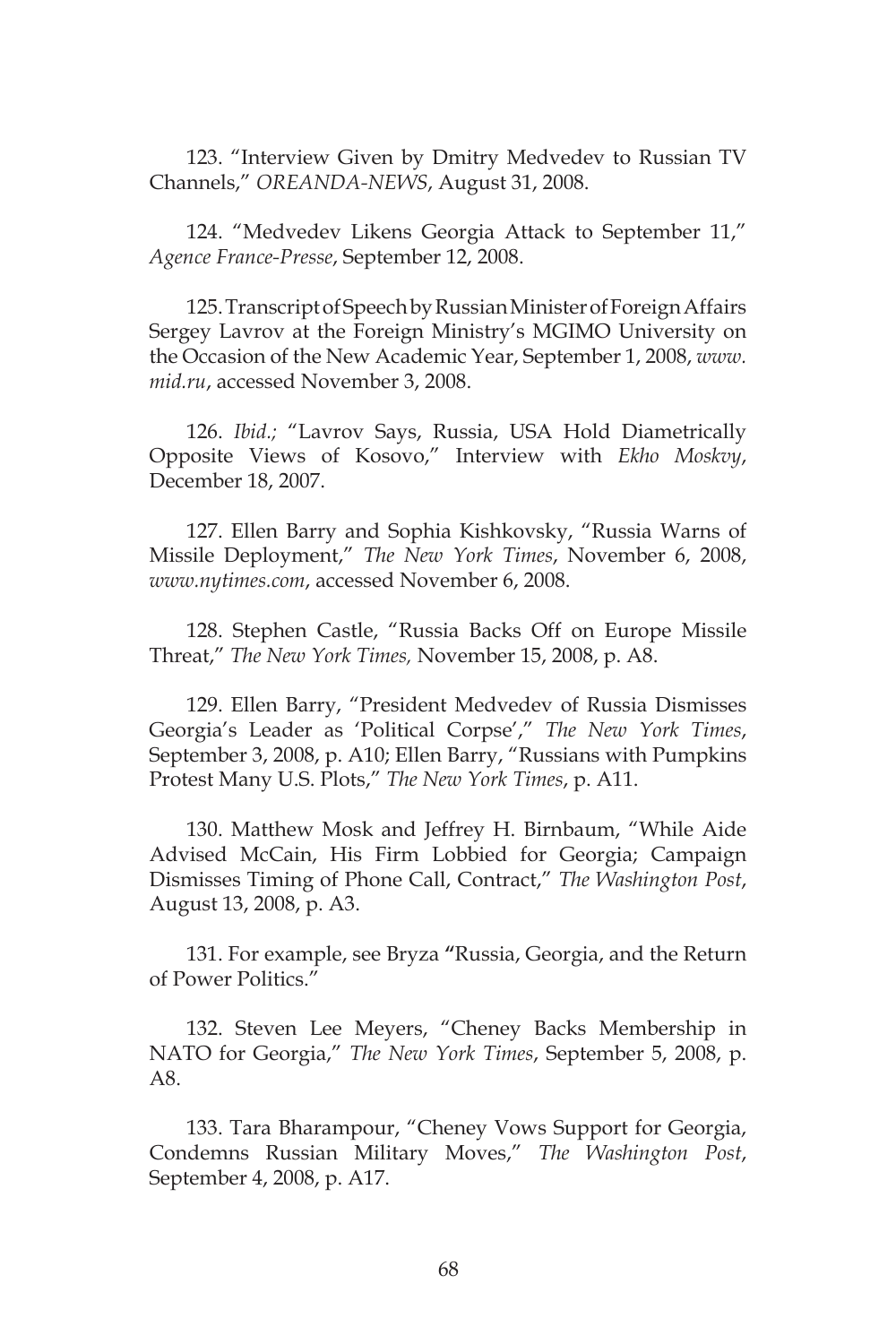123. "Interview Given by Dmitry Medvedev to Russian TV Channels," *OREANDA-NEWS*, August 31, 2008.

124. "Medvedev Likens Georgia Attack to September 11," *Agence France-Presse*, September 12, 2008.

125. Transcript of Speech by Russian Minister of Foreign Affairs Sergey Lavrov at the Foreign Ministry's MGIMO University on the Occasion of the New Academic Year, September 1, 2008, *www.mid.ru*, accessed November 3, 2008.

126. *Ibid.;* "Lavrov Says, Russia, USA Hold Diametrically Opposite Views of Kosovo," Interview with *Ekho Moskvy*, December 18, 2007.

127. Ellen Barry and Sophia Kishkovsky, "Russia Warns of Missile Deployment," *The New York Times*, November 6, 2008, *www.nytimes.com*, accessed November 6, 2008.

128. Stephen Castle, "Russia Backs Off on Europe Missile Threat," *The New York Times,* November 15, 2008, p. A8.

129. Ellen Barry, "President Medvedev of Russia Dismisses Georgia's Leader as 'Political Corpse'," *The New York Times*, September 3, 2008, p. A10; Ellen Barry, "Russians with Pumpkins Protest Many U.S. Plots," *The New York Times*, p. A11.

130. Matthew Mosk and Jeffrey H. Birnbaum, "While Aide Advised McCain, His Firm Lobbied for Georgia; Campaign Dismisses Timing of Phone Call, Contract," *The Washington Post*, August 13, 2008, p. A3.

131. For example, see Bryza **"**Russia, Georgia, and the Return of Power Politics."

132. Steven Lee Meyers, "Cheney Backs Membership in NATO for Georgia," *The New York Times*, September 5, 2008, p. A8.

133. Tara Bharampour, "Cheney Vows Support for Georgia, Condemns Russian Military Moves," *The Washington Post*, September 4, 2008, p. A17.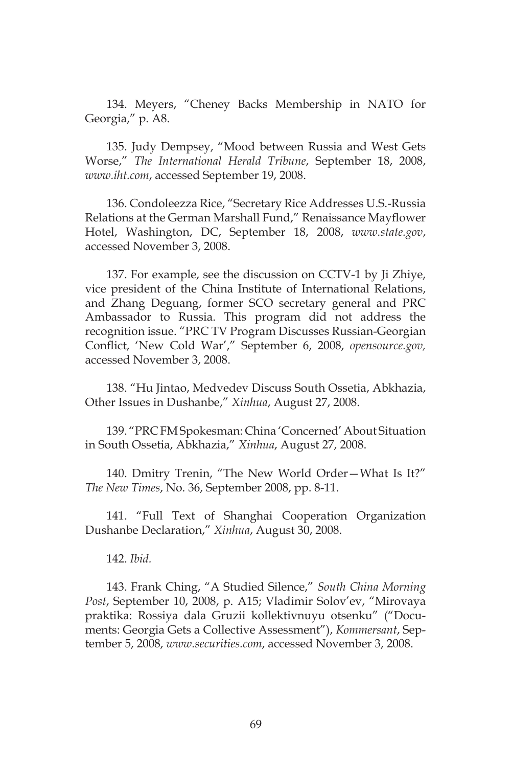134. Meyers, "Cheney Backs Membership in NATO for Georgia," p. A8.

135. Judy Dempsey, "Mood between Russia and West Gets Worse," *The International Herald Tribune*, September 18, 2008, *www.iht.com*, accessed September 19, 2008.

136. Condoleezza Rice, "Secretary Rice Addresses U.S.-Russia Relations at the German Marshall Fund," Renaissance Mayflower Hotel, Washington, DC, September 18, 2008, *www.state.gov*, accessed November 3, 2008.

137. For example, see the discussion on CCTV-1 by Ji Zhiye, vice president of the China Institute of International Relations, and Zhang Deguang, former SCO secretary general and PRC Ambassador to Russia. This program did not address the recognition issue. "PRC TV Program Discusses Russian-Georgian Conflict, 'New Cold War'," September 6, 2008, *opensource.gov,* accessed November 3, 2008.

138. "Hu Jintao, Medvedev Discuss South Ossetia, Abkhazia, Other Issues in Dushanbe," *Xinhua*, August 27, 2008.

139. "PRC FM Spokesman: China 'Concerned' About Situation in South Ossetia, Abkhazia," *Xinhua*, August 27, 2008.

140. Dmitry Trenin, "The New World Order—What Is It?" *The New Times*, No. 36, September 2008, pp. 8-11.

141. "Full Text of Shanghai Cooperation Organization Dushanbe Declaration," *Xinhua*, August 30, 2008.

142. *Ibid.*

143. Frank Ching, "A Studied Silence," *South China Morning Post*, September 10, 2008, p. A15; Vladimir Solov'ev, "Mirovaya praktika: Rossiya dala Gruzii kollektivnuyu otsenku" ("Documents: Georgia Gets a Collective Assessment"), *Kommersant*, September 5, 2008, *www.securities.com*, accessed November 3, 2008.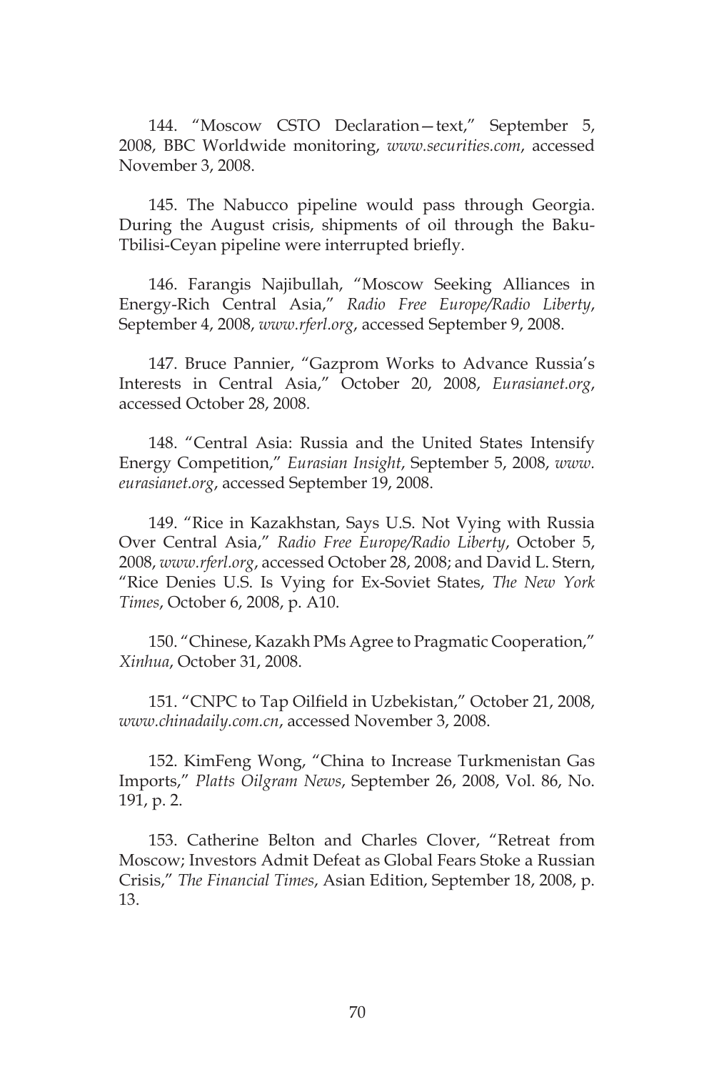144. "Moscow CSTO Declaration—text," September 5, 2008, BBC Worldwide monitoring, *www.securities.com*, accessed November 3, 2008.

145. The Nabucco pipeline would pass through Georgia. During the August crisis, shipments of oil through the Baku-Tbilisi-Ceyan pipeline were interrupted briefly.

146. Farangis Najibullah, "Moscow Seeking Alliances in Energy-Rich Central Asia," *Radio Free Europe/Radio Liberty*, September 4, 2008, *www.rferl.org*, accessed September 9, 2008.

147. Bruce Pannier, "Gazprom Works to Advance Russia's Interests in Central Asia," October 20, 2008, *Eurasianet.org*, accessed October 28, 2008.

148. "Central Asia: Russia and the United States Intensify Energy Competition," *Eurasian Insight*, September 5, 2008, *www.eurasianet.org*, accessed September 19, 2008.

149. "Rice in Kazakhstan, Says U.S. Not Vying with Russia Over Central Asia," *Radio Free Europe/Radio Liberty*, October 5, 2008, *www.rferl.org*, accessed October 28, 2008; and David L. Stern, "Rice Denies U.S. Is Vying for Ex-Soviet States, *The New York Times*, October 6, 2008, p. A10.

150. "Chinese, Kazakh PMs Agree to Pragmatic Cooperation," *Xinhua*, October 31, 2008.

151. "CNPC to Tap Oilfield in Uzbekistan," October 21, 2008, *www.chinadaily.com.cn*, accessed November 3, 2008.

152. KimFeng Wong, "China to Increase Turkmenistan Gas Imports," *Platts Oilgram News*, September 26, 2008, Vol. 86, No. 191, p. 2.

153. Catherine Belton and Charles Clover, "Retreat from Moscow; Investors Admit Defeat as Global Fears Stoke a Russian Crisis," *The Financial Times*, Asian Edition, September 18, 2008, p. 13.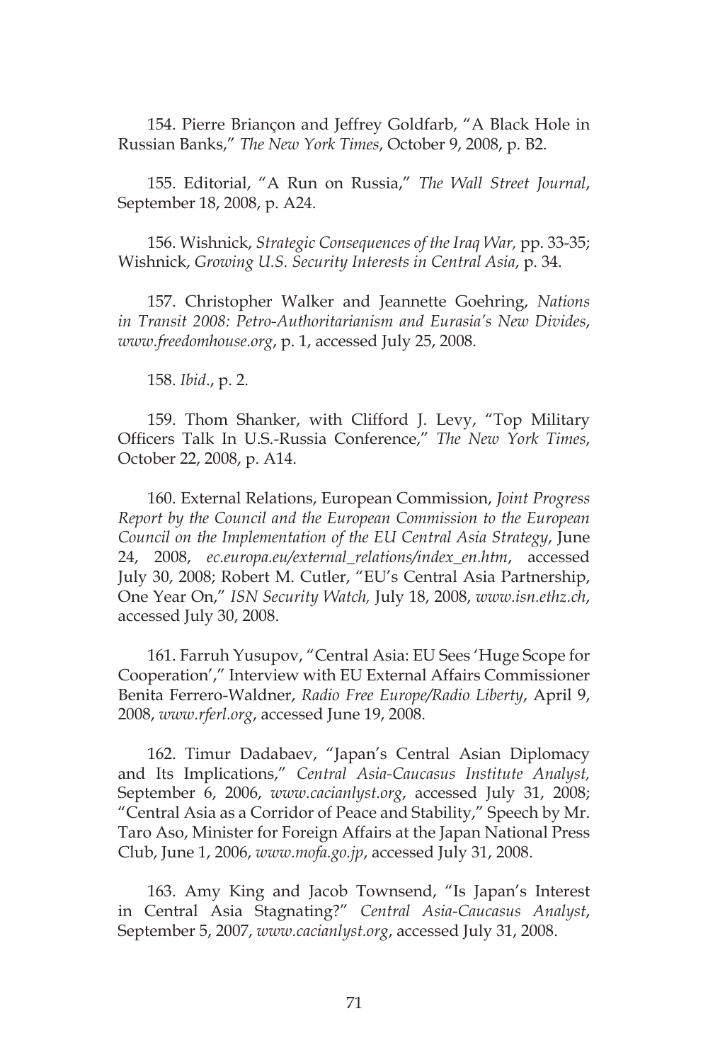154. Pierre Briançon and Jeffrey Goldfarb, "A Black Hole in Russian Banks," *The New York Times*, October 9, 2008, p. B2.

155. Editorial, "A Run on Russia," *The Wall Street Journal*, September 18, 2008, p. A24.

156. Wishnick, *Strategic Consequences of the Iraq War,* pp. 33-35; Wishnick, *Growing U.S. Security Interests in Central Asia*, p. 34.

157. Christopher Walker and Jeannette Goehring, *Nations in Transit 2008: Petro-Authoritarianism and Eurasia's New Divides*, *www.freedomhouse.org*, p. 1, accessed July 25, 2008.

158. *Ibid*., p. 2.

159. Thom Shanker, with Clifford J. Levy, "Top Military Officers Talk In U.S.-Russia Conference," *The New York Times*, October 22, 2008, p. A14.

160. External Relations, European Commission, *Joint Progress Report by the Council and the European Commission to the European Council on the Implementation of the EU Central Asia Strategy*, June 24, 2008, *ec.europa.eu/external_relations/index_en.htm*, accessed July 30, 2008; Robert M. Cutler, "EU's Central Asia Partnership, One Year On," *ISN Security Watch,* July 18, 2008, *www.isn.ethz.ch*, accessed July 30, 2008.

161. Farruh Yusupov, "Central Asia: EU Sees 'Huge Scope for Cooperation'," Interview with EU External Affairs Commissioner Benita Ferrero-Waldner, *Radio Free Europe/Radio Liberty*, April 9, 2008, *www.rferl.org*, accessed June 19, 2008.

162. Timur Dadabaev, "Japan's Central Asian Diplomacy and Its Implications," *Central Asia-Caucasus Institute Analyst,* September 6, 2006, *www.cacianlyst.org*, accessed July 31, 2008; "Central Asia as a Corridor of Peace and Stability," Speech by Mr. Taro Aso, Minister for Foreign Affairs at the Japan National Press Club, June 1, 2006, *www.mofa.go.jp*, accessed July 31, 2008.

163. Amy King and Jacob Townsend, "Is Japan's Interest in Central Asia Stagnating?" *Central Asia-Caucasus Analyst*, September 5, 2007, *www.cacianlyst.org*, accessed July 31, 2008.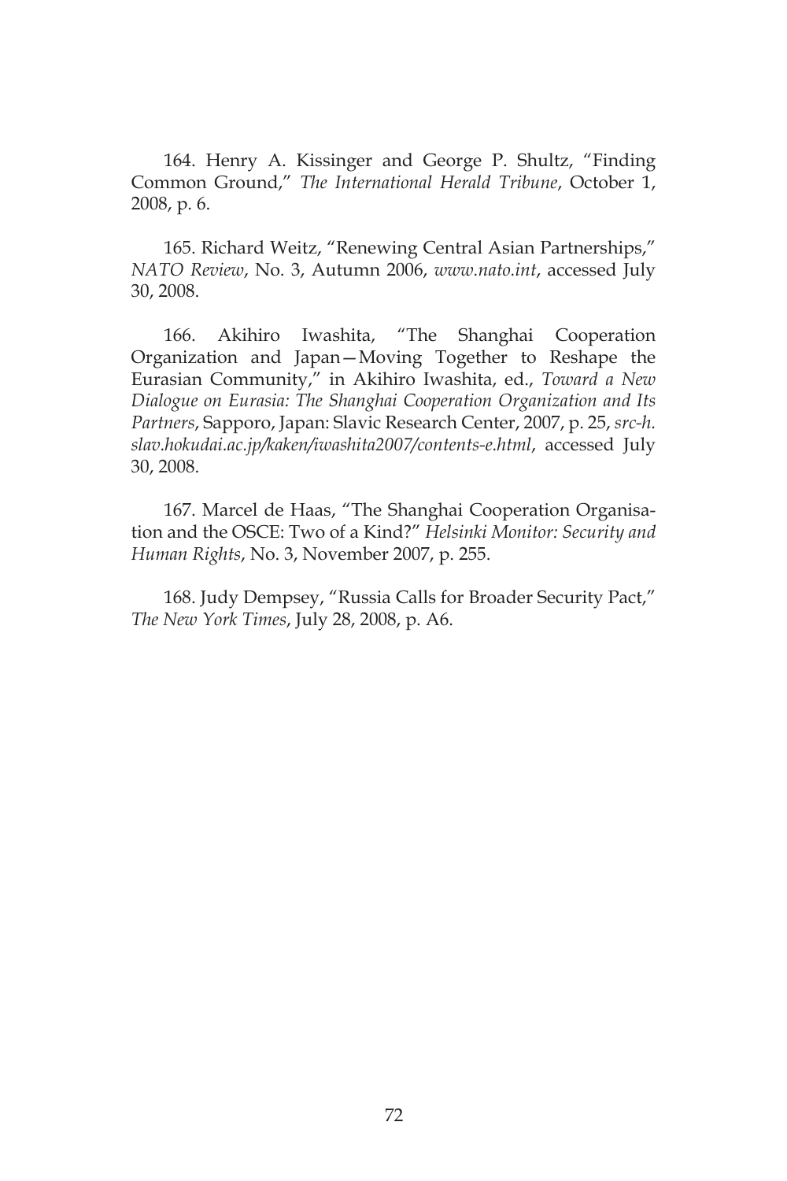164. Henry A. Kissinger and George P. Shultz, "Finding Common Ground," *The International Herald Tribune*, October 1, 2008, p. 6.

165. Richard Weitz, "Renewing Central Asian Partnerships," *NATO Review*, No. 3, Autumn 2006, *www.nato.int*, accessed July 30, 2008.

166. Akihiro Iwashita, "The Shanghai Cooperation Organization and Japan—Moving Together to Reshape the Eurasian Community," in Akihiro Iwashita, ed., *Toward a New Dialogue on Eurasia: The Shanghai Cooperation Organization and Its Partners*, Sapporo, Japan: Slavic Research Center, 2007, p. 25, *src-h.slav.hokudai.ac.jp/kaken/iwashita2007/contents-e.html*, accessed July 30, 2008.

167. Marcel de Haas, "The Shanghai Cooperation Organisation and the OSCE: Two of a Kind?" *Helsinki Monitor: Security and Human Rights*, No. 3, November 2007, p. 255.

168. Judy Dempsey, "Russia Calls for Broader Security Pact," *The New York Times*, July 28, 2008, p. A6.